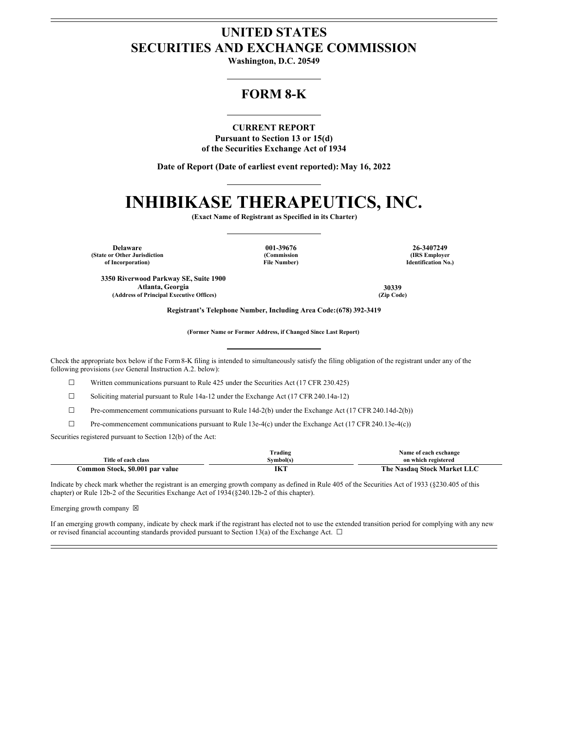# UNITED STATES
# SECURITIES AND EXCHANGE COMMISSION

**Washington, D.C. 20549**

## FORM 8-K

**CURRENT REPORT**
**Pursuant to Section 13 or 15(d)**
**of the Securities Exchange Act of 1934**

**Date of Report (Date of earliest event reported): May 16, 2022**

# INHIBIKASE THERAPEUTICS, INC.

**(Exact Name of Registrant as Specified in its Charter)**

| Delaware | 001-39676 | 26-3407249 |
|---|---|---|
| (State or Other Jurisdiction of Incorporation) | (Commission File Number) | (IRS Employer Identification No.) |

| 3350 Riverwood Parkway SE, Suite 1900 Atlanta, Georgia | 30339 |
|---|---|
| (Address of Principal Executive Offices) | (Zip Code) |

**Registrant's Telephone Number, Including Area Code: (678) 392-3419**

**(Former Name or Former Address, if Changed Since Last Report)**

Check the appropriate box below if the Form 8-K filing is intended to simultaneously satisfy the filing obligation of the registrant under any of the following provisions (*see* General Instruction A.2. below):

☐ Written communications pursuant to Rule 425 under the Securities Act (17 CFR 230.425)

☐ Soliciting material pursuant to Rule 14a-12 under the Exchange Act (17 CFR 240.14a-12)

☐ Pre-commencement communications pursuant to Rule 14d-2(b) under the Exchange Act (17 CFR 240.14d-2(b))

☐ Pre-commencement communications pursuant to Rule 13e-4(c) under the Exchange Act (17 CFR 240.13e-4(c))

Securities registered pursuant to Section 12(b) of the Act:

| Title of each class | Trading Symbol(s) | Name of each exchange on which registered |
|---|---|---|
| Common Stock, $0.001 par value | IKT | The Nasdaq Stock Market LLC |

Indicate by check mark whether the registrant is an emerging growth company as defined in Rule 405 of the Securities Act of 1933 (§230.405 of this chapter) or Rule 12b-2 of the Securities Exchange Act of 1934 (§240.12b-2 of this chapter).

Emerging growth company ☒

If an emerging growth company, indicate by check mark if the registrant has elected not to use the extended transition period for complying with any new or revised financial accounting standards provided pursuant to Section 13(a) of the Exchange Act. ☐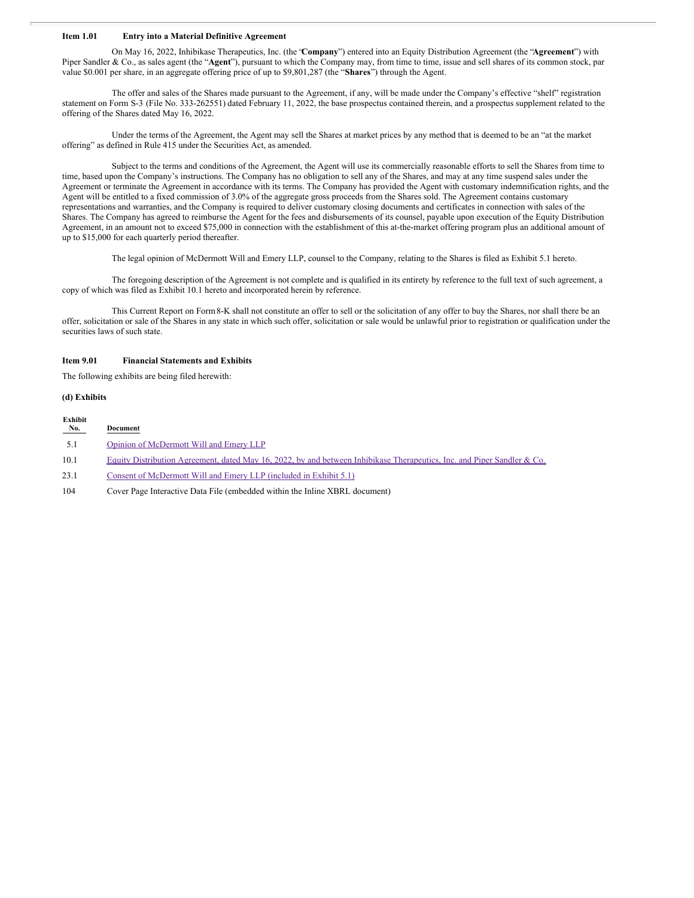**Item 1.01 Entry into a Material Definitive Agreement**

On May 16, 2022, Inhibikase Therapeutics, Inc. (the "**Company**") entered into an Equity Distribution Agreement (the "**Agreement**") with Piper Sandler & Co., as sales agent (the "**Agent**"), pursuant to which the Company may, from time to time, issue and sell shares of its common stock, par value $0.001 per share, in an aggregate offering price of up to $9,801,287 (the "**Shares**") through the Agent.

The offer and sales of the Shares made pursuant to the Agreement, if any, will be made under the Company's effective "shelf" registration statement on Form S-3 (File No. 333-262551) dated February 11, 2022, the base prospectus contained therein, and a prospectus supplement related to the offering of the Shares dated May 16, 2022.

Under the terms of the Agreement, the Agent may sell the Shares at market prices by any method that is deemed to be an "at the market offering" as defined in Rule 415 under the Securities Act, as amended.

Subject to the terms and conditions of the Agreement, the Agent will use its commercially reasonable efforts to sell the Shares from time to time, based upon the Company's instructions. The Company has no obligation to sell any of the Shares, and may at any time suspend sales under the Agreement or terminate the Agreement in accordance with its terms. The Company has provided the Agent with customary indemnification rights, and the Agent will be entitled to a fixed commission of 3.0% of the aggregate gross proceeds from the Shares sold. The Agreement contains customary representations and warranties, and the Company is required to deliver customary closing documents and certificates in connection with sales of the Shares. The Company has agreed to reimburse the Agent for the fees and disbursements of its counsel, payable upon execution of the Equity Distribution Agreement, in an amount not to exceed $75,000 in connection with the establishment of this at-the-market offering program plus an additional amount of up to $15,000 for each quarterly period thereafter.

The legal opinion of McDermott Will and Emery LLP, counsel to the Company, relating to the Shares is filed as Exhibit 5.1 hereto.

The foregoing description of the Agreement is not complete and is qualified in its entirety by reference to the full text of such agreement, a copy of which was filed as Exhibit 10.1 hereto and incorporated herein by reference.

This Current Report on Form 8-K shall not constitute an offer to sell or the solicitation of any offer to buy the Shares, nor shall there be an offer, solicitation or sale of the Shares in any state in which such offer, solicitation or sale would be unlawful prior to registration or qualification under the securities laws of such state.

**Item 9.01 Financial Statements and Exhibits**

The following exhibits are being filed herewith:

**(d) Exhibits**

| Exhibit No. | Document |
| --- | --- |
| 5.1 | Opinion of McDermott Will and Emery LLP |
| 10.1 | Equity Distribution Agreement, dated May 16, 2022, by and between Inhibikase Therapeutics, Inc. and Piper Sandler & Co. |
| 23.1 | Consent of McDermott Will and Emery LLP (included in Exhibit 5.1) |
| 104 | Cover Page Interactive Data File (embedded within the Inline XBRL document) |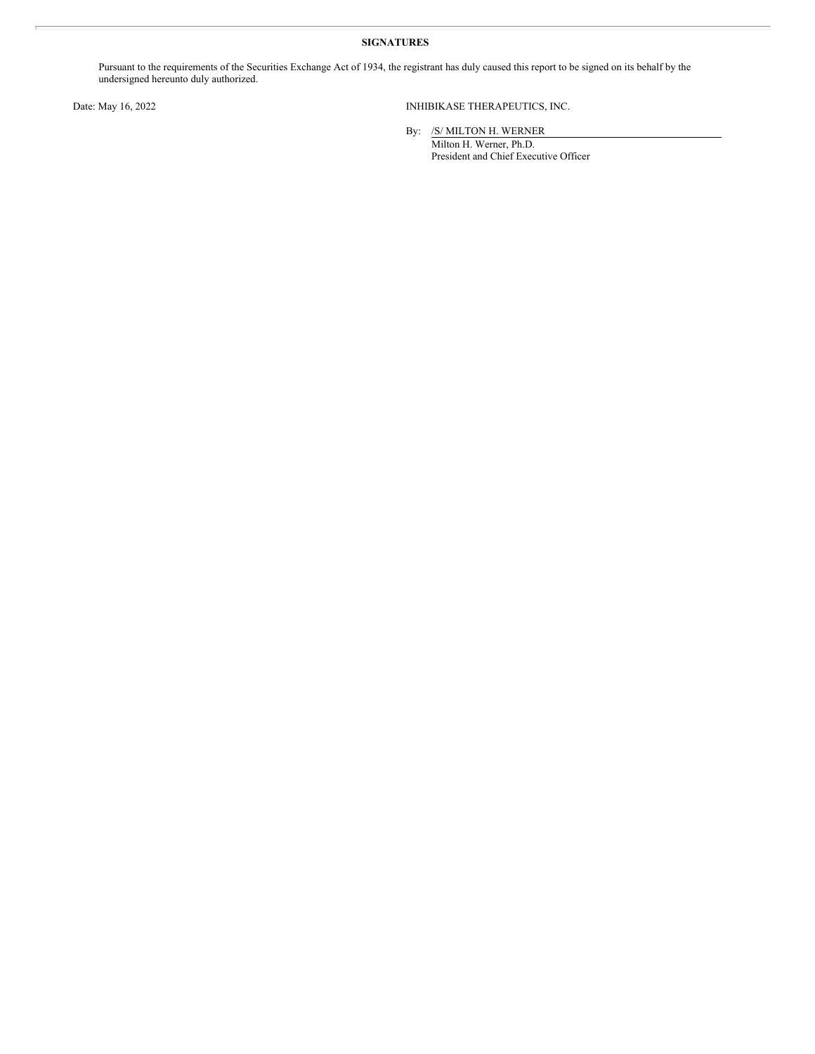**SIGNATURES**

Pursuant to the requirements of the Securities Exchange Act of 1934, the registrant has duly caused this report to be signed on its behalf by the undersigned hereunto duly authorized.

Date: May 16, 2022

INHIBIKASE THERAPEUTICS, INC.

By: /S/ MILTON H. WERNER

Milton H. Werner, Ph.D.

President and Chief Executive Officer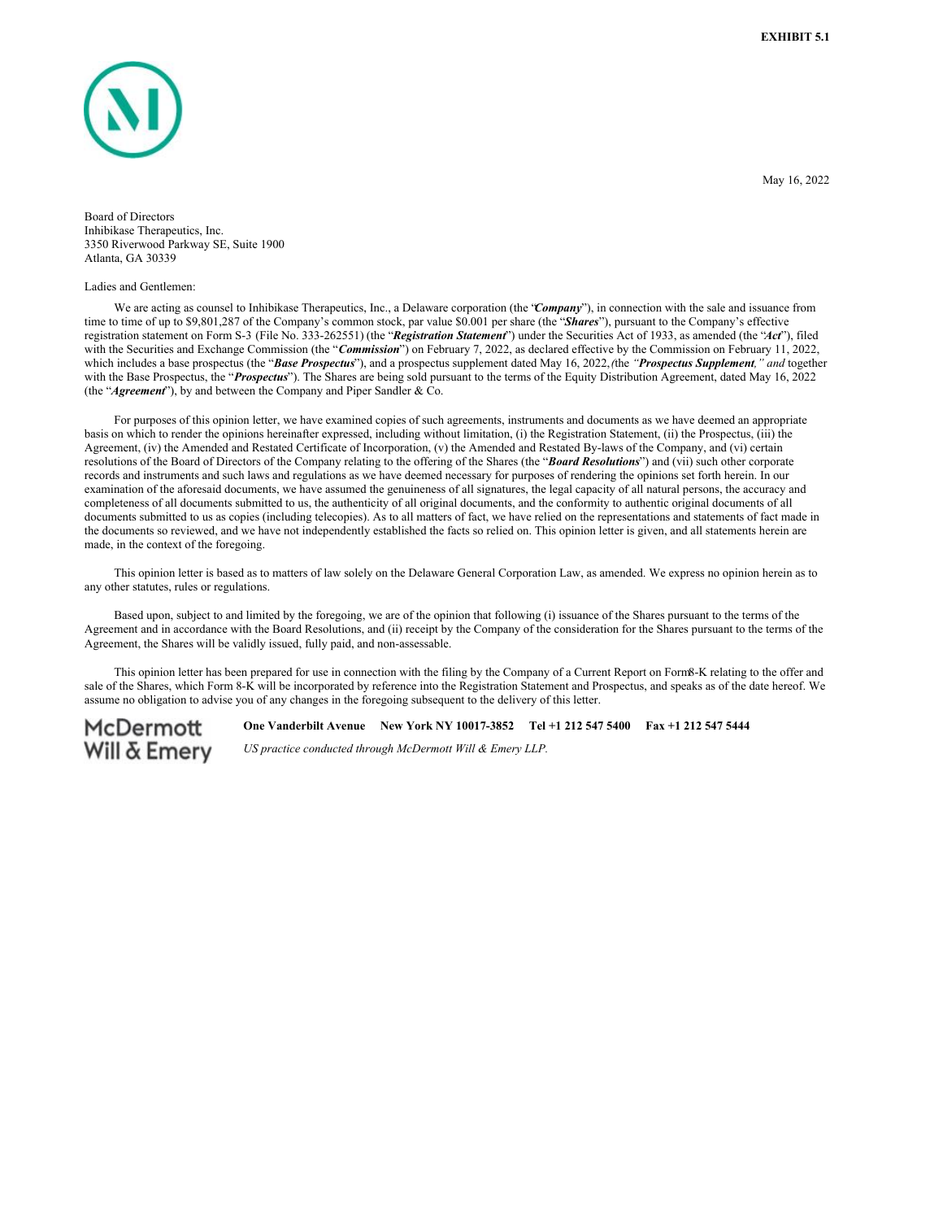**EXHIBIT 5.1**

May 16, 2022

Board of Directors
Inhibikase Therapeutics, Inc.
3350 Riverwood Parkway SE, Suite 1900
Atlanta, GA 30339

Ladies and Gentlemen:

We are acting as counsel to Inhibikase Therapeutics, Inc., a Delaware corporation (the "***Company***"), in connection with the sale and issuance from time to time of up to $9,801,287 of the Company's common stock, par value $0.001 per share (the "***Shares***"), pursuant to the Company's effective registration statement on Form S-3 (File No. 333-262551) (the "***Registration Statement***") under the Securities Act of 1933, as amended (the "***Act***"), filed with the Securities and Exchange Commission (the "***Commission***") on February 7, 2022, as declared effective by the Commission on February 11, 2022, which includes a base prospectus (the "***Base Prospectus***"), and a prospectus supplement dated May 16, 2022, *(the "**Prospectus Supplement**," and* together with the Base Prospectus, the "***Prospectus***"). The Shares are being sold pursuant to the terms of the Equity Distribution Agreement, dated May 16, 2022 (the "***Agreement***"), by and between the Company and Piper Sandler & Co.

For purposes of this opinion letter, we have examined copies of such agreements, instruments and documents as we have deemed an appropriate basis on which to render the opinions hereinafter expressed, including without limitation, (i) the Registration Statement, (ii) the Prospectus, (iii) the Agreement, (iv) the Amended and Restated Certificate of Incorporation, (v) the Amended and Restated By-laws of the Company, and (vi) certain resolutions of the Board of Directors of the Company relating to the offering of the Shares (the "***Board Resolutions***") and (vii) such other corporate records and instruments and such laws and regulations as we have deemed necessary for purposes of rendering the opinions set forth herein. In our examination of the aforesaid documents, we have assumed the genuineness of all signatures, the legal capacity of all natural persons, the accuracy and completeness of all documents submitted to us, the authenticity of all original documents, and the conformity to authentic original documents of all documents submitted to us as copies (including telecopies). As to all matters of fact, we have relied on the representations and statements of fact made in the documents so reviewed, and we have not independently established the facts so relied on. This opinion letter is given, and all statements herein are made, in the context of the foregoing.

This opinion letter is based as to matters of law solely on the Delaware General Corporation Law, as amended. We express no opinion herein as to any other statutes, rules or regulations.

Based upon, subject to and limited by the foregoing, we are of the opinion that following (i) issuance of the Shares pursuant to the terms of the Agreement and in accordance with the Board Resolutions, and (ii) receipt by the Company of the consideration for the Shares pursuant to the terms of the Agreement, the Shares will be validly issued, fully paid, and non-assessable.

This opinion letter has been prepared for use in connection with the filing by the Company of a Current Report on Form 8-K relating to the offer and sale of the Shares, which Form 8-K will be incorporated by reference into the Registration Statement and Prospectus, and speaks as of the date hereof. We assume no obligation to advise you of any changes in the foregoing subsequent to the delivery of this letter.

McDermott Will & Emery

**One Vanderbilt Avenue New York NY 10017-3852 Tel +1 212 547 5400 Fax +1 212 547 5444**

*US practice conducted through McDermott Will & Emery LLP.*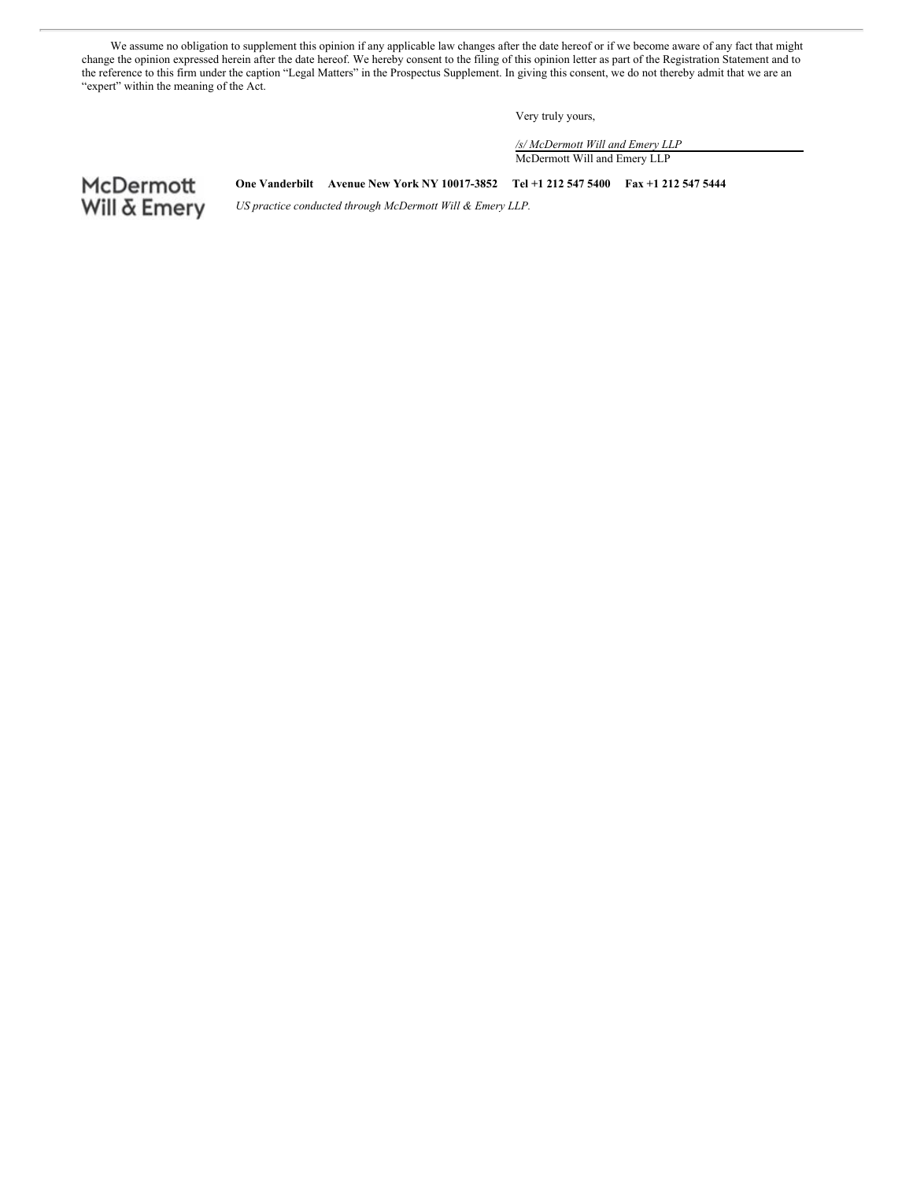We assume no obligation to supplement this opinion if any applicable law changes after the date hereof or if we become aware of any fact that might change the opinion expressed herein after the date hereof. We hereby consent to the filing of this opinion letter as part of the Registration Statement and to the reference to this firm under the caption "Legal Matters" in the Prospectus Supplement. In giving this consent, we do not thereby admit that we are an "expert" within the meaning of the Act.

Very truly yours,

*/s/ McDermott Will and Emery LLP*
McDermott Will and Emery LLP

McDermott Will & Emery

**One Vanderbilt Avenue New York NY 10017-3852 Tel +1 212 547 5400 Fax +1 212 547 5444**

*US practice conducted through McDermott Will & Emery LLP.*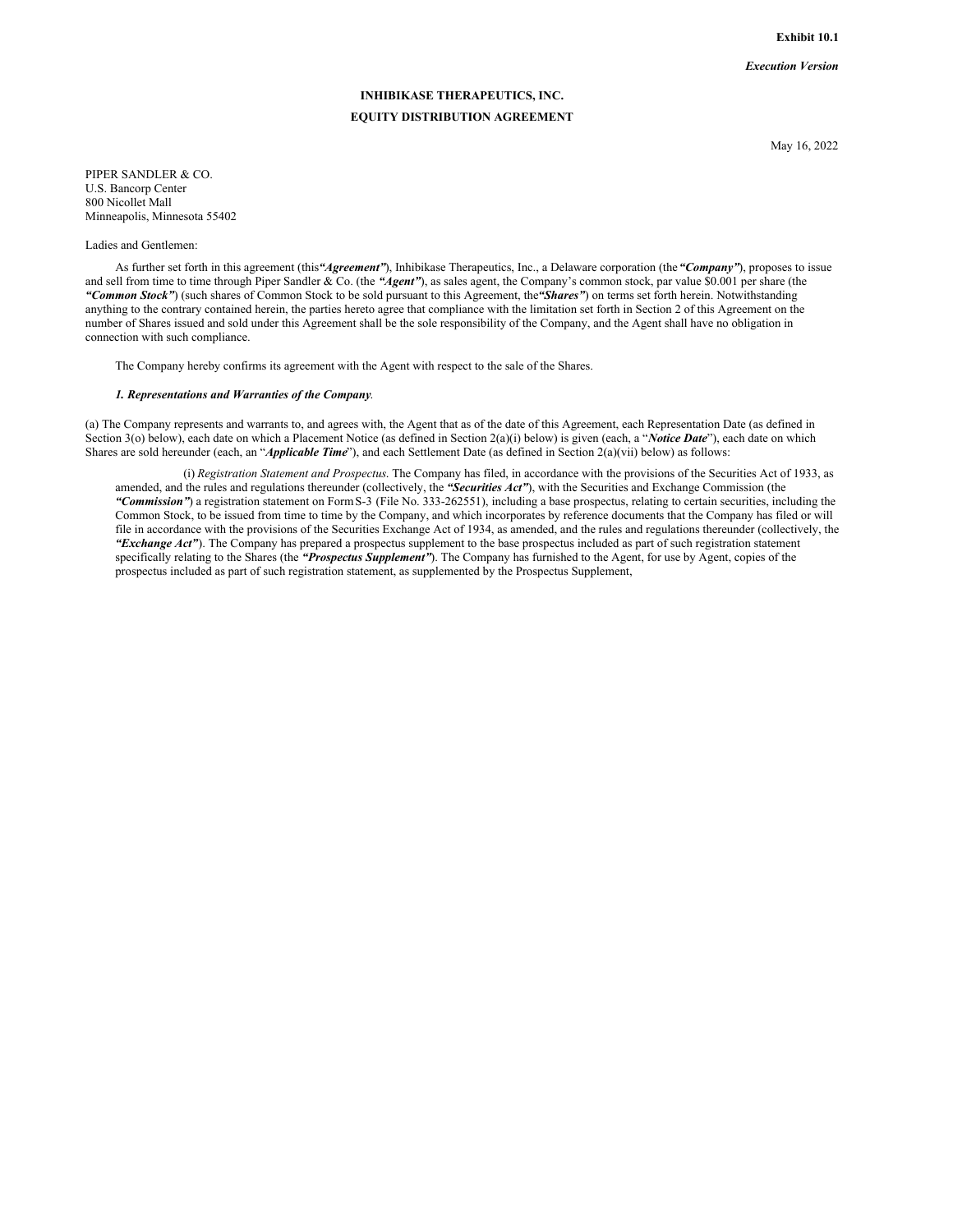**Exhibit 10.1**

***Execution Version***

**INHIBIKASE THERAPEUTICS, INC.**

**EQUITY DISTRIBUTION AGREEMENT**

May 16, 2022

PIPER SANDLER & CO.
U.S. Bancorp Center
800 Nicollet Mall
Minneapolis, Minnesota 55402

Ladies and Gentlemen:

As further set forth in this agreement (this ***"Agreement"***), Inhibikase Therapeutics, Inc., a Delaware corporation (the ***"Company"***), proposes to issue and sell from time to time through Piper Sandler & Co. (the ***"Agent"***), as sales agent, the Company's common stock, par value $0.001 per share (the ***"Common Stock"***) (such shares of Common Stock to be sold pursuant to this Agreement, the ***"Shares"***) on terms set forth herein. Notwithstanding anything to the contrary contained herein, the parties hereto agree that compliance with the limitation set forth in Section 2 of this Agreement on the number of Shares issued and sold under this Agreement shall be the sole responsibility of the Company, and the Agent shall have no obligation in connection with such compliance.

The Company hereby confirms its agreement with the Agent with respect to the sale of the Shares.

***1. Representations and Warranties of the Company***.

(a) The Company represents and warrants to, and agrees with, the Agent that as of the date of this Agreement, each Representation Date (as defined in Section 3(o) below), each date on which a Placement Notice (as defined in Section 2(a)(i) below) is given (each, a "***Notice Date***"), each date on which Shares are sold hereunder (each, an "***Applicable Time***"), and each Settlement Date (as defined in Section 2(a)(vii) below) as follows:

(i) *Registration Statement and Prospectus*. The Company has filed, in accordance with the provisions of the Securities Act of 1933, as amended, and the rules and regulations thereunder (collectively, the ***"Securities Act"***), with the Securities and Exchange Commission (the ***"Commission"***) a registration statement on Form S-3 (File No. 333-262551), including a base prospectus, relating to certain securities, including the Common Stock, to be issued from time to time by the Company, and which incorporates by reference documents that the Company has filed or will file in accordance with the provisions of the Securities Exchange Act of 1934, as amended, and the rules and regulations thereunder (collectively, the ***"Exchange Act"***). The Company has prepared a prospectus supplement to the base prospectus included as part of such registration statement specifically relating to the Shares (the ***"Prospectus Supplement"***). The Company has furnished to the Agent, for use by Agent, copies of the prospectus included as part of such registration statement, as supplemented by the Prospectus Supplement,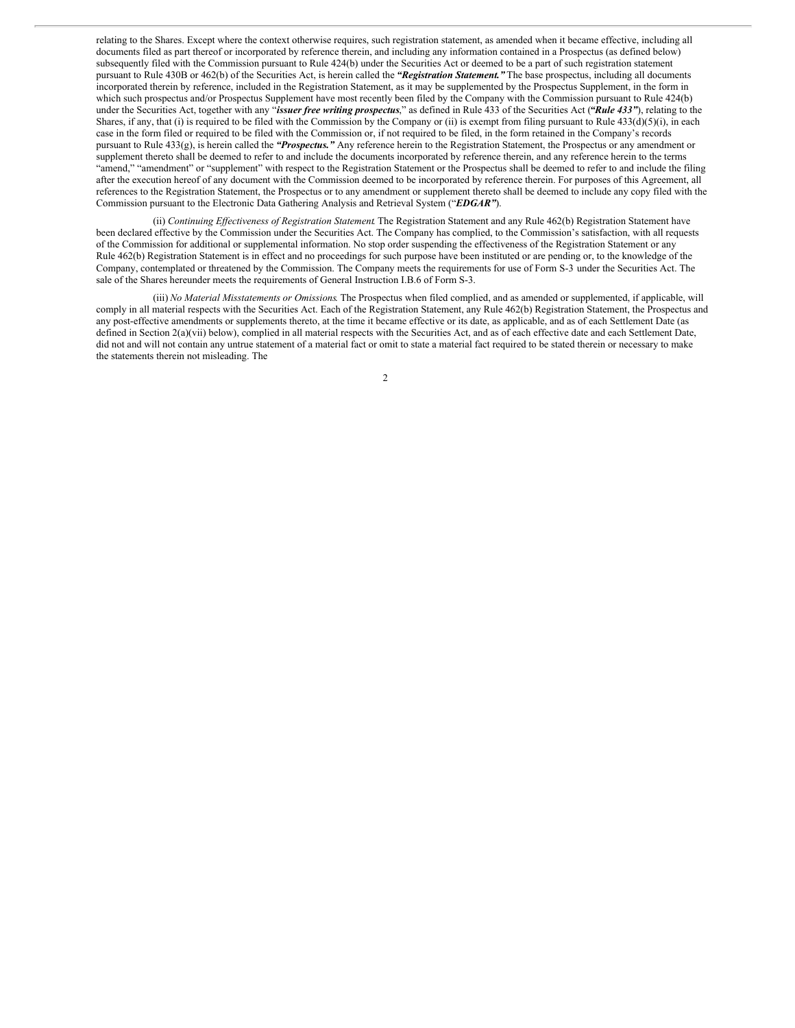relating to the Shares. Except where the context otherwise requires, such registration statement, as amended when it became effective, including all documents filed as part thereof or incorporated by reference therein, and including any information contained in a Prospectus (as defined below) subsequently filed with the Commission pursuant to Rule 424(b) under the Securities Act or deemed to be a part of such registration statement pursuant to Rule 430B or 462(b) of the Securities Act, is herein called the ***"Registration Statement."*** The base prospectus, including all documents incorporated therein by reference, included in the Registration Statement, as it may be supplemented by the Prospectus Supplement, in the form in which such prospectus and/or Prospectus Supplement have most recently been filed by the Company with the Commission pursuant to Rule 424(b) under the Securities Act, together with any "***issuer free writing prospectus***," as defined in Rule 433 of the Securities Act (***"Rule 433"***), relating to the Shares, if any, that (i) is required to be filed with the Commission by the Company or (ii) is exempt from filing pursuant to Rule 433(d)(5)(i), in each case in the form filed or required to be filed with the Commission or, if not required to be filed, in the form retained in the Company's records pursuant to Rule 433(g), is herein called the ***"Prospectus."*** Any reference herein to the Registration Statement, the Prospectus or any amendment or supplement thereto shall be deemed to refer to and include the documents incorporated by reference therein, and any reference herein to the terms "amend," "amendment" or "supplement" with respect to the Registration Statement or the Prospectus shall be deemed to refer to and include the filing after the execution hereof of any document with the Commission deemed to be incorporated by reference therein. For purposes of this Agreement, all references to the Registration Statement, the Prospectus or to any amendment or supplement thereto shall be deemed to include any copy filed with the Commission pursuant to the Electronic Data Gathering Analysis and Retrieval System ("***EDGAR"***).

(ii) *Continuing Effectiveness of Registration Statement*. The Registration Statement and any Rule 462(b) Registration Statement have been declared effective by the Commission under the Securities Act. The Company has complied, to the Commission's satisfaction, with all requests of the Commission for additional or supplemental information. No stop order suspending the effectiveness of the Registration Statement or any Rule 462(b) Registration Statement is in effect and no proceedings for such purpose have been instituted or are pending or, to the knowledge of the Company, contemplated or threatened by the Commission. The Company meets the requirements for use of Form S-3 under the Securities Act. The sale of the Shares hereunder meets the requirements of General Instruction I.B.6 of Form S-3.

(iii) *No Material Misstatements or Omissions*. The Prospectus when filed complied, and as amended or supplemented, if applicable, will comply in all material respects with the Securities Act. Each of the Registration Statement, any Rule 462(b) Registration Statement, the Prospectus and any post-effective amendments or supplements thereto, at the time it became effective or its date, as applicable, and as of each Settlement Date (as defined in Section 2(a)(vii) below), complied in all material respects with the Securities Act, and as of each effective date and each Settlement Date, did not and will not contain any untrue statement of a material fact or omit to state a material fact required to be stated therein or necessary to make the statements therein not misleading. The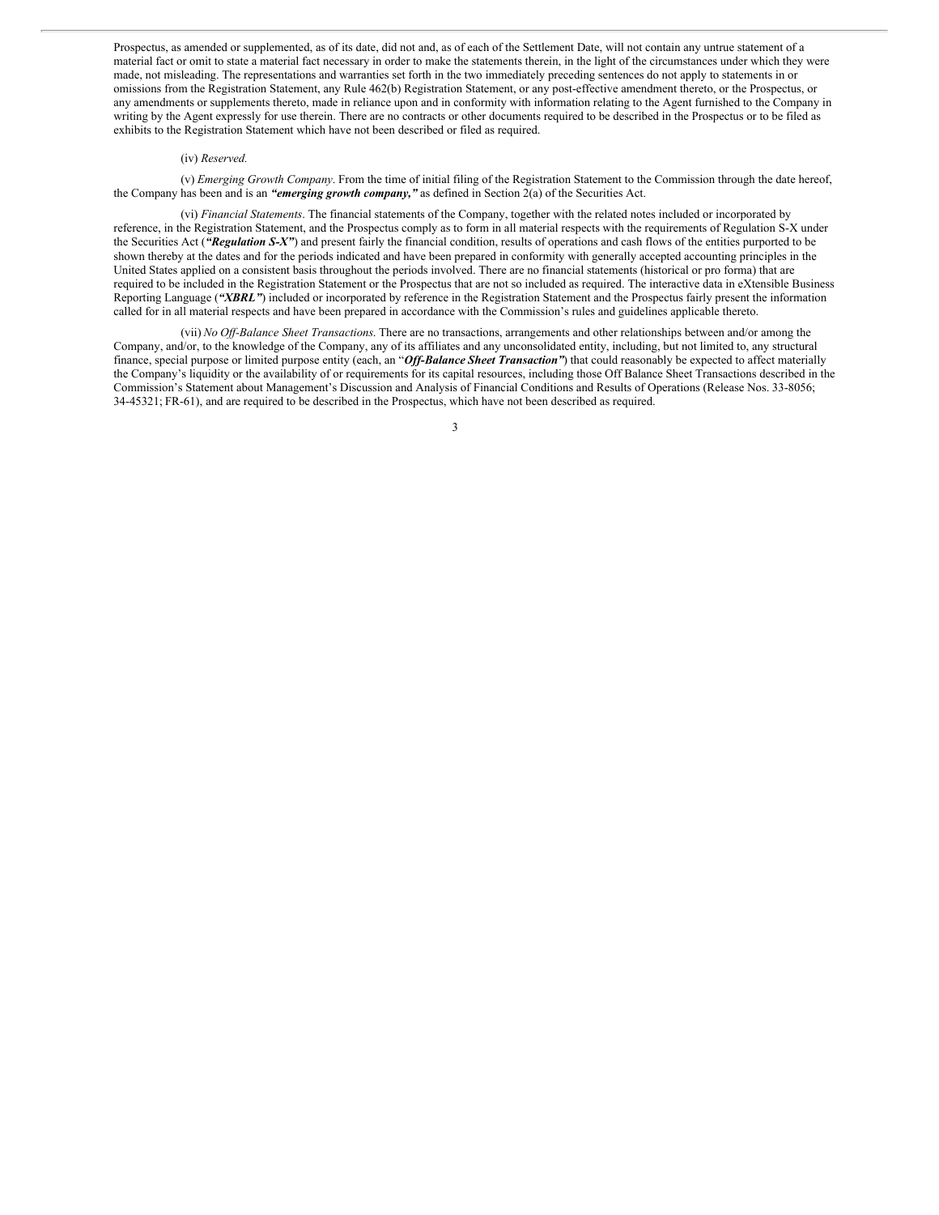Prospectus, as amended or supplemented, as of its date, did not and, as of each of the Settlement Date, will not contain any untrue statement of a material fact or omit to state a material fact necessary in order to make the statements therein, in the light of the circumstances under which they were made, not misleading. The representations and warranties set forth in the two immediately preceding sentences do not apply to statements in or omissions from the Registration Statement, any Rule 462(b) Registration Statement, or any post-effective amendment thereto, or the Prospectus, or any amendments or supplements thereto, made in reliance upon and in conformity with information relating to the Agent furnished to the Company in writing by the Agent expressly for use therein. There are no contracts or other documents required to be described in the Prospectus or to be filed as exhibits to the Registration Statement which have not been described or filed as required.

(iv) *Reserved.*

(v) *Emerging Growth Company*. From the time of initial filing of the Registration Statement to the Commission through the date hereof, the Company has been and is an ***"emerging growth company,"*** as defined in Section 2(a) of the Securities Act.

(vi) *Financial Statements*. The financial statements of the Company, together with the related notes included or incorporated by reference, in the Registration Statement, and the Prospectus comply as to form in all material respects with the requirements of Regulation S-X under the Securities Act (***"Regulation S-X"***) and present fairly the financial condition, results of operations and cash flows of the entities purported to be shown thereby at the dates and for the periods indicated and have been prepared in conformity with generally accepted accounting principles in the United States applied on a consistent basis throughout the periods involved. There are no financial statements (historical or pro forma) that are required to be included in the Registration Statement or the Prospectus that are not so included as required. The interactive data in eXtensible Business Reporting Language (***"XBRL"***) included or incorporated by reference in the Registration Statement and the Prospectus fairly present the information called for in all material respects and have been prepared in accordance with the Commission's rules and guidelines applicable thereto.

(vii) *No Off-Balance Sheet Transactions*. There are no transactions, arrangements and other relationships between and/or among the Company, and/or, to the knowledge of the Company, any of its affiliates and any unconsolidated entity, including, but not limited to, any structural finance, special purpose or limited purpose entity (each, an "***Off-Balance Sheet Transaction"***) that could reasonably be expected to affect materially the Company's liquidity or the availability of or requirements for its capital resources, including those Off Balance Sheet Transactions described in the Commission's Statement about Management's Discussion and Analysis of Financial Conditions and Results of Operations (Release Nos. 33-8056; 34-45321; FR-61), and are required to be described in the Prospectus, which have not been described as required.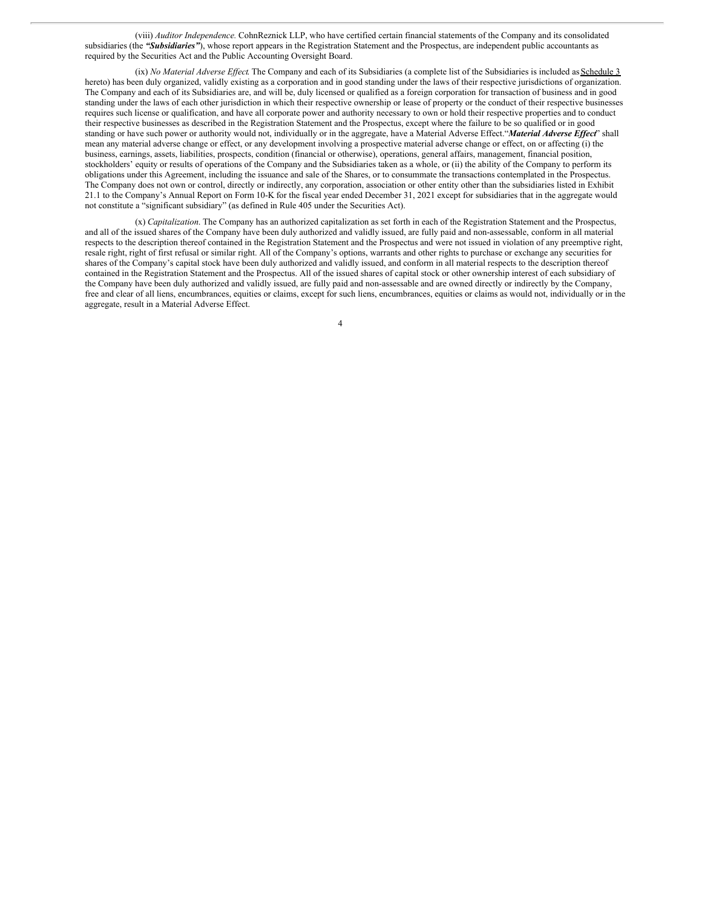(viii) *Auditor Independence.* CohnReznick LLP, who have certified certain financial statements of the Company and its consolidated subsidiaries (the ***"Subsidiaries"***), whose report appears in the Registration Statement and the Prospectus, are independent public accountants as required by the Securities Act and the Public Accounting Oversight Board.

(ix) *No Material Adverse Effect.* The Company and each of its Subsidiaries (a complete list of the Subsidiaries is included as Schedule 3 hereto) has been duly organized, validly existing as a corporation and in good standing under the laws of their respective jurisdictions of organization. The Company and each of its Subsidiaries are, and will be, duly licensed or qualified as a foreign corporation for transaction of business and in good standing under the laws of each other jurisdiction in which their respective ownership or lease of property or the conduct of their respective businesses requires such license or qualification, and have all corporate power and authority necessary to own or hold their respective properties and to conduct their respective businesses as described in the Registration Statement and the Prospectus, except where the failure to be so qualified or in good standing or have such power or authority would not, individually or in the aggregate, have a Material Adverse Effect."***Material Adverse Effect***" shall mean any material adverse change or effect, or any development involving a prospective material adverse change or effect, on or affecting (i) the business, earnings, assets, liabilities, prospects, condition (financial or otherwise), operations, general affairs, management, financial position, stockholders' equity or results of operations of the Company and the Subsidiaries taken as a whole, or (ii) the ability of the Company to perform its obligations under this Agreement, including the issuance and sale of the Shares, or to consummate the transactions contemplated in the Prospectus. The Company does not own or control, directly or indirectly, any corporation, association or other entity other than the subsidiaries listed in Exhibit 21.1 to the Company's Annual Report on Form 10-K for the fiscal year ended December 31, 2021 except for subsidiaries that in the aggregate would not constitute a "significant subsidiary" (as defined in Rule 405 under the Securities Act).

(x) *Capitalization.* The Company has an authorized capitalization as set forth in each of the Registration Statement and the Prospectus, and all of the issued shares of the Company have been duly authorized and validly issued, are fully paid and non-assessable, conform in all material respects to the description thereof contained in the Registration Statement and the Prospectus and were not issued in violation of any preemptive right, resale right, right of first refusal or similar right. All of the Company's options, warrants and other rights to purchase or exchange any securities for shares of the Company's capital stock have been duly authorized and validly issued, and conform in all material respects to the description thereof contained in the Registration Statement and the Prospectus. All of the issued shares of capital stock or other ownership interest of each subsidiary of the Company have been duly authorized and validly issued, are fully paid and non-assessable and are owned directly or indirectly by the Company, free and clear of all liens, encumbrances, equities or claims, except for such liens, encumbrances, equities or claims as would not, individually or in the aggregate, result in a Material Adverse Effect.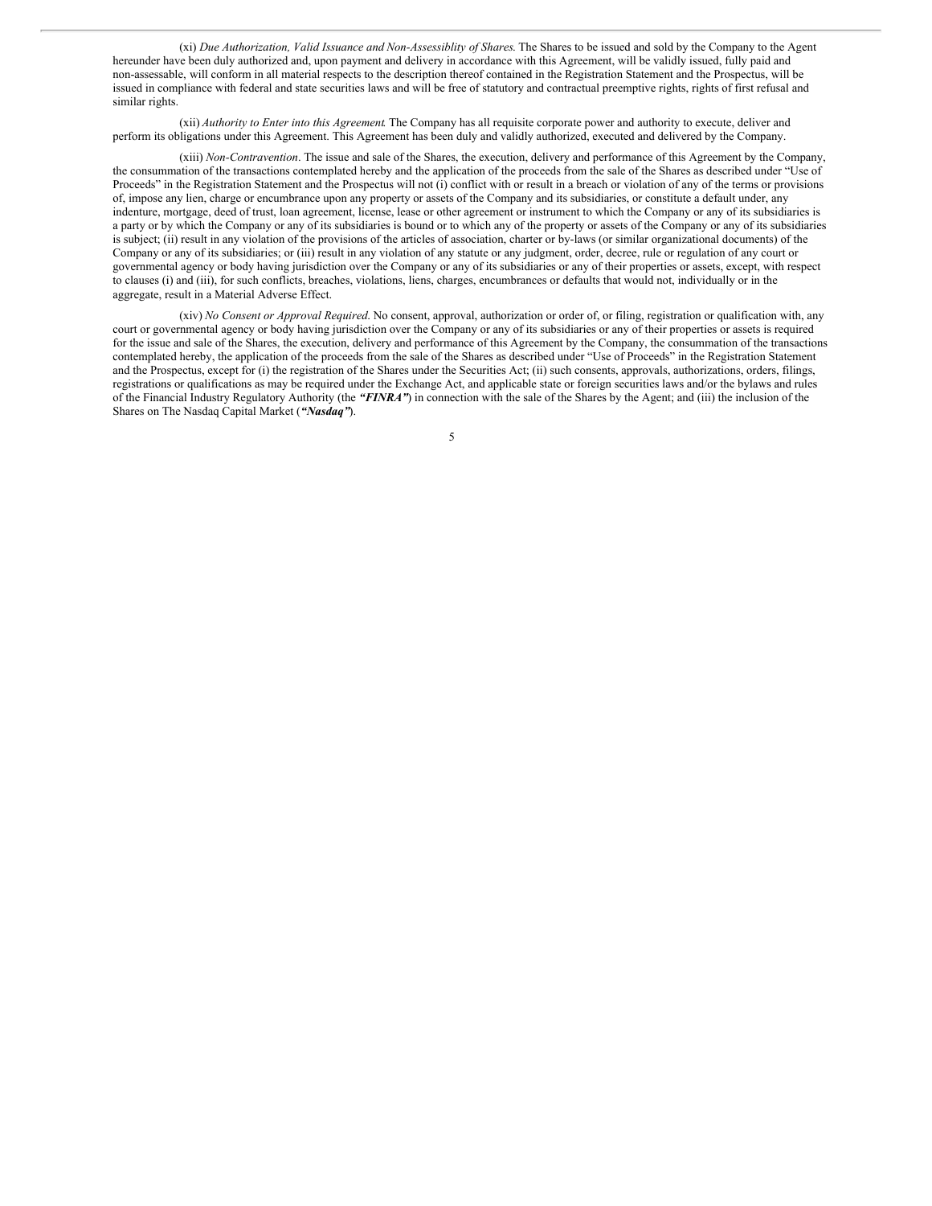(xi) *Due Authorization, Valid Issuance and Non-Assessiblity of Shares*. The Shares to be issued and sold by the Company to the Agent hereunder have been duly authorized and, upon payment and delivery in accordance with this Agreement, will be validly issued, fully paid and non-assessable, will conform in all material respects to the description thereof contained in the Registration Statement and the Prospectus, will be issued in compliance with federal and state securities laws and will be free of statutory and contractual preemptive rights, rights of first refusal and similar rights.

(xii) *Authority to Enter into this Agreement*. The Company has all requisite corporate power and authority to execute, deliver and perform its obligations under this Agreement. This Agreement has been duly and validly authorized, executed and delivered by the Company.

(xiii) *Non-Contravention*. The issue and sale of the Shares, the execution, delivery and performance of this Agreement by the Company, the consummation of the transactions contemplated hereby and the application of the proceeds from the sale of the Shares as described under "Use of Proceeds" in the Registration Statement and the Prospectus will not (i) conflict with or result in a breach or violation of any of the terms or provisions of, impose any lien, charge or encumbrance upon any property or assets of the Company and its subsidiaries, or constitute a default under, any indenture, mortgage, deed of trust, loan agreement, license, lease or other agreement or instrument to which the Company or any of its subsidiaries is a party or by which the Company or any of its subsidiaries is bound or to which any of the property or assets of the Company or any of its subsidiaries is subject; (ii) result in any violation of the provisions of the articles of association, charter or by-laws (or similar organizational documents) of the Company or any of its subsidiaries; or (iii) result in any violation of any statute or any judgment, order, decree, rule or regulation of any court or governmental agency or body having jurisdiction over the Company or any of its subsidiaries or any of their properties or assets, except, with respect to clauses (i) and (iii), for such conflicts, breaches, violations, liens, charges, encumbrances or defaults that would not, individually or in the aggregate, result in a Material Adverse Effect.

(xiv) *No Consent or Approval Required*. No consent, approval, authorization or order of, or filing, registration or qualification with, any court or governmental agency or body having jurisdiction over the Company or any of its subsidiaries or any of their properties or assets is required for the issue and sale of the Shares, the execution, delivery and performance of this Agreement by the Company, the consummation of the transactions contemplated hereby, the application of the proceeds from the sale of the Shares as described under "Use of Proceeds" in the Registration Statement and the Prospectus, except for (i) the registration of the Shares under the Securities Act; (ii) such consents, approvals, authorizations, orders, filings, registrations or qualifications as may be required under the Exchange Act, and applicable state or foreign securities laws and/or the bylaws and rules of the Financial Industry Regulatory Authority (the ***"FINRA"***) in connection with the sale of the Shares by the Agent; and (iii) the inclusion of the Shares on The Nasdaq Capital Market (***"Nasdaq"***).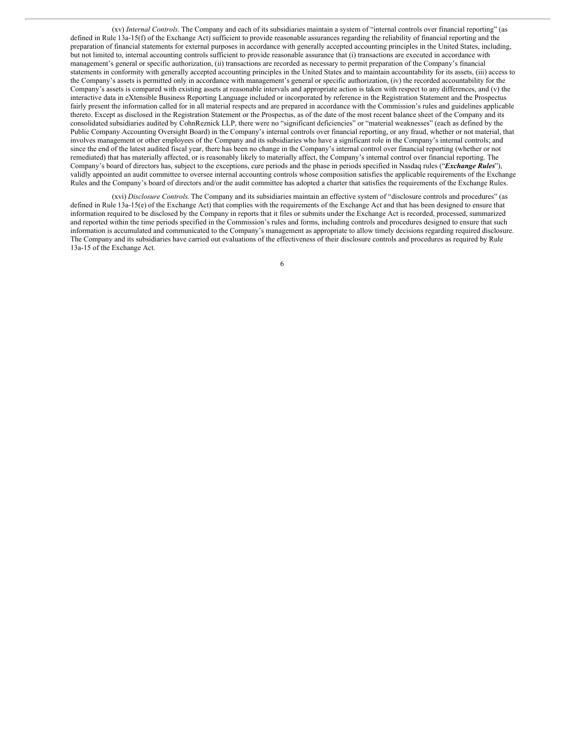(xv) *Internal Controls.* The Company and each of its subsidiaries maintain a system of "internal controls over financial reporting" (as defined in Rule 13a-15(f) of the Exchange Act) sufficient to provide reasonable assurances regarding the reliability of financial reporting and the preparation of financial statements for external purposes in accordance with generally accepted accounting principles in the United States, including, but not limited to, internal accounting controls sufficient to provide reasonable assurance that (i) transactions are executed in accordance with management's general or specific authorization, (ii) transactions are recorded as necessary to permit preparation of the Company's financial statements in conformity with generally accepted accounting principles in the United States and to maintain accountability for its assets, (iii) access to the Company's assets is permitted only in accordance with management's general or specific authorization, (iv) the recorded accountability for the Company's assets is compared with existing assets at reasonable intervals and appropriate action is taken with respect to any differences, and (v) the interactive data in eXtensible Business Reporting Language included or incorporated by reference in the Registration Statement and the Prospectus fairly present the information called for in all material respects and are prepared in accordance with the Commission's rules and guidelines applicable thereto. Except as disclosed in the Registration Statement or the Prospectus, as of the date of the most recent balance sheet of the Company and its consolidated subsidiaries audited by CohnReznick LLP, there were no "significant deficiencies" or "material weaknesses" (each as defined by the Public Company Accounting Oversight Board) in the Company's internal controls over financial reporting, or any fraud, whether or not material, that involves management or other employees of the Company and its subsidiaries who have a significant role in the Company's internal controls; and since the end of the latest audited fiscal year, there has been no change in the Company's internal control over financial reporting (whether or not remediated) that has materially affected, or is reasonably likely to materially affect, the Company's internal control over financial reporting. The Company's board of directors has, subject to the exceptions, cure periods and the phase in periods specified in Nasdaq rules ("***Exchange Rules***"), validly appointed an audit committee to oversee internal accounting controls whose composition satisfies the applicable requirements of the Exchange Rules and the Company's board of directors and/or the audit committee has adopted a charter that satisfies the requirements of the Exchange Rules.

(xvi) *Disclosure Controls.* The Company and its subsidiaries maintain an effective system of "disclosure controls and procedures" (as defined in Rule 13a-15(e) of the Exchange Act) that complies with the requirements of the Exchange Act and that has been designed to ensure that information required to be disclosed by the Company in reports that it files or submits under the Exchange Act is recorded, processed, summarized and reported within the time periods specified in the Commission's rules and forms, including controls and procedures designed to ensure that such information is accumulated and communicated to the Company's management as appropriate to allow timely decisions regarding required disclosure. The Company and its subsidiaries have carried out evaluations of the effectiveness of their disclosure controls and procedures as required by Rule 13a-15 of the Exchange Act.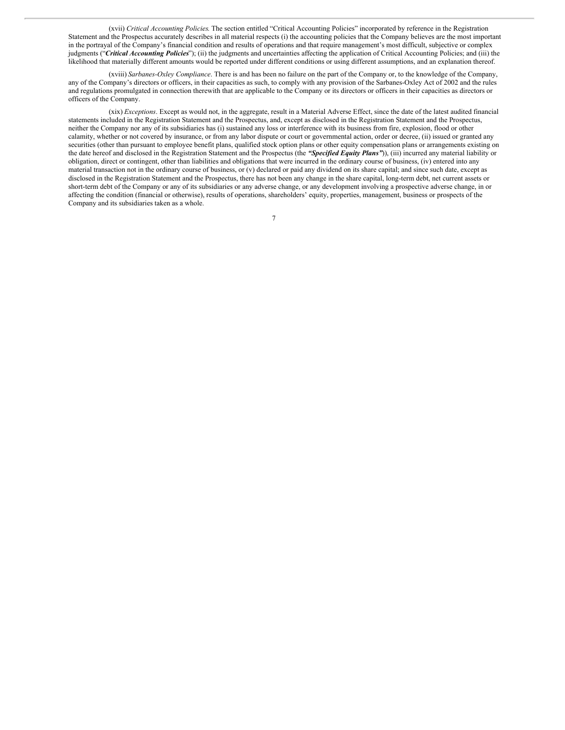(xvii) *Critical Accounting Policies*. The section entitled "Critical Accounting Policies" incorporated by reference in the Registration Statement and the Prospectus accurately describes in all material respects (i) the accounting policies that the Company believes are the most important in the portrayal of the Company's financial condition and results of operations and that require management's most difficult, subjective or complex judgments ("***Critical Accounting Policies***"); (ii) the judgments and uncertainties affecting the application of Critical Accounting Policies; and (iii) the likelihood that materially different amounts would be reported under different conditions or using different assumptions, and an explanation thereof.

(xviii) *Sarbanes-Oxley Compliance*. There is and has been no failure on the part of the Company or, to the knowledge of the Company, any of the Company's directors or officers, in their capacities as such, to comply with any provision of the Sarbanes-Oxley Act of 2002 and the rules and regulations promulgated in connection therewith that are applicable to the Company or its directors or officers in their capacities as directors or officers of the Company.

(xix) *Exceptions*. Except as would not, in the aggregate, result in a Material Adverse Effect, since the date of the latest audited financial statements included in the Registration Statement and the Prospectus, and, except as disclosed in the Registration Statement and the Prospectus, neither the Company nor any of its subsidiaries has (i) sustained any loss or interference with its business from fire, explosion, flood or other calamity, whether or not covered by insurance, or from any labor dispute or court or governmental action, order or decree, (ii) issued or granted any securities (other than pursuant to employee benefit plans, qualified stock option plans or other equity compensation plans or arrangements existing on the date hereof and disclosed in the Registration Statement and the Prospectus (the ***"Specified Equity Plans"***)), (iii) incurred any material liability or obligation, direct or contingent, other than liabilities and obligations that were incurred in the ordinary course of business, (iv) entered into any material transaction not in the ordinary course of business, or (v) declared or paid any dividend on its share capital; and since such date, except as disclosed in the Registration Statement and the Prospectus, there has not been any change in the share capital, long-term debt, net current assets or short-term debt of the Company or any of its subsidiaries or any adverse change, or any development involving a prospective adverse change, in or affecting the condition (financial or otherwise), results of operations, shareholders' equity, properties, management, business or prospects of the Company and its subsidiaries taken as a whole.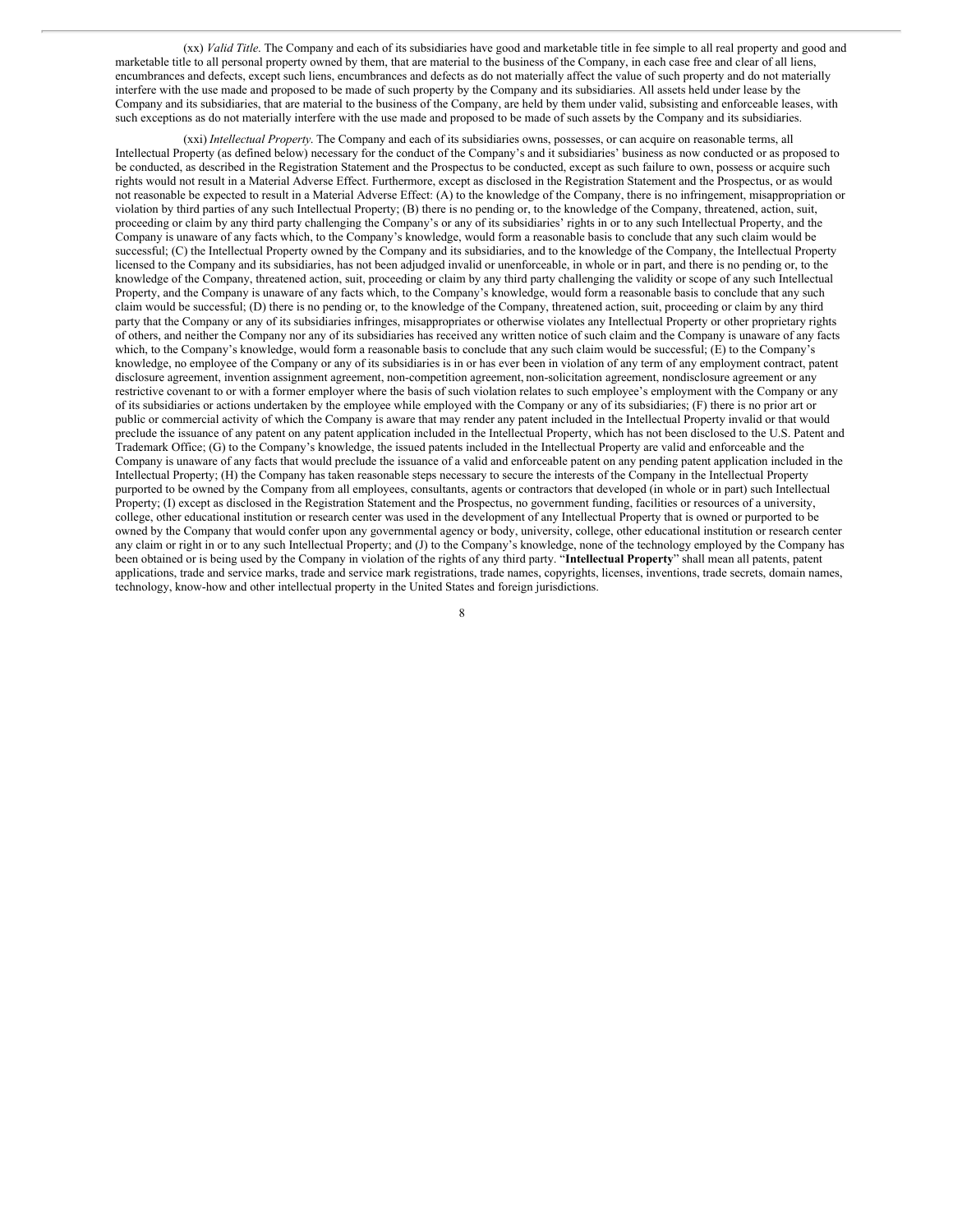(xx) *Valid Title*. The Company and each of its subsidiaries have good and marketable title in fee simple to all real property and good and marketable title to all personal property owned by them, that are material to the business of the Company, in each case free and clear of all liens, encumbrances and defects, except such liens, encumbrances and defects as do not materially affect the value of such property and do not materially interfere with the use made and proposed to be made of such property by the Company and its subsidiaries. All assets held under lease by the Company and its subsidiaries, that are material to the business of the Company, are held by them under valid, subsisting and enforceable leases, with such exceptions as do not materially interfere with the use made and proposed to be made of such assets by the Company and its subsidiaries.

(xxi) *Intellectual Property*. The Company and each of its subsidiaries owns, possesses, or can acquire on reasonable terms, all Intellectual Property (as defined below) necessary for the conduct of the Company's and it subsidiaries' business as now conducted or as proposed to be conducted, as described in the Registration Statement and the Prospectus to be conducted, except as such failure to own, possess or acquire such rights would not result in a Material Adverse Effect. Furthermore, except as disclosed in the Registration Statement and the Prospectus, or as would not reasonable be expected to result in a Material Adverse Effect: (A) to the knowledge of the Company, there is no infringement, misappropriation or violation by third parties of any such Intellectual Property; (B) there is no pending or, to the knowledge of the Company, threatened, action, suit, proceeding or claim by any third party challenging the Company's or any of its subsidiaries' rights in or to any such Intellectual Property, and the Company is unaware of any facts which, to the Company's knowledge, would form a reasonable basis to conclude that any such claim would be successful; (C) the Intellectual Property owned by the Company and its subsidiaries, and to the knowledge of the Company, the Intellectual Property licensed to the Company and its subsidiaries, has not been adjudged invalid or unenforceable, in whole or in part, and there is no pending or, to the knowledge of the Company, threatened action, suit, proceeding or claim by any third party challenging the validity or scope of any such Intellectual Property, and the Company is unaware of any facts which, to the Company's knowledge, would form a reasonable basis to conclude that any such claim would be successful; (D) there is no pending or, to the knowledge of the Company, threatened action, suit, proceeding or claim by any third party that the Company or any of its subsidiaries infringes, misappropriates or otherwise violates any Intellectual Property or other proprietary rights of others, and neither the Company nor any of its subsidiaries has received any written notice of such claim and the Company is unaware of any facts which, to the Company's knowledge, would form a reasonable basis to conclude that any such claim would be successful; (E) to the Company's knowledge, no employee of the Company or any of its subsidiaries is in or has ever been in violation of any term of any employment contract, patent disclosure agreement, invention assignment agreement, non-competition agreement, non-solicitation agreement, nondisclosure agreement or any restrictive covenant to or with a former employer where the basis of such violation relates to such employee's employment with the Company or any of its subsidiaries or actions undertaken by the employee while employed with the Company or any of its subsidiaries; (F) there is no prior art or public or commercial activity of which the Company is aware that may render any patent included in the Intellectual Property invalid or that would preclude the issuance of any patent on any patent application included in the Intellectual Property, which has not been disclosed to the U.S. Patent and Trademark Office; (G) to the Company's knowledge, the issued patents included in the Intellectual Property are valid and enforceable and the Company is unaware of any facts that would preclude the issuance of a valid and enforceable patent on any pending patent application included in the Intellectual Property; (H) the Company has taken reasonable steps necessary to secure the interests of the Company in the Intellectual Property purported to be owned by the Company from all employees, consultants, agents or contractors that developed (in whole or in part) such Intellectual Property; (I) except as disclosed in the Registration Statement and the Prospectus, no government funding, facilities or resources of a university, college, other educational institution or research center was used in the development of any Intellectual Property that is owned or purported to be owned by the Company that would confer upon any governmental agency or body, university, college, other educational institution or research center any claim or right in or to any such Intellectual Property; and (J) to the Company's knowledge, none of the technology employed by the Company has been obtained or is being used by the Company in violation of the rights of any third party. "**Intellectual Property**" shall mean all patents, patent applications, trade and service marks, trade and service mark registrations, trade names, copyrights, licenses, inventions, trade secrets, domain names, technology, know-how and other intellectual property in the United States and foreign jurisdictions.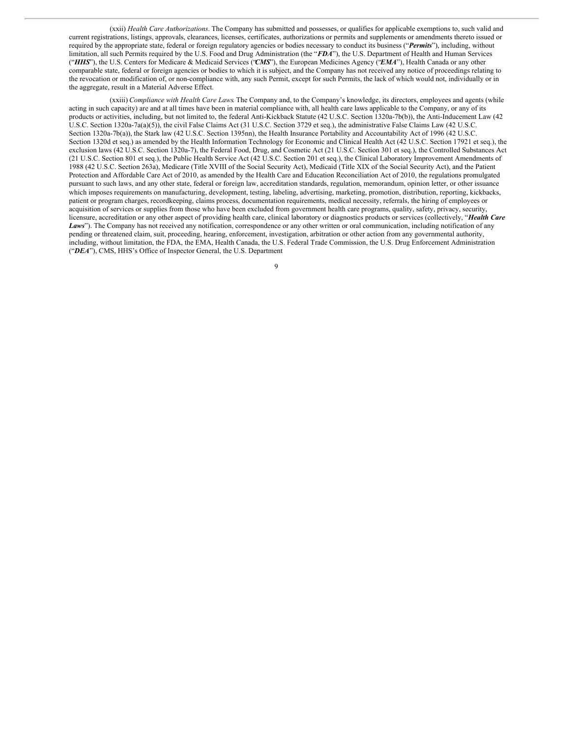(xxii) *Health Care Authorizations*. The Company has submitted and possesses, or qualifies for applicable exemptions to, such valid and current registrations, listings, approvals, clearances, licenses, certificates, authorizations or permits and supplements or amendments thereto issued or required by the appropriate state, federal or foreign regulatory agencies or bodies necessary to conduct its business ("***Permits***"), including, without limitation, all such Permits required by the U.S. Food and Drug Administration (the "***FDA***"), the U.S. Department of Health and Human Services ("***HHS***"), the U.S. Centers for Medicare & Medicaid Services ("***CMS***"), the European Medicines Agency ("***EMA***"), Health Canada or any other comparable state, federal or foreign agencies or bodies to which it is subject, and the Company has not received any notice of proceedings relating to the revocation or modification of, or non-compliance with, any such Permit, except for such Permits, the lack of which would not, individually or in the aggregate, result in a Material Adverse Effect.

(xxiii) *Compliance with Health Care Laws*. The Company and, to the Company's knowledge, its directors, employees and agents (while acting in such capacity) are and at all times have been in material compliance with, all health care laws applicable to the Company, or any of its products or activities, including, but not limited to, the federal Anti-Kickback Statute (42 U.S.C. Section 1320a-7b(b)), the Anti-Inducement Law (42 U.S.C. Section 1320a-7a(a)(5)), the civil False Claims Act (31 U.S.C. Section 3729 et seq.), the administrative False Claims Law (42 U.S.C. Section 1320a-7b(a)), the Stark law (42 U.S.C. Section 1395nn), the Health Insurance Portability and Accountability Act of 1996 (42 U.S.C. Section 1320d et seq.) as amended by the Health Information Technology for Economic and Clinical Health Act (42 U.S.C. Section 17921 et seq.), the exclusion laws (42 U.S.C. Section 1320a-7), the Federal Food, Drug, and Cosmetic Act (21 U.S.C. Section 301 et seq.), the Controlled Substances Act (21 U.S.C. Section 801 et seq.), the Public Health Service Act (42 U.S.C. Section 201 et seq.), the Clinical Laboratory Improvement Amendments of 1988 (42 U.S.C. Section 263a), Medicare (Title XVIII of the Social Security Act), Medicaid (Title XIX of the Social Security Act), and the Patient Protection and Affordable Care Act of 2010, as amended by the Health Care and Education Reconciliation Act of 2010, the regulations promulgated pursuant to such laws, and any other state, federal or foreign law, accreditation standards, regulation, memorandum, opinion letter, or other issuance which imposes requirements on manufacturing, development, testing, labeling, advertising, marketing, promotion, distribution, reporting, kickbacks, patient or program charges, recordkeeping, claims process, documentation requirements, medical necessity, referrals, the hiring of employees or acquisition of services or supplies from those who have been excluded from government health care programs, quality, safety, privacy, security, licensure, accreditation or any other aspect of providing health care, clinical laboratory or diagnostics products or services (collectively, "***Health Care Laws***"). The Company has not received any notification, correspondence or any other written or oral communication, including notification of any pending or threatened claim, suit, proceeding, hearing, enforcement, investigation, arbitration or other action from any governmental authority, including, without limitation, the FDA, the EMA, Health Canada, the U.S. Federal Trade Commission, the U.S. Drug Enforcement Administration ("***DEA***"), CMS, HHS's Office of Inspector General, the U.S. Department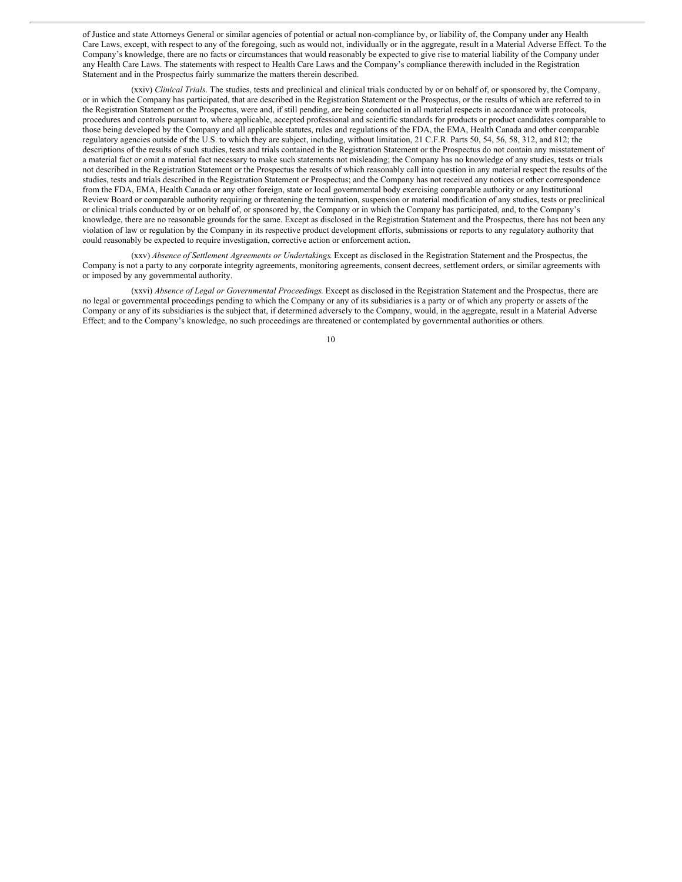of Justice and state Attorneys General or similar agencies of potential or actual non-compliance by, or liability of, the Company under any Health Care Laws, except, with respect to any of the foregoing, such as would not, individually or in the aggregate, result in a Material Adverse Effect. To the Company's knowledge, there are no facts or circumstances that would reasonably be expected to give rise to material liability of the Company under any Health Care Laws. The statements with respect to Health Care Laws and the Company's compliance therewith included in the Registration Statement and in the Prospectus fairly summarize the matters therein described.

(xxiv) *Clinical Trials*. The studies, tests and preclinical and clinical trials conducted by or on behalf of, or sponsored by, the Company, or in which the Company has participated, that are described in the Registration Statement or the Prospectus, or the results of which are referred to in the Registration Statement or the Prospectus, were and, if still pending, are being conducted in all material respects in accordance with protocols, procedures and controls pursuant to, where applicable, accepted professional and scientific standards for products or product candidates comparable to those being developed by the Company and all applicable statutes, rules and regulations of the FDA, the EMA, Health Canada and other comparable regulatory agencies outside of the U.S. to which they are subject, including, without limitation, 21 C.F.R. Parts 50, 54, 56, 58, 312, and 812; the descriptions of the results of such studies, tests and trials contained in the Registration Statement or the Prospectus do not contain any misstatement of a material fact or omit a material fact necessary to make such statements not misleading; the Company has no knowledge of any studies, tests or trials not described in the Registration Statement or the Prospectus the results of which reasonably call into question in any material respect the results of the studies, tests and trials described in the Registration Statement or Prospectus; and the Company has not received any notices or other correspondence from the FDA, EMA, Health Canada or any other foreign, state or local governmental body exercising comparable authority or any Institutional Review Board or comparable authority requiring or threatening the termination, suspension or material modification of any studies, tests or preclinical or clinical trials conducted by or on behalf of, or sponsored by, the Company or in which the Company has participated, and, to the Company's knowledge, there are no reasonable grounds for the same. Except as disclosed in the Registration Statement and the Prospectus, there has not been any violation of law or regulation by the Company in its respective product development efforts, submissions or reports to any regulatory authority that could reasonably be expected to require investigation, corrective action or enforcement action.

(xxv) *Absence of Settlement Agreements or Undertakings*. Except as disclosed in the Registration Statement and the Prospectus, the Company is not a party to any corporate integrity agreements, monitoring agreements, consent decrees, settlement orders, or similar agreements with or imposed by any governmental authority.

(xxvi) *Absence of Legal or Governmental Proceedings*. Except as disclosed in the Registration Statement and the Prospectus, there are no legal or governmental proceedings pending to which the Company or any of its subsidiaries is a party or of which any property or assets of the Company or any of its subsidiaries is the subject that, if determined adversely to the Company, would, in the aggregate, result in a Material Adverse Effect; and to the Company's knowledge, no such proceedings are threatened or contemplated by governmental authorities or others.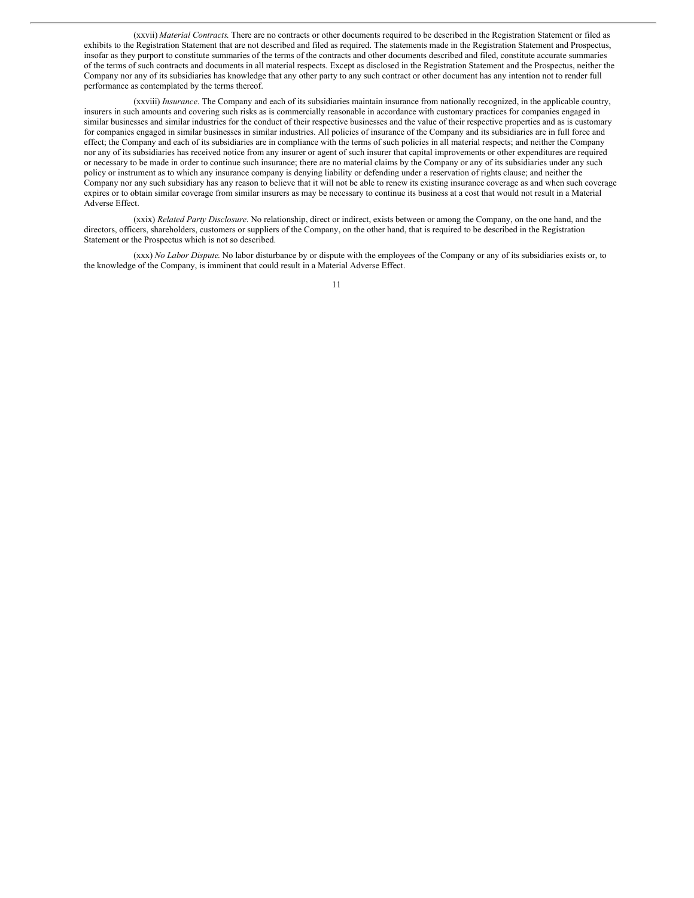(xxvii) *Material Contracts.* There are no contracts or other documents required to be described in the Registration Statement or filed as exhibits to the Registration Statement that are not described and filed as required. The statements made in the Registration Statement and Prospectus, insofar as they purport to constitute summaries of the terms of the contracts and other documents described and filed, constitute accurate summaries of the terms of such contracts and documents in all material respects. Except as disclosed in the Registration Statement and the Prospectus, neither the Company nor any of its subsidiaries has knowledge that any other party to any such contract or other document has any intention not to render full performance as contemplated by the terms thereof.

(xxviii) *Insurance*. The Company and each of its subsidiaries maintain insurance from nationally recognized, in the applicable country, insurers in such amounts and covering such risks as is commercially reasonable in accordance with customary practices for companies engaged in similar businesses and similar industries for the conduct of their respective businesses and the value of their respective properties and as is customary for companies engaged in similar businesses in similar industries. All policies of insurance of the Company and its subsidiaries are in full force and effect; the Company and each of its subsidiaries are in compliance with the terms of such policies in all material respects; and neither the Company nor any of its subsidiaries has received notice from any insurer or agent of such insurer that capital improvements or other expenditures are required or necessary to be made in order to continue such insurance; there are no material claims by the Company or any of its subsidiaries under any such policy or instrument as to which any insurance company is denying liability or defending under a reservation of rights clause; and neither the Company nor any such subsidiary has any reason to believe that it will not be able to renew its existing insurance coverage as and when such coverage expires or to obtain similar coverage from similar insurers as may be necessary to continue its business at a cost that would not result in a Material Adverse Effect.

(xxix) *Related Party Disclosure*. No relationship, direct or indirect, exists between or among the Company, on the one hand, and the directors, officers, shareholders, customers or suppliers of the Company, on the other hand, that is required to be described in the Registration Statement or the Prospectus which is not so described.

(xxx) *No Labor Dispute.* No labor disturbance by or dispute with the employees of the Company or any of its subsidiaries exists or, to the knowledge of the Company, is imminent that could result in a Material Adverse Effect.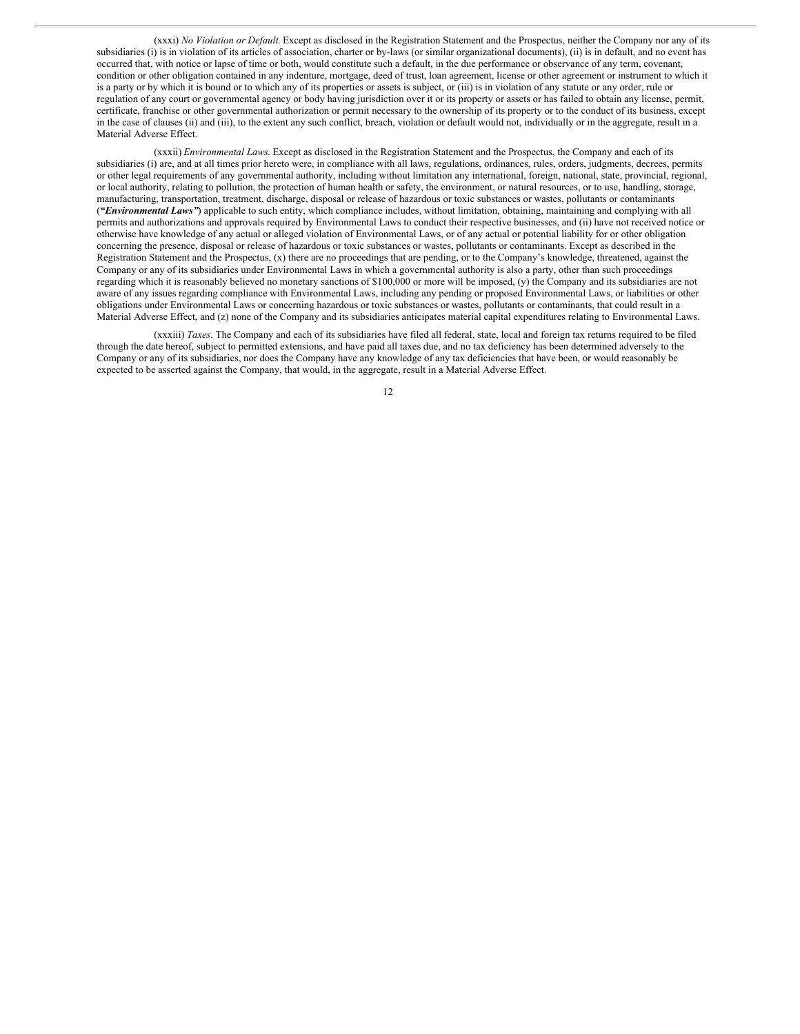(xxxi) *No Violation or Default.* Except as disclosed in the Registration Statement and the Prospectus, neither the Company nor any of its subsidiaries (i) is in violation of its articles of association, charter or by-laws (or similar organizational documents), (ii) is in default, and no event has occurred that, with notice or lapse of time or both, would constitute such a default, in the due performance or observance of any term, covenant, condition or other obligation contained in any indenture, mortgage, deed of trust, loan agreement, license or other agreement or instrument to which it is a party or by which it is bound or to which any of its properties or assets is subject, or (iii) is in violation of any statute or any order, rule or regulation of any court or governmental agency or body having jurisdiction over it or its property or assets or has failed to obtain any license, permit, certificate, franchise or other governmental authorization or permit necessary to the ownership of its property or to the conduct of its business, except in the case of clauses (ii) and (iii), to the extent any such conflict, breach, violation or default would not, individually or in the aggregate, result in a Material Adverse Effect.

(xxxii) *Environmental Laws.* Except as disclosed in the Registration Statement and the Prospectus, the Company and each of its subsidiaries (i) are, and at all times prior hereto were, in compliance with all laws, regulations, ordinances, rules, orders, judgments, decrees, permits or other legal requirements of any governmental authority, including without limitation any international, foreign, national, state, provincial, regional, or local authority, relating to pollution, the protection of human health or safety, the environment, or natural resources, or to use, handling, storage, manufacturing, transportation, treatment, discharge, disposal or release of hazardous or toxic substances or wastes, pollutants or contaminants (***"Environmental Laws"***) applicable to such entity, which compliance includes, without limitation, obtaining, maintaining and complying with all permits and authorizations and approvals required by Environmental Laws to conduct their respective businesses, and (ii) have not received notice or otherwise have knowledge of any actual or alleged violation of Environmental Laws, or of any actual or potential liability for or other obligation concerning the presence, disposal or release of hazardous or toxic substances or wastes, pollutants or contaminants. Except as described in the Registration Statement and the Prospectus, (x) there are no proceedings that are pending, or to the Company's knowledge, threatened, against the Company or any of its subsidiaries under Environmental Laws in which a governmental authority is also a party, other than such proceedings regarding which it is reasonably believed no monetary sanctions of $100,000 or more will be imposed, (y) the Company and its subsidiaries are not aware of any issues regarding compliance with Environmental Laws, including any pending or proposed Environmental Laws, or liabilities or other obligations under Environmental Laws or concerning hazardous or toxic substances or wastes, pollutants or contaminants, that could result in a Material Adverse Effect, and (z) none of the Company and its subsidiaries anticipates material capital expenditures relating to Environmental Laws.

(xxxiii) *Taxes*. The Company and each of its subsidiaries have filed all federal, state, local and foreign tax returns required to be filed through the date hereof, subject to permitted extensions, and have paid all taxes due, and no tax deficiency has been determined adversely to the Company or any of its subsidiaries, nor does the Company have any knowledge of any tax deficiencies that have been, or would reasonably be expected to be asserted against the Company, that would, in the aggregate, result in a Material Adverse Effect.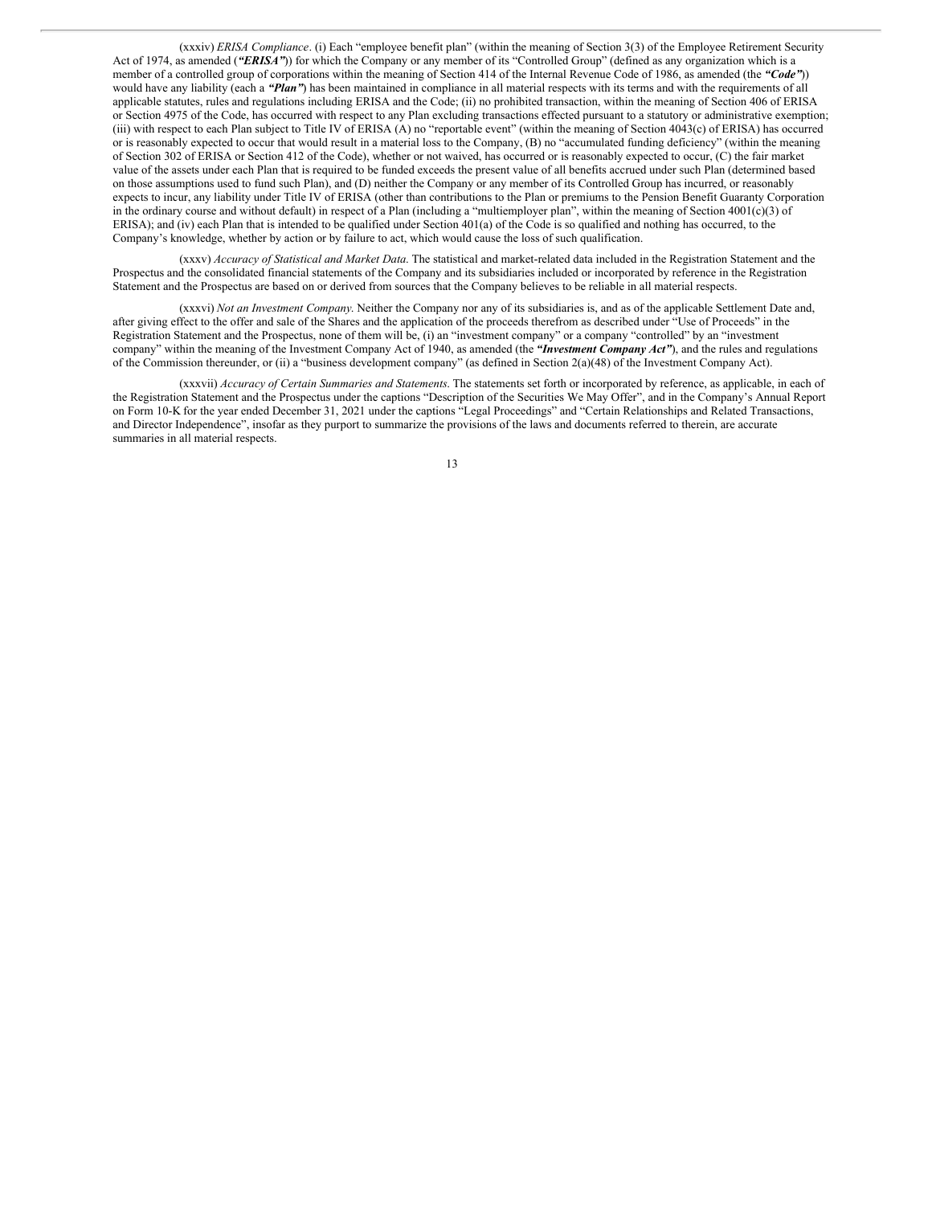(xxxiv) *ERISA Compliance*. (i) Each "employee benefit plan" (within the meaning of Section 3(3) of the Employee Retirement Security Act of 1974, as amended (***"ERISA"***)) for which the Company or any member of its "Controlled Group" (defined as any organization which is a member of a controlled group of corporations within the meaning of Section 414 of the Internal Revenue Code of 1986, as amended (the ***"Code"***)) would have any liability (each a ***"Plan"***) has been maintained in compliance in all material respects with its terms and with the requirements of all applicable statutes, rules and regulations including ERISA and the Code; (ii) no prohibited transaction, within the meaning of Section 406 of ERISA or Section 4975 of the Code, has occurred with respect to any Plan excluding transactions effected pursuant to a statutory or administrative exemption; (iii) with respect to each Plan subject to Title IV of ERISA (A) no "reportable event" (within the meaning of Section 4043(c) of ERISA) has occurred or is reasonably expected to occur that would result in a material loss to the Company, (B) no "accumulated funding deficiency" (within the meaning of Section 302 of ERISA or Section 412 of the Code), whether or not waived, has occurred or is reasonably expected to occur, (C) the fair market value of the assets under each Plan that is required to be funded exceeds the present value of all benefits accrued under such Plan (determined based on those assumptions used to fund such Plan), and (D) neither the Company or any member of its Controlled Group has incurred, or reasonably expects to incur, any liability under Title IV of ERISA (other than contributions to the Plan or premiums to the Pension Benefit Guaranty Corporation in the ordinary course and without default) in respect of a Plan (including a "multiemployer plan", within the meaning of Section 4001(c)(3) of ERISA); and (iv) each Plan that is intended to be qualified under Section 401(a) of the Code is so qualified and nothing has occurred, to the Company's knowledge, whether by action or by failure to act, which would cause the loss of such qualification.

(xxxv) *Accuracy of Statistical and Market Data*. The statistical and market-related data included in the Registration Statement and the Prospectus and the consolidated financial statements of the Company and its subsidiaries included or incorporated by reference in the Registration Statement and the Prospectus are based on or derived from sources that the Company believes to be reliable in all material respects.

(xxxvi) *Not an Investment Company*. Neither the Company nor any of its subsidiaries is, and as of the applicable Settlement Date and, after giving effect to the offer and sale of the Shares and the application of the proceeds therefrom as described under "Use of Proceeds" in the Registration Statement and the Prospectus, none of them will be, (i) an "investment company" or a company "controlled" by an "investment company" within the meaning of the Investment Company Act of 1940, as amended (the ***"Investment Company Act"***), and the rules and regulations of the Commission thereunder, or (ii) a "business development company" (as defined in Section 2(a)(48) of the Investment Company Act).

(xxxvii) *Accuracy of Certain Summaries and Statements*. The statements set forth or incorporated by reference, as applicable, in each of the Registration Statement and the Prospectus under the captions "Description of the Securities We May Offer", and in the Company's Annual Report on Form 10-K for the year ended December 31, 2021 under the captions "Legal Proceedings" and "Certain Relationships and Related Transactions, and Director Independence", insofar as they purport to summarize the provisions of the laws and documents referred to therein, are accurate summaries in all material respects.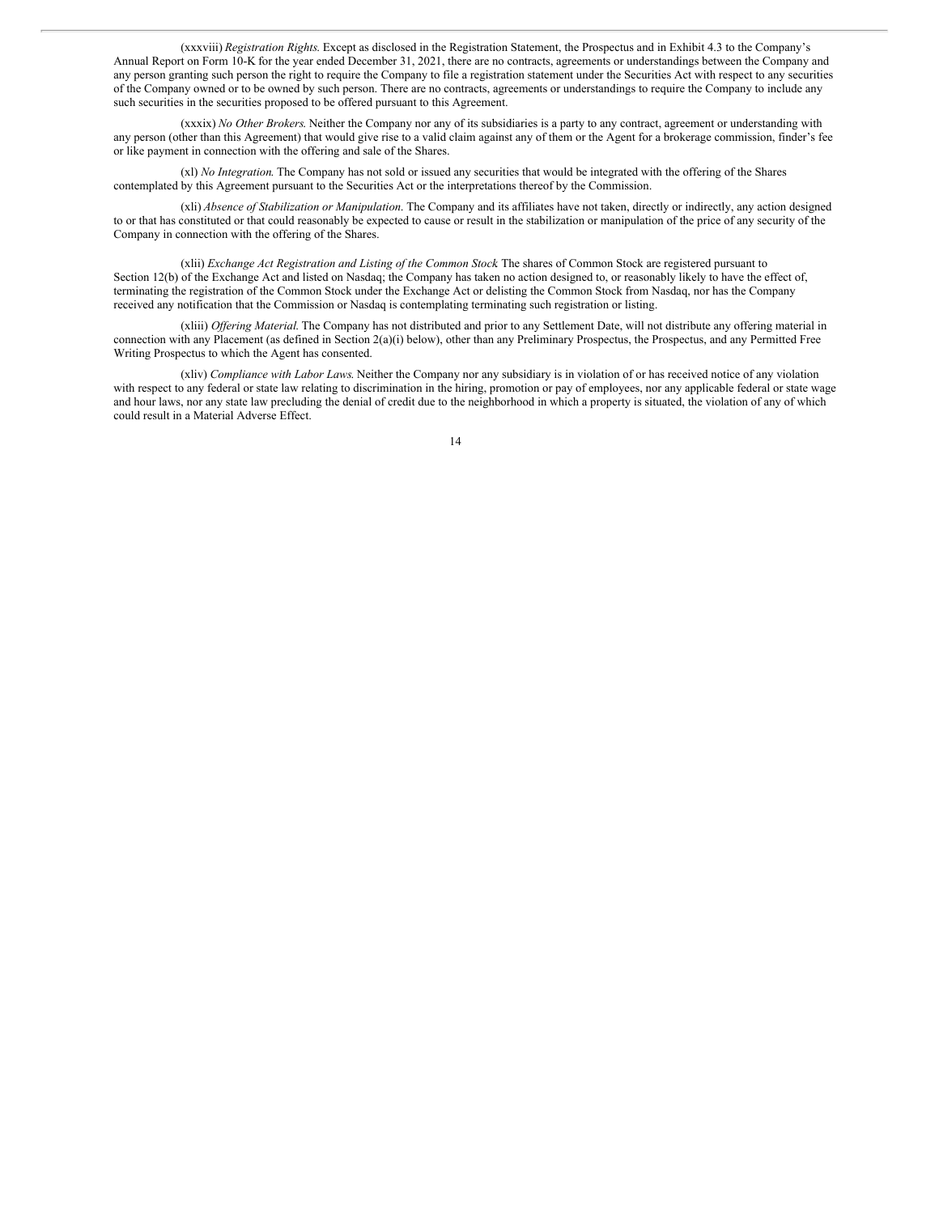(xxxviii) *Registration Rights*. Except as disclosed in the Registration Statement, the Prospectus and in Exhibit 4.3 to the Company's Annual Report on Form 10-K for the year ended December 31, 2021, there are no contracts, agreements or understandings between the Company and any person granting such person the right to require the Company to file a registration statement under the Securities Act with respect to any securities of the Company owned or to be owned by such person. There are no contracts, agreements or understandings to require the Company to include any such securities in the securities proposed to be offered pursuant to this Agreement.

(xxxix) *No Other Brokers*. Neither the Company nor any of its subsidiaries is a party to any contract, agreement or understanding with any person (other than this Agreement) that would give rise to a valid claim against any of them or the Agent for a brokerage commission, finder's fee or like payment in connection with the offering and sale of the Shares.

(xl) *No Integration*. The Company has not sold or issued any securities that would be integrated with the offering of the Shares contemplated by this Agreement pursuant to the Securities Act or the interpretations thereof by the Commission.

(xli) *Absence of Stabilization or Manipulation*. The Company and its affiliates have not taken, directly or indirectly, any action designed to or that has constituted or that could reasonably be expected to cause or result in the stabilization or manipulation of the price of any security of the Company in connection with the offering of the Shares.

(xlii) *Exchange Act Registration and Listing of the Common Stock* The shares of Common Stock are registered pursuant to Section 12(b) of the Exchange Act and listed on Nasdaq; the Company has taken no action designed to, or reasonably likely to have the effect of, terminating the registration of the Common Stock under the Exchange Act or delisting the Common Stock from Nasdaq, nor has the Company received any notification that the Commission or Nasdaq is contemplating terminating such registration or listing.

(xliii) *Offering Material*. The Company has not distributed and prior to any Settlement Date, will not distribute any offering material in connection with any Placement (as defined in Section 2(a)(i) below), other than any Preliminary Prospectus, the Prospectus, and any Permitted Free Writing Prospectus to which the Agent has consented.

(xliv) *Compliance with Labor Laws*. Neither the Company nor any subsidiary is in violation of or has received notice of any violation with respect to any federal or state law relating to discrimination in the hiring, promotion or pay of employees, nor any applicable federal or state wage and hour laws, nor any state law precluding the denial of credit due to the neighborhood in which a property is situated, the violation of any of which could result in a Material Adverse Effect.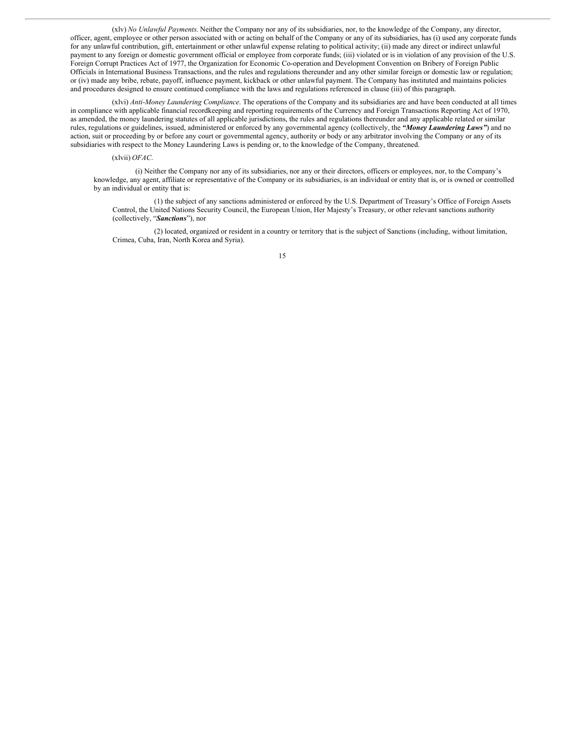(xlv) *No Unlawful Payments*. Neither the Company nor any of its subsidiaries, nor, to the knowledge of the Company, any director, officer, agent, employee or other person associated with or acting on behalf of the Company or any of its subsidiaries, has (i) used any corporate funds for any unlawful contribution, gift, entertainment or other unlawful expense relating to political activity; (ii) made any direct or indirect unlawful payment to any foreign or domestic government official or employee from corporate funds; (iii) violated or is in violation of any provision of the U.S. Foreign Corrupt Practices Act of 1977, the Organization for Economic Co-operation and Development Convention on Bribery of Foreign Public Officials in International Business Transactions, and the rules and regulations thereunder and any other similar foreign or domestic law or regulation; or (iv) made any bribe, rebate, payoff, influence payment, kickback or other unlawful payment. The Company has instituted and maintains policies and procedures designed to ensure continued compliance with the laws and regulations referenced in clause (iii) of this paragraph.

(xlvi) *Anti-Money Laundering Compliance*. The operations of the Company and its subsidiaries are and have been conducted at all times in compliance with applicable financial recordkeeping and reporting requirements of the Currency and Foreign Transactions Reporting Act of 1970, as amended, the money laundering statutes of all applicable jurisdictions, the rules and regulations thereunder and any applicable related or similar rules, regulations or guidelines, issued, administered or enforced by any governmental agency (collectively, the ***"Money Laundering Laws"***) and no action, suit or proceeding by or before any court or governmental agency, authority or body or any arbitrator involving the Company or any of its subsidiaries with respect to the Money Laundering Laws is pending or, to the knowledge of the Company, threatened.

(xlvii) *OFAC*.

(i) Neither the Company nor any of its subsidiaries, nor any or their directors, officers or employees, nor, to the Company's knowledge, any agent, affiliate or representative of the Company or its subsidiaries, is an individual or entity that is, or is owned or controlled by an individual or entity that is:

(1) the subject of any sanctions administered or enforced by the U.S. Department of Treasury's Office of Foreign Assets Control, the United Nations Security Council, the European Union, Her Majesty's Treasury, or other relevant sanctions authority (collectively, "***Sanctions***"), nor

(2) located, organized or resident in a country or territory that is the subject of Sanctions (including, without limitation, Crimea, Cuba, Iran, North Korea and Syria).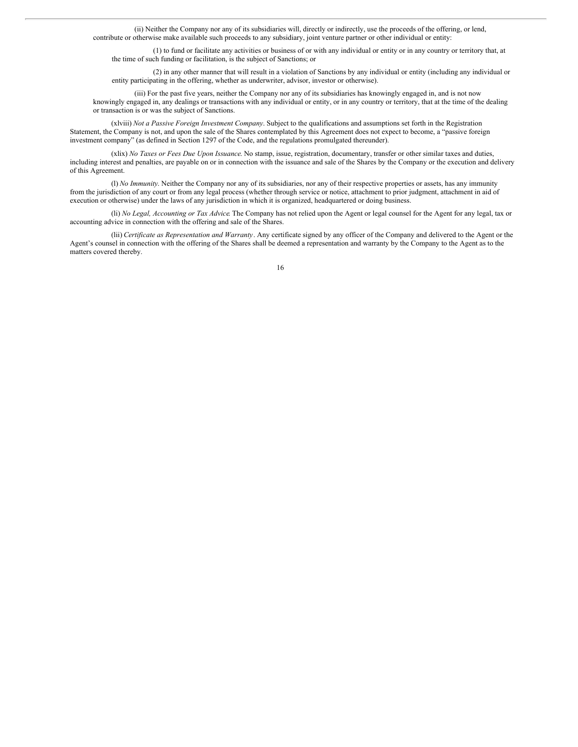(ii) Neither the Company nor any of its subsidiaries will, directly or indirectly, use the proceeds of the offering, or lend, contribute or otherwise make available such proceeds to any subsidiary, joint venture partner or other individual or entity:

(1) to fund or facilitate any activities or business of or with any individual or entity or in any country or territory that, at the time of such funding or facilitation, is the subject of Sanctions; or

(2) in any other manner that will result in a violation of Sanctions by any individual or entity (including any individual or entity participating in the offering, whether as underwriter, advisor, investor or otherwise).

(iii) For the past five years, neither the Company nor any of its subsidiaries has knowingly engaged in, and is not now knowingly engaged in, any dealings or transactions with any individual or entity, or in any country or territory, that at the time of the dealing or transaction is or was the subject of Sanctions.

(xlviii) *Not a Passive Foreign Investment Company*. Subject to the qualifications and assumptions set forth in the Registration Statement, the Company is not, and upon the sale of the Shares contemplated by this Agreement does not expect to become, a "passive foreign investment company" (as defined in Section 1297 of the Code, and the regulations promulgated thereunder).

(xlix) *No Taxes or Fees Due Upon Issuance*. No stamp, issue, registration, documentary, transfer or other similar taxes and duties, including interest and penalties, are payable on or in connection with the issuance and sale of the Shares by the Company or the execution and delivery of this Agreement.

(l) *No Immunity*. Neither the Company nor any of its subsidiaries, nor any of their respective properties or assets, has any immunity from the jurisdiction of any court or from any legal process (whether through service or notice, attachment to prior judgment, attachment in aid of execution or otherwise) under the laws of any jurisdiction in which it is organized, headquartered or doing business.

(li) *No Legal, Accounting or Tax Advice*. The Company has not relied upon the Agent or legal counsel for the Agent for any legal, tax or accounting advice in connection with the offering and sale of the Shares.

(lii) *Certificate as Representation and Warranty*. Any certificate signed by any officer of the Company and delivered to the Agent or the Agent's counsel in connection with the offering of the Shares shall be deemed a representation and warranty by the Company to the Agent as to the matters covered thereby.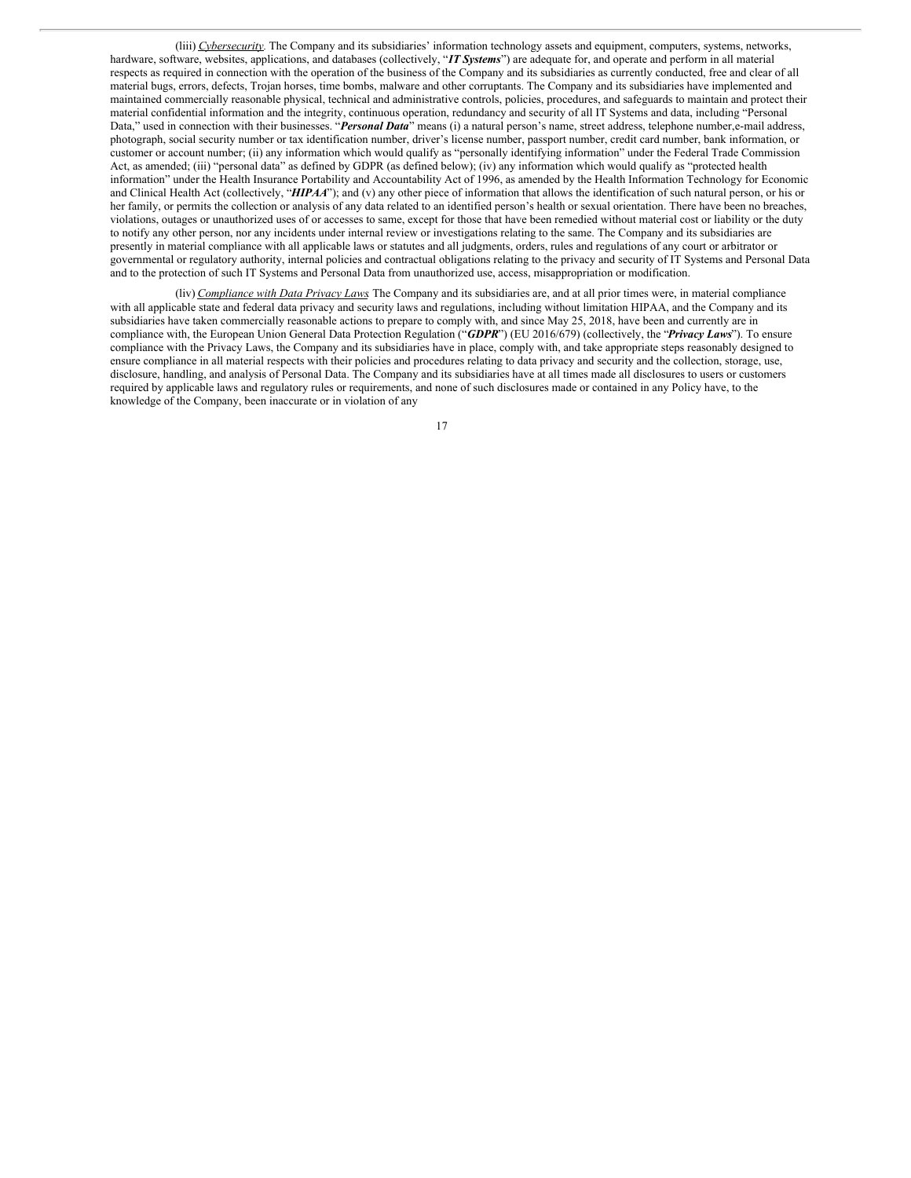(liii) _Cybersecurity_. The Company and its subsidiaries' information technology assets and equipment, computers, systems, networks, hardware, software, websites, applications, and databases (collectively, "***IT Systems***") are adequate for, and operate and perform in all material respects as required in connection with the operation of the business of the Company and its subsidiaries as currently conducted, free and clear of all material bugs, errors, defects, Trojan horses, time bombs, malware and other corruptants. The Company and its subsidiaries have implemented and maintained commercially reasonable physical, technical and administrative controls, policies, procedures, and safeguards to maintain and protect their material confidential information and the integrity, continuous operation, redundancy and security of all IT Systems and data, including "Personal Data," used in connection with their businesses. "***Personal Data***" means (i) a natural person's name, street address, telephone number,e-mail address, photograph, social security number or tax identification number, driver's license number, passport number, credit card number, bank information, or customer or account number; (ii) any information which would qualify as "personally identifying information" under the Federal Trade Commission Act, as amended; (iii) "personal data" as defined by GDPR (as defined below); (iv) any information which would qualify as "protected health information" under the Health Insurance Portability and Accountability Act of 1996, as amended by the Health Information Technology for Economic and Clinical Health Act (collectively, "***HIPAA***"); and (v) any other piece of information that allows the identification of such natural person, or his or her family, or permits the collection or analysis of any data related to an identified person's health or sexual orientation. There have been no breaches, violations, outages or unauthorized uses of or accesses to same, except for those that have been remedied without material cost or liability or the duty to notify any other person, nor any incidents under internal review or investigations relating to the same. The Company and its subsidiaries are presently in material compliance with all applicable laws or statutes and all judgments, orders, rules and regulations of any court or arbitrator or governmental or regulatory authority, internal policies and contractual obligations relating to the privacy and security of IT Systems and Personal Data and to the protection of such IT Systems and Personal Data from unauthorized use, access, misappropriation or modification.

(liv) _Compliance with Data Privacy Laws_. The Company and its subsidiaries are, and at all prior times were, in material compliance with all applicable state and federal data privacy and security laws and regulations, including without limitation HIPAA, and the Company and its subsidiaries have taken commercially reasonable actions to prepare to comply with, and since May 25, 2018, have been and currently are in compliance with, the European Union General Data Protection Regulation ("***GDPR***") (EU 2016/679) (collectively, the "***Privacy Laws***"). To ensure compliance with the Privacy Laws, the Company and its subsidiaries have in place, comply with, and take appropriate steps reasonably designed to ensure compliance in all material respects with their policies and procedures relating to data privacy and security and the collection, storage, use, disclosure, handling, and analysis of Personal Data. The Company and its subsidiaries have at all times made all disclosures to users or customers required by applicable laws and regulatory rules or requirements, and none of such disclosures made or contained in any Policy have, to the knowledge of the Company, been inaccurate or in violation of any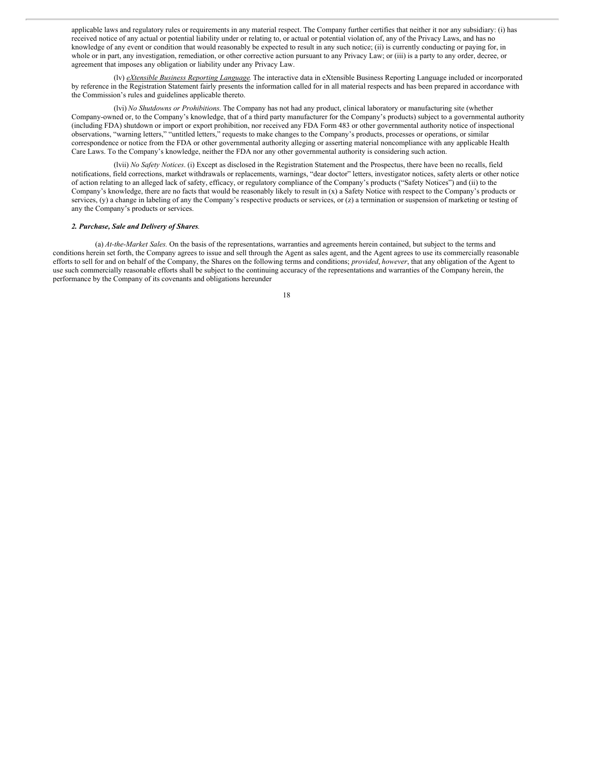applicable laws and regulatory rules or requirements in any material respect. The Company further certifies that neither it nor any subsidiary: (i) has received notice of any actual or potential liability under or relating to, or actual or potential violation of, any of the Privacy Laws, and has no knowledge of any event or condition that would reasonably be expected to result in any such notice; (ii) is currently conducting or paying for, in whole or in part, any investigation, remediation, or other corrective action pursuant to any Privacy Law; or (iii) is a party to any order, decree, or agreement that imposes any obligation or liability under any Privacy Law.

(lv) *eXtensible Business Reporting Language.* The interactive data in eXtensible Business Reporting Language included or incorporated by reference in the Registration Statement fairly presents the information called for in all material respects and has been prepared in accordance with the Commission's rules and guidelines applicable thereto.

(lvi) *No Shutdowns or Prohibitions.* The Company has not had any product, clinical laboratory or manufacturing site (whether Company-owned or, to the Company's knowledge, that of a third party manufacturer for the Company's products) subject to a governmental authority (including FDA) shutdown or import or export prohibition, nor received any FDA Form 483 or other governmental authority notice of inspectional observations, "warning letters," "untitled letters," requests to make changes to the Company's products, processes or operations, or similar correspondence or notice from the FDA or other governmental authority alleging or asserting material noncompliance with any applicable Health Care Laws. To the Company's knowledge, neither the FDA nor any other governmental authority is considering such action.

(lvii) *No Safety Notices*. (i) Except as disclosed in the Registration Statement and the Prospectus, there have been no recalls, field notifications, field corrections, market withdrawals or replacements, warnings, "dear doctor" letters, investigator notices, safety alerts or other notice of action relating to an alleged lack of safety, efficacy, or regulatory compliance of the Company's products ("Safety Notices") and (ii) to the Company's knowledge, there are no facts that would be reasonably likely to result in (x) a Safety Notice with respect to the Company's products or services, (y) a change in labeling of any the Company's respective products or services, or (z) a termination or suspension of marketing or testing of any the Company's products or services.

***2. Purchase, Sale and Delivery of Shares.***

(a) *At-the-Market Sales.* On the basis of the representations, warranties and agreements herein contained, but subject to the terms and conditions herein set forth, the Company agrees to issue and sell through the Agent as sales agent, and the Agent agrees to use its commercially reasonable efforts to sell for and on behalf of the Company, the Shares on the following terms and conditions; *provided*, *however*, that any obligation of the Agent to use such commercially reasonable efforts shall be subject to the continuing accuracy of the representations and warranties of the Company herein, the performance by the Company of its covenants and obligations hereunder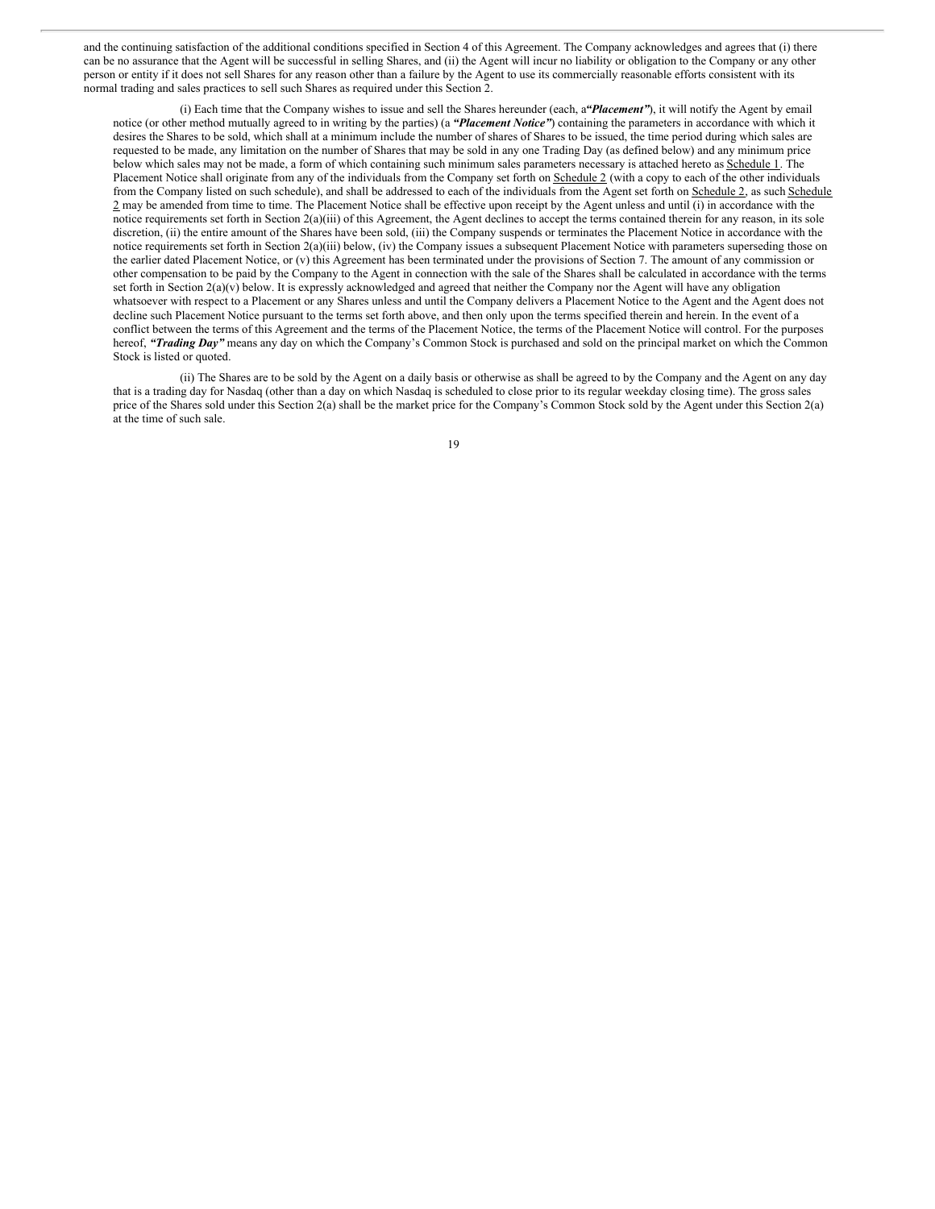and the continuing satisfaction of the additional conditions specified in Section 4 of this Agreement. The Company acknowledges and agrees that (i) there can be no assurance that the Agent will be successful in selling Shares, and (ii) the Agent will incur no liability or obligation to the Company or any other person or entity if it does not sell Shares for any reason other than a failure by the Agent to use its commercially reasonable efforts consistent with its normal trading and sales practices to sell such Shares as required under this Section 2.

(i) Each time that the Company wishes to issue and sell the Shares hereunder (each, a ***"Placement"***), it will notify the Agent by email notice (or other method mutually agreed to in writing by the parties) (a ***"Placement Notice"***) containing the parameters in accordance with which it desires the Shares to be sold, which shall at a minimum include the number of shares of Shares to be issued, the time period during which sales are requested to be made, any limitation on the number of Shares that may be sold in any one Trading Day (as defined below) and any minimum price below which sales may not be made, a form of which containing such minimum sales parameters necessary is attached hereto as Schedule 1. The Placement Notice shall originate from any of the individuals from the Company set forth on Schedule 2 (with a copy to each of the other individuals from the Company listed on such schedule), and shall be addressed to each of the individuals from the Agent set forth on Schedule 2, as such Schedule 2 may be amended from time to time. The Placement Notice shall be effective upon receipt by the Agent unless and until (i) in accordance with the notice requirements set forth in Section 2(a)(iii) of this Agreement, the Agent declines to accept the terms contained therein for any reason, in its sole discretion, (ii) the entire amount of the Shares have been sold, (iii) the Company suspends or terminates the Placement Notice in accordance with the notice requirements set forth in Section 2(a)(iii) below, (iv) the Company issues a subsequent Placement Notice with parameters superseding those on the earlier dated Placement Notice, or (v) this Agreement has been terminated under the provisions of Section 7. The amount of any commission or other compensation to be paid by the Company to the Agent in connection with the sale of the Shares shall be calculated in accordance with the terms set forth in Section 2(a)(v) below. It is expressly acknowledged and agreed that neither the Company nor the Agent will have any obligation whatsoever with respect to a Placement or any Shares unless and until the Company delivers a Placement Notice to the Agent and the Agent does not decline such Placement Notice pursuant to the terms set forth above, and then only upon the terms specified therein and herein. In the event of a conflict between the terms of this Agreement and the terms of the Placement Notice, the terms of the Placement Notice will control. For the purposes hereof, ***"Trading Day"*** means any day on which the Company's Common Stock is purchased and sold on the principal market on which the Common Stock is listed or quoted.

(ii) The Shares are to be sold by the Agent on a daily basis or otherwise as shall be agreed to by the Company and the Agent on any day that is a trading day for Nasdaq (other than a day on which Nasdaq is scheduled to close prior to its regular weekday closing time). The gross sales price of the Shares sold under this Section 2(a) shall be the market price for the Company's Common Stock sold by the Agent under this Section 2(a) at the time of such sale.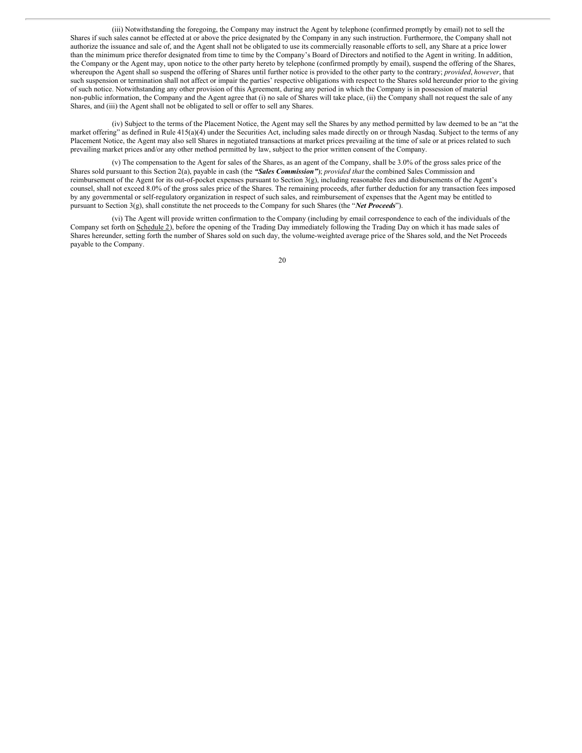(iii) Notwithstanding the foregoing, the Company may instruct the Agent by telephone (confirmed promptly by email) not to sell the Shares if such sales cannot be effected at or above the price designated by the Company in any such instruction. Furthermore, the Company shall not authorize the issuance and sale of, and the Agent shall not be obligated to use its commercially reasonable efforts to sell, any Share at a price lower than the minimum price therefor designated from time to time by the Company's Board of Directors and notified to the Agent in writing. In addition, the Company or the Agent may, upon notice to the other party hereto by telephone (confirmed promptly by email), suspend the offering of the Shares, whereupon the Agent shall so suspend the offering of Shares until further notice is provided to the other party to the contrary; *provided*, *however*, that such suspension or termination shall not affect or impair the parties' respective obligations with respect to the Shares sold hereunder prior to the giving of such notice. Notwithstanding any other provision of this Agreement, during any period in which the Company is in possession of material non-public information, the Company and the Agent agree that (i) no sale of Shares will take place, (ii) the Company shall not request the sale of any Shares, and (iii) the Agent shall not be obligated to sell or offer to sell any Shares.

(iv) Subject to the terms of the Placement Notice, the Agent may sell the Shares by any method permitted by law deemed to be an "at the market offering" as defined in Rule 415(a)(4) under the Securities Act, including sales made directly on or through Nasdaq. Subject to the terms of any Placement Notice, the Agent may also sell Shares in negotiated transactions at market prices prevailing at the time of sale or at prices related to such prevailing market prices and/or any other method permitted by law, subject to the prior written consent of the Company.

(v) The compensation to the Agent for sales of the Shares, as an agent of the Company, shall be 3.0% of the gross sales price of the Shares sold pursuant to this Section 2(a), payable in cash (the ***"Sales Commission"***); *provided that* the combined Sales Commission and reimbursement of the Agent for its out-of-pocket expenses pursuant to Section 3(g), including reasonable fees and disbursements of the Agent's counsel, shall not exceed 8.0% of the gross sales price of the Shares. The remaining proceeds, after further deduction for any transaction fees imposed by any governmental or self-regulatory organization in respect of such sales, and reimbursement of expenses that the Agent may be entitled to pursuant to Section 3(g), shall constitute the net proceeds to the Company for such Shares (the "***Net Proceeds***").

(vi) The Agent will provide written confirmation to the Company (including by email correspondence to each of the individuals of the Company set forth on Schedule 2), before the opening of the Trading Day immediately following the Trading Day on which it has made sales of Shares hereunder, setting forth the number of Shares sold on such day, the volume-weighted average price of the Shares sold, and the Net Proceeds payable to the Company.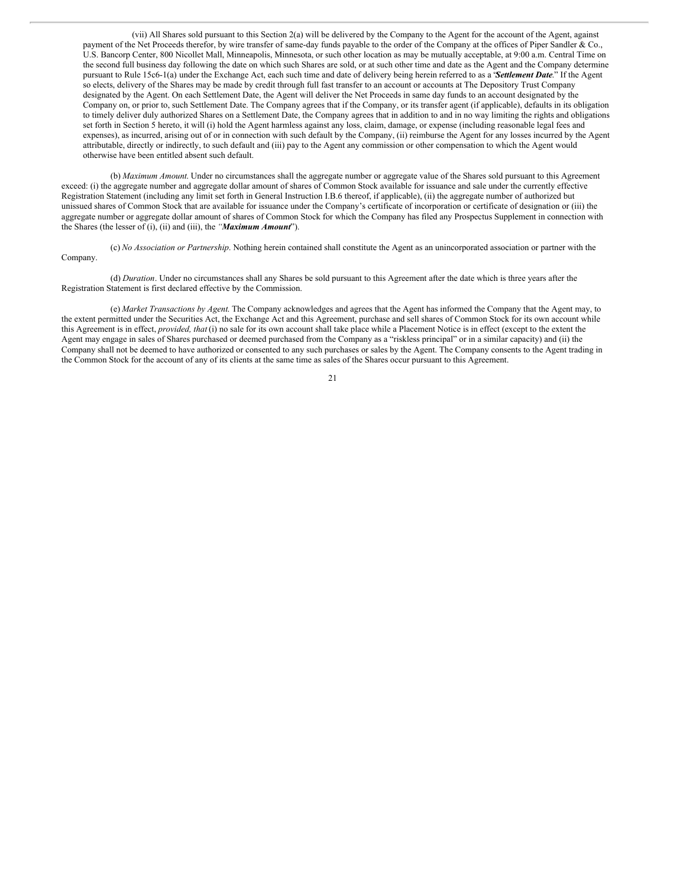(vii) All Shares sold pursuant to this Section 2(a) will be delivered by the Company to the Agent for the account of the Agent, against payment of the Net Proceeds therefor, by wire transfer of same-day funds payable to the order of the Company at the offices of Piper Sandler & Co., U.S. Bancorp Center, 800 Nicollet Mall, Minneapolis, Minnesota, or such other location as may be mutually acceptable, at 9:00 a.m. Central Time on the second full business day following the date on which such Shares are sold, or at such other time and date as the Agent and the Company determine pursuant to Rule 15c6-1(a) under the Exchange Act, each such time and date of delivery being herein referred to as a "***Settlement Date***." If the Agent so elects, delivery of the Shares may be made by credit through full fast transfer to an account or accounts at The Depository Trust Company designated by the Agent. On each Settlement Date, the Agent will deliver the Net Proceeds in same day funds to an account designated by the Company on, or prior to, such Settlement Date. The Company agrees that if the Company, or its transfer agent (if applicable), defaults in its obligation to timely deliver duly authorized Shares on a Settlement Date, the Company agrees that in addition to and in no way limiting the rights and obligations set forth in Section 5 hereto, it will (i) hold the Agent harmless against any loss, claim, damage, or expense (including reasonable legal fees and expenses), as incurred, arising out of or in connection with such default by the Company, (ii) reimburse the Agent for any losses incurred by the Agent attributable, directly or indirectly, to such default and (iii) pay to the Agent any commission or other compensation to which the Agent would otherwise have been entitled absent such default.

(b) *Maximum Amount.* Under no circumstances shall the aggregate number or aggregate value of the Shares sold pursuant to this Agreement exceed: (i) the aggregate number and aggregate dollar amount of shares of Common Stock available for issuance and sale under the currently effective Registration Statement (including any limit set forth in General Instruction I.B.6 thereof, if applicable), (ii) the aggregate number of authorized but unissued shares of Common Stock that are available for issuance under the Company's certificate of incorporation or certificate of designation or (iii) the aggregate number or aggregate dollar amount of shares of Common Stock for which the Company has filed any Prospectus Supplement in connection with the Shares (the lesser of (i), (ii) and (iii), the "***Maximum Amount***").

(c) *No Association or Partnership*. Nothing herein contained shall constitute the Agent as an unincorporated association or partner with the Company.

(d) *Duration*. Under no circumstances shall any Shares be sold pursuant to this Agreement after the date which is three years after the Registration Statement is first declared effective by the Commission.

(e) *Market Transactions by Agent.* The Company acknowledges and agrees that the Agent has informed the Company that the Agent may, to the extent permitted under the Securities Act, the Exchange Act and this Agreement, purchase and sell shares of Common Stock for its own account while this Agreement is in effect, *provided, that* (i) no sale for its own account shall take place while a Placement Notice is in effect (except to the extent the Agent may engage in sales of Shares purchased or deemed purchased from the Company as a "riskless principal" or in a similar capacity) and (ii) the Company shall not be deemed to have authorized or consented to any such purchases or sales by the Agent. The Company consents to the Agent trading in the Common Stock for the account of any of its clients at the same time as sales of the Shares occur pursuant to this Agreement.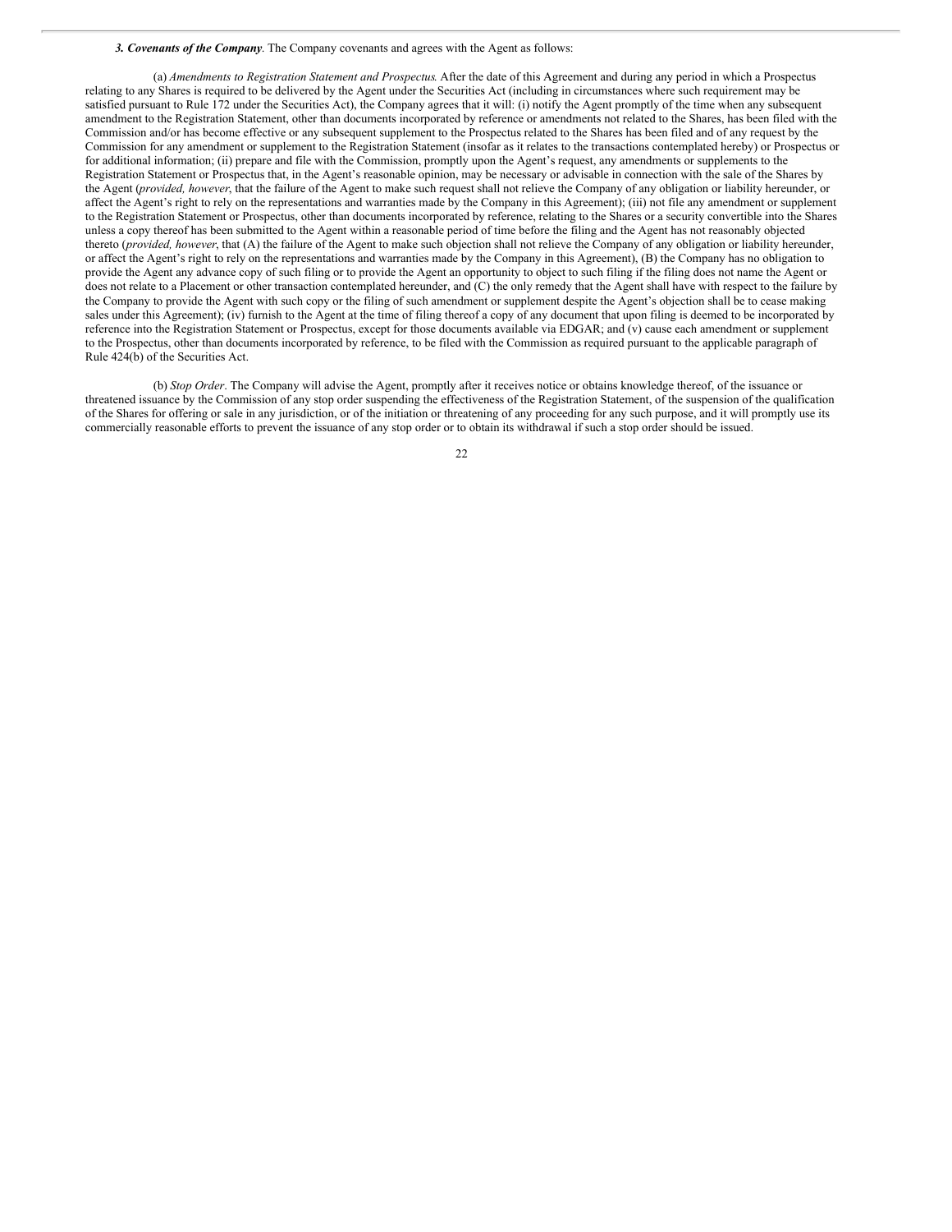***3. Covenants of the Company***. The Company covenants and agrees with the Agent as follows:

(a) *Amendments to Registration Statement and Prospectus.* After the date of this Agreement and during any period in which a Prospectus relating to any Shares is required to be delivered by the Agent under the Securities Act (including in circumstances where such requirement may be satisfied pursuant to Rule 172 under the Securities Act), the Company agrees that it will: (i) notify the Agent promptly of the time when any subsequent amendment to the Registration Statement, other than documents incorporated by reference or amendments not related to the Shares, has been filed with the Commission and/or has become effective or any subsequent supplement to the Prospectus related to the Shares has been filed and of any request by the Commission for any amendment or supplement to the Registration Statement (insofar as it relates to the transactions contemplated hereby) or Prospectus or for additional information; (ii) prepare and file with the Commission, promptly upon the Agent's request, any amendments or supplements to the Registration Statement or Prospectus that, in the Agent's reasonable opinion, may be necessary or advisable in connection with the sale of the Shares by the Agent (*provided, however*, that the failure of the Agent to make such request shall not relieve the Company of any obligation or liability hereunder, or affect the Agent's right to rely on the representations and warranties made by the Company in this Agreement); (iii) not file any amendment or supplement to the Registration Statement or Prospectus, other than documents incorporated by reference, relating to the Shares or a security convertible into the Shares unless a copy thereof has been submitted to the Agent within a reasonable period of time before the filing and the Agent has not reasonably objected thereto (*provided, however*, that (A) the failure of the Agent to make such objection shall not relieve the Company of any obligation or liability hereunder, or affect the Agent's right to rely on the representations and warranties made by the Company in this Agreement), (B) the Company has no obligation to provide the Agent any advance copy of such filing or to provide the Agent an opportunity to object to such filing if the filing does not name the Agent or does not relate to a Placement or other transaction contemplated hereunder, and (C) the only remedy that the Agent shall have with respect to the failure by the Company to provide the Agent with such copy or the filing of such amendment or supplement despite the Agent's objection shall be to cease making sales under this Agreement); (iv) furnish to the Agent at the time of filing thereof a copy of any document that upon filing is deemed to be incorporated by reference into the Registration Statement or Prospectus, except for those documents available via EDGAR; and (v) cause each amendment or supplement to the Prospectus, other than documents incorporated by reference, to be filed with the Commission as required pursuant to the applicable paragraph of Rule 424(b) of the Securities Act.

(b) *Stop Order*. The Company will advise the Agent, promptly after it receives notice or obtains knowledge thereof, of the issuance or threatened issuance by the Commission of any stop order suspending the effectiveness of the Registration Statement, of the suspension of the qualification of the Shares for offering or sale in any jurisdiction, or of the initiation or threatening of any proceeding for any such purpose, and it will promptly use its commercially reasonable efforts to prevent the issuance of any stop order or to obtain its withdrawal if such a stop order should be issued.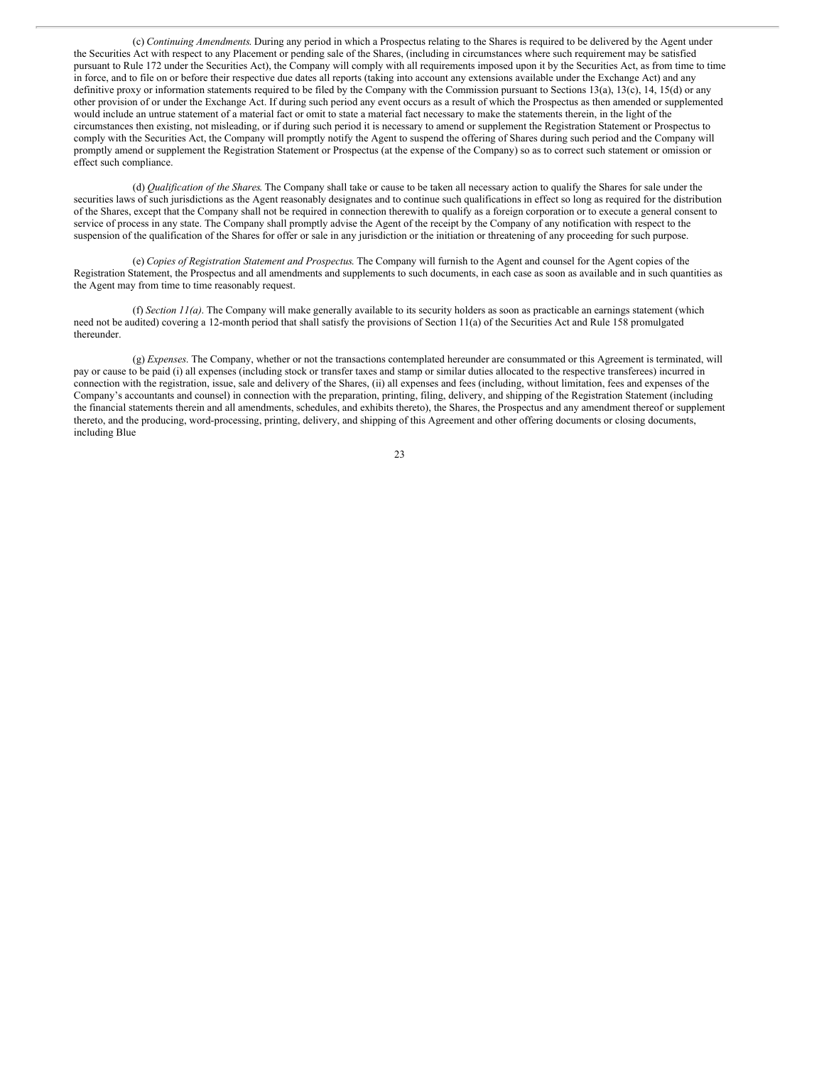(c) *Continuing Amendments*. During any period in which a Prospectus relating to the Shares is required to be delivered by the Agent under the Securities Act with respect to any Placement or pending sale of the Shares, (including in circumstances where such requirement may be satisfied pursuant to Rule 172 under the Securities Act), the Company will comply with all requirements imposed upon it by the Securities Act, as from time to time in force, and to file on or before their respective due dates all reports (taking into account any extensions available under the Exchange Act) and any definitive proxy or information statements required to be filed by the Company with the Commission pursuant to Sections 13(a), 13(c), 14, 15(d) or any other provision of or under the Exchange Act. If during such period any event occurs as a result of which the Prospectus as then amended or supplemented would include an untrue statement of a material fact or omit to state a material fact necessary to make the statements therein, in the light of the circumstances then existing, not misleading, or if during such period it is necessary to amend or supplement the Registration Statement or Prospectus to comply with the Securities Act, the Company will promptly notify the Agent to suspend the offering of Shares during such period and the Company will promptly amend or supplement the Registration Statement or Prospectus (at the expense of the Company) so as to correct such statement or omission or effect such compliance.

(d) *Qualification of the Shares*. The Company shall take or cause to be taken all necessary action to qualify the Shares for sale under the securities laws of such jurisdictions as the Agent reasonably designates and to continue such qualifications in effect so long as required for the distribution of the Shares, except that the Company shall not be required in connection therewith to qualify as a foreign corporation or to execute a general consent to service of process in any state. The Company shall promptly advise the Agent of the receipt by the Company of any notification with respect to the suspension of the qualification of the Shares for offer or sale in any jurisdiction or the initiation or threatening of any proceeding for such purpose.

(e) *Copies of Registration Statement and Prospectus*. The Company will furnish to the Agent and counsel for the Agent copies of the Registration Statement, the Prospectus and all amendments and supplements to such documents, in each case as soon as available and in such quantities as the Agent may from time to time reasonably request.

(f) *Section 11(a)*. The Company will make generally available to its security holders as soon as practicable an earnings statement (which need not be audited) covering a 12-month period that shall satisfy the provisions of Section 11(a) of the Securities Act and Rule 158 promulgated thereunder.

(g) *Expenses*. The Company, whether or not the transactions contemplated hereunder are consummated or this Agreement is terminated, will pay or cause to be paid (i) all expenses (including stock or transfer taxes and stamp or similar duties allocated to the respective transferees) incurred in connection with the registration, issue, sale and delivery of the Shares, (ii) all expenses and fees (including, without limitation, fees and expenses of the Company's accountants and counsel) in connection with the preparation, printing, filing, delivery, and shipping of the Registration Statement (including the financial statements therein and all amendments, schedules, and exhibits thereto), the Shares, the Prospectus and any amendment thereof or supplement thereto, and the producing, word-processing, printing, delivery, and shipping of this Agreement and other offering documents or closing documents, including Blue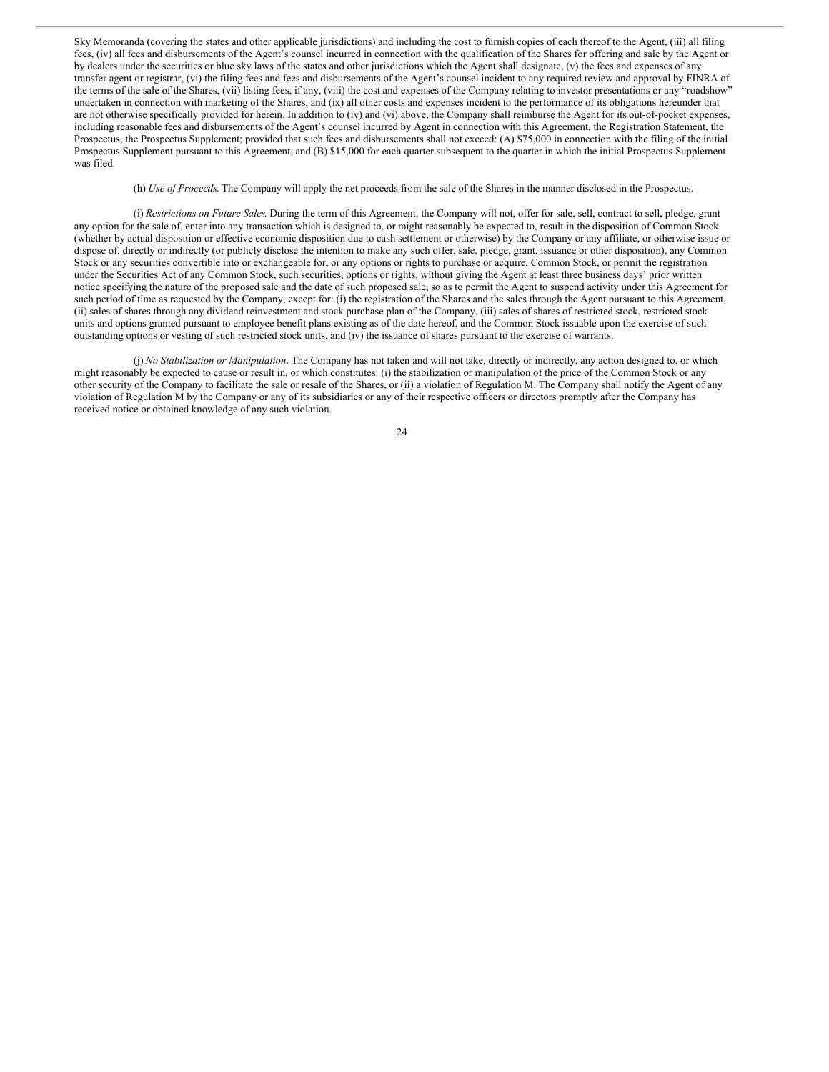Sky Memoranda (covering the states and other applicable jurisdictions) and including the cost to furnish copies of each thereof to the Agent, (iii) all filing fees, (iv) all fees and disbursements of the Agent's counsel incurred in connection with the qualification of the Shares for offering and sale by the Agent or by dealers under the securities or blue sky laws of the states and other jurisdictions which the Agent shall designate, (v) the fees and expenses of any transfer agent or registrar, (vi) the filing fees and fees and disbursements of the Agent's counsel incident to any required review and approval by FINRA of the terms of the sale of the Shares, (vii) listing fees, if any, (viii) the cost and expenses of the Company relating to investor presentations or any "roadshow" undertaken in connection with marketing of the Shares, and (ix) all other costs and expenses incident to the performance of its obligations hereunder that are not otherwise specifically provided for herein. In addition to (iv) and (vi) above, the Company shall reimburse the Agent for its out-of-pocket expenses, including reasonable fees and disbursements of the Agent's counsel incurred by Agent in connection with this Agreement, the Registration Statement, the Prospectus, the Prospectus Supplement; provided that such fees and disbursements shall not exceed: (A) $75,000 in connection with the filing of the initial Prospectus Supplement pursuant to this Agreement, and (B) $15,000 for each quarter subsequent to the quarter in which the initial Prospectus Supplement was filed.

(h) *Use of Proceeds*. The Company will apply the net proceeds from the sale of the Shares in the manner disclosed in the Prospectus.

(i) *Restrictions on Future Sales*. During the term of this Agreement, the Company will not, offer for sale, sell, contract to sell, pledge, grant any option for the sale of, enter into any transaction which is designed to, or might reasonably be expected to, result in the disposition of Common Stock (whether by actual disposition or effective economic disposition due to cash settlement or otherwise) by the Company or any affiliate, or otherwise issue or dispose of, directly or indirectly (or publicly disclose the intention to make any such offer, sale, pledge, grant, issuance or other disposition), any Common Stock or any securities convertible into or exchangeable for, or any options or rights to purchase or acquire, Common Stock, or permit the registration under the Securities Act of any Common Stock, such securities, options or rights, without giving the Agent at least three business days' prior written notice specifying the nature of the proposed sale and the date of such proposed sale, so as to permit the Agent to suspend activity under this Agreement for such period of time as requested by the Company, except for: (i) the registration of the Shares and the sales through the Agent pursuant to this Agreement, (ii) sales of shares through any dividend reinvestment and stock purchase plan of the Company, (iii) sales of shares of restricted stock, restricted stock units and options granted pursuant to employee benefit plans existing as of the date hereof, and the Common Stock issuable upon the exercise of such outstanding options or vesting of such restricted stock units, and (iv) the issuance of shares pursuant to the exercise of warrants.

(j) *No Stabilization or Manipulation*. The Company has not taken and will not take, directly or indirectly, any action designed to, or which might reasonably be expected to cause or result in, or which constitutes: (i) the stabilization or manipulation of the price of the Common Stock or any other security of the Company to facilitate the sale or resale of the Shares, or (ii) a violation of Regulation M. The Company shall notify the Agent of any violation of Regulation M by the Company or any of its subsidiaries or any of their respective officers or directors promptly after the Company has received notice or obtained knowledge of any such violation.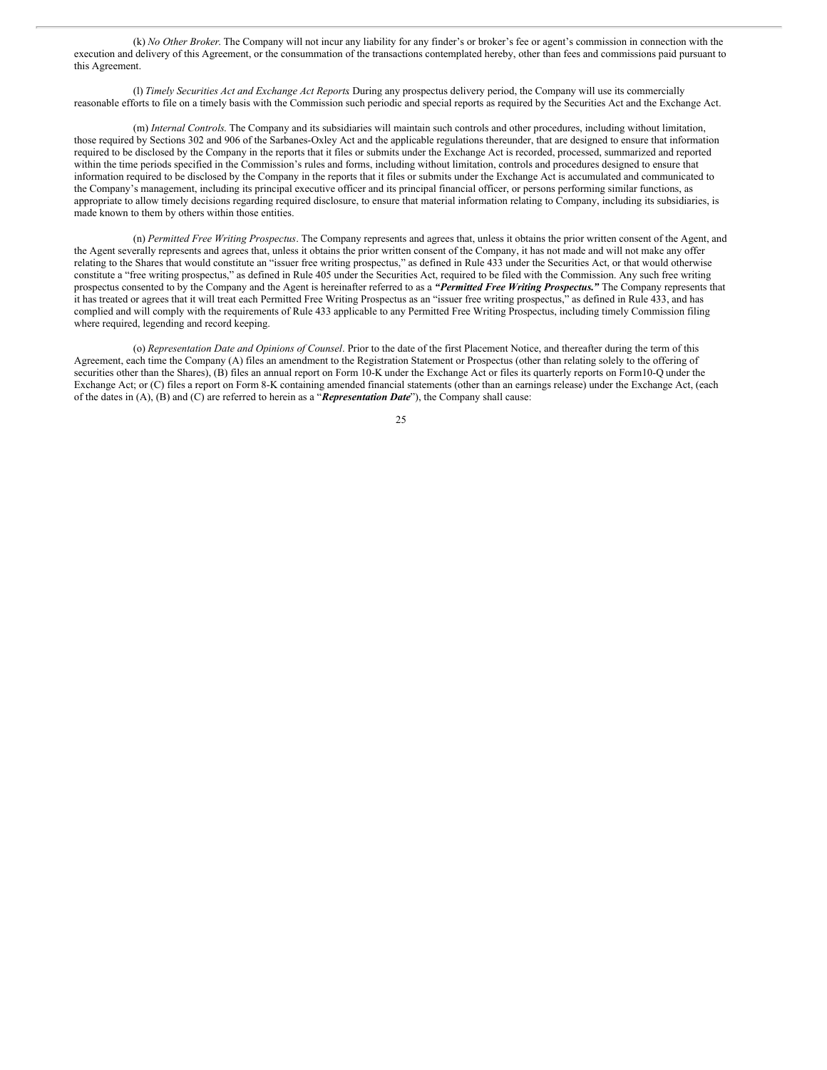(k) *No Other Broker*. The Company will not incur any liability for any finder's or broker's fee or agent's commission in connection with the execution and delivery of this Agreement, or the consummation of the transactions contemplated hereby, other than fees and commissions paid pursuant to this Agreement.

(l) *Timely Securities Act and Exchange Act Reports* During any prospectus delivery period, the Company will use its commercially reasonable efforts to file on a timely basis with the Commission such periodic and special reports as required by the Securities Act and the Exchange Act.

(m) *Internal Controls.* The Company and its subsidiaries will maintain such controls and other procedures, including without limitation, those required by Sections 302 and 906 of the Sarbanes-Oxley Act and the applicable regulations thereunder, that are designed to ensure that information required to be disclosed by the Company in the reports that it files or submits under the Exchange Act is recorded, processed, summarized and reported within the time periods specified in the Commission's rules and forms, including without limitation, controls and procedures designed to ensure that information required to be disclosed by the Company in the reports that it files or submits under the Exchange Act is accumulated and communicated to the Company's management, including its principal executive officer and its principal financial officer, or persons performing similar functions, as appropriate to allow timely decisions regarding required disclosure, to ensure that material information relating to Company, including its subsidiaries, is made known to them by others within those entities.

(n) *Permitted Free Writing Prospectus*. The Company represents and agrees that, unless it obtains the prior written consent of the Agent, and the Agent severally represents and agrees that, unless it obtains the prior written consent of the Company, it has not made and will not make any offer relating to the Shares that would constitute an "issuer free writing prospectus," as defined in Rule 433 under the Securities Act, or that would otherwise constitute a "free writing prospectus," as defined in Rule 405 under the Securities Act, required to be filed with the Commission. Any such free writing prospectus consented to by the Company and the Agent is hereinafter referred to as a ***"Permitted Free Writing Prospectus."*** The Company represents that it has treated or agrees that it will treat each Permitted Free Writing Prospectus as an "issuer free writing prospectus," as defined in Rule 433, and has complied and will comply with the requirements of Rule 433 applicable to any Permitted Free Writing Prospectus, including timely Commission filing where required, legending and record keeping.

(o) *Representation Date and Opinions of Counsel*. Prior to the date of the first Placement Notice, and thereafter during the term of this Agreement, each time the Company (A) files an amendment to the Registration Statement or Prospectus (other than relating solely to the offering of securities other than the Shares), (B) files an annual report on Form 10-K under the Exchange Act or files its quarterly reports on Form10-Q under the Exchange Act; or (C) files a report on Form 8-K containing amended financial statements (other than an earnings release) under the Exchange Act, (each of the dates in (A), (B) and (C) are referred to herein as a "***Representation Date***"), the Company shall cause: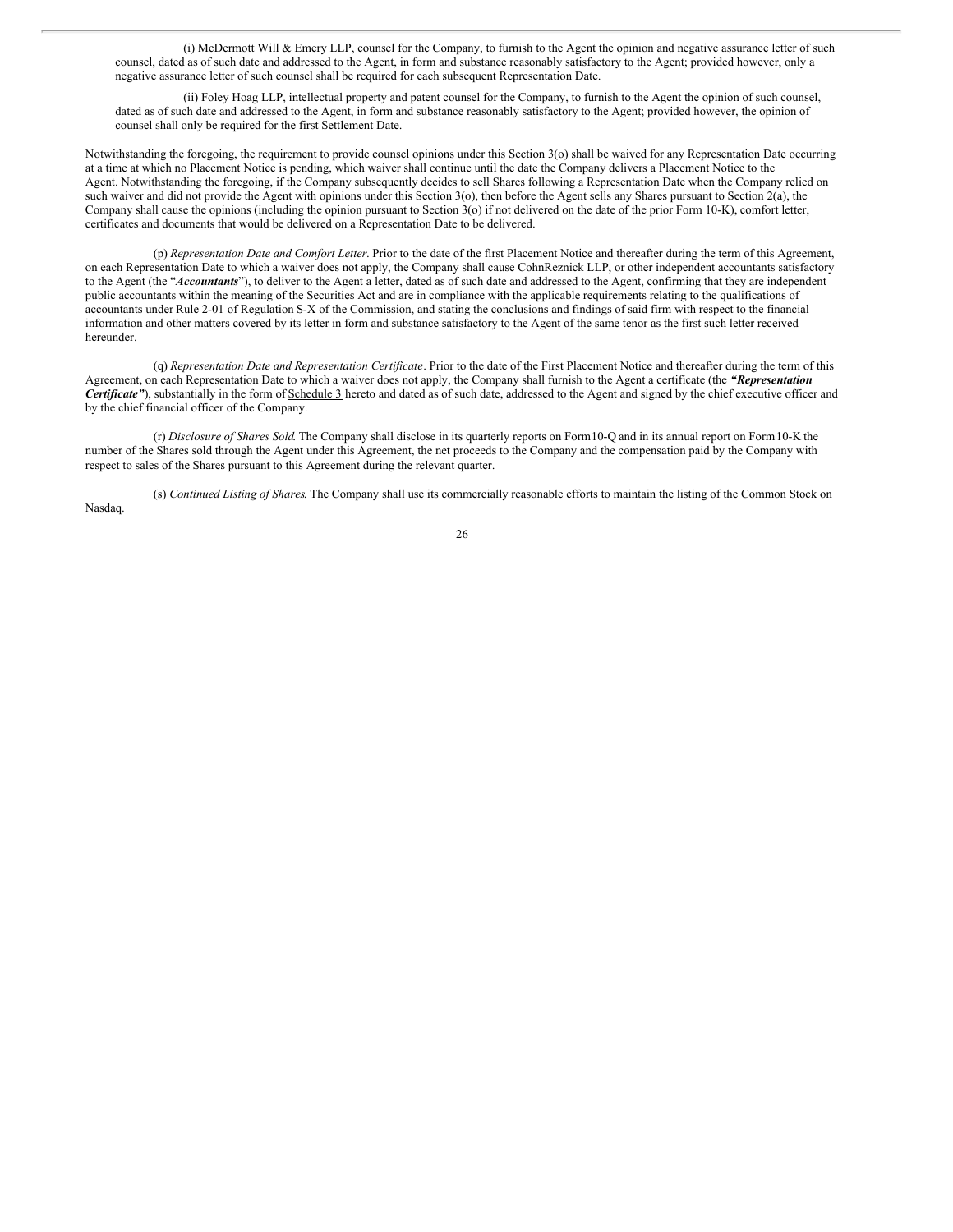(i) McDermott Will & Emery LLP, counsel for the Company, to furnish to the Agent the opinion and negative assurance letter of such counsel, dated as of such date and addressed to the Agent, in form and substance reasonably satisfactory to the Agent; provided however, only a negative assurance letter of such counsel shall be required for each subsequent Representation Date.

(ii) Foley Hoag LLP, intellectual property and patent counsel for the Company, to furnish to the Agent the opinion of such counsel, dated as of such date and addressed to the Agent, in form and substance reasonably satisfactory to the Agent; provided however, the opinion of counsel shall only be required for the first Settlement Date.

Notwithstanding the foregoing, the requirement to provide counsel opinions under this Section 3(o) shall be waived for any Representation Date occurring at a time at which no Placement Notice is pending, which waiver shall continue until the date the Company delivers a Placement Notice to the Agent. Notwithstanding the foregoing, if the Company subsequently decides to sell Shares following a Representation Date when the Company relied on such waiver and did not provide the Agent with opinions under this Section 3(o), then before the Agent sells any Shares pursuant to Section 2(a), the Company shall cause the opinions (including the opinion pursuant to Section 3(o) if not delivered on the date of the prior Form 10-K), comfort letter, certificates and documents that would be delivered on a Representation Date to be delivered.

(p) *Representation Date and Comfort Letter*. Prior to the date of the first Placement Notice and thereafter during the term of this Agreement, on each Representation Date to which a waiver does not apply, the Company shall cause CohnReznick LLP, or other independent accountants satisfactory to the Agent (the "***Accountants***"), to deliver to the Agent a letter, dated as of such date and addressed to the Agent, confirming that they are independent public accountants within the meaning of the Securities Act and are in compliance with the applicable requirements relating to the qualifications of accountants under Rule 2-01 of Regulation S-X of the Commission, and stating the conclusions and findings of said firm with respect to the financial information and other matters covered by its letter in form and substance satisfactory to the Agent of the same tenor as the first such letter received hereunder.

(q) *Representation Date and Representation Certificate*. Prior to the date of the First Placement Notice and thereafter during the term of this Agreement, on each Representation Date to which a waiver does not apply, the Company shall furnish to the Agent a certificate (the ***"Representation Certificate"***), substantially in the form of Schedule 3 hereto and dated as of such date, addressed to the Agent and signed by the chief executive officer and by the chief financial officer of the Company.

(r) *Disclosure of Shares Sold*. The Company shall disclose in its quarterly reports on Form 10-Q and in its annual report on Form 10-K the number of the Shares sold through the Agent under this Agreement, the net proceeds to the Company and the compensation paid by the Company with respect to sales of the Shares pursuant to this Agreement during the relevant quarter.

(s) *Continued Listing of Shares*. The Company shall use its commercially reasonable efforts to maintain the listing of the Common Stock on Nasdaq.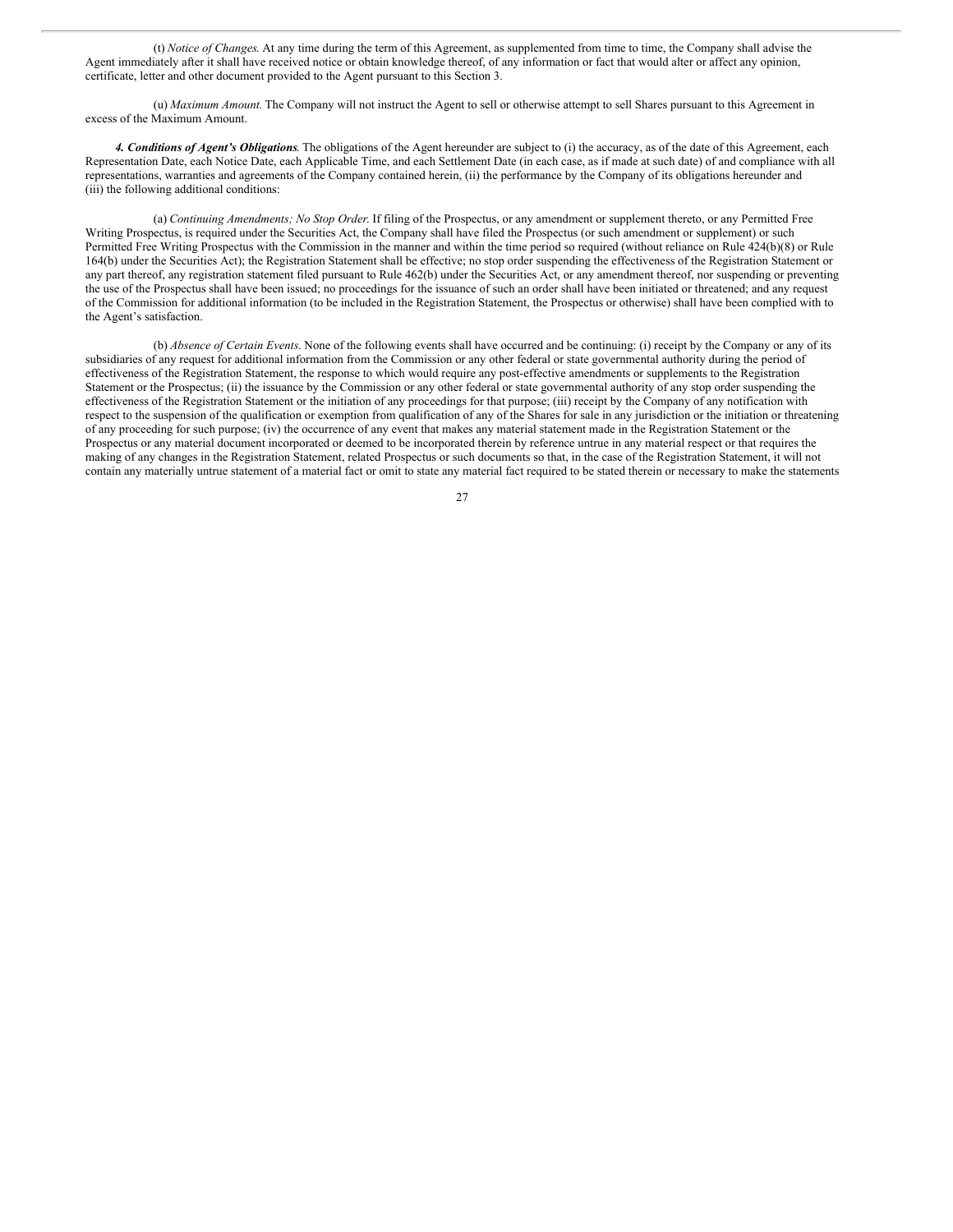(t) *Notice of Changes.* At any time during the term of this Agreement, as supplemented from time to time, the Company shall advise the Agent immediately after it shall have received notice or obtain knowledge thereof, of any information or fact that would alter or affect any opinion, certificate, letter and other document provided to the Agent pursuant to this Section 3.

(u) *Maximum Amount*. The Company will not instruct the Agent to sell or otherwise attempt to sell Shares pursuant to this Agreement in excess of the Maximum Amount.

***4. Conditions of Agent's Obligations*.** The obligations of the Agent hereunder are subject to (i) the accuracy, as of the date of this Agreement, each Representation Date, each Notice Date, each Applicable Time, and each Settlement Date (in each case, as if made at such date) of and compliance with all representations, warranties and agreements of the Company contained herein, (ii) the performance by the Company of its obligations hereunder and (iii) the following additional conditions:

(a) *Continuing Amendments; No Stop Order.* If filing of the Prospectus, or any amendment or supplement thereto, or any Permitted Free Writing Prospectus, is required under the Securities Act, the Company shall have filed the Prospectus (or such amendment or supplement) or such Permitted Free Writing Prospectus with the Commission in the manner and within the time period so required (without reliance on Rule 424(b)(8) or Rule 164(b) under the Securities Act); the Registration Statement shall be effective; no stop order suspending the effectiveness of the Registration Statement or any part thereof, any registration statement filed pursuant to Rule 462(b) under the Securities Act, or any amendment thereof, nor suspending or preventing the use of the Prospectus shall have been issued; no proceedings for the issuance of such an order shall have been initiated or threatened; and any request of the Commission for additional information (to be included in the Registration Statement, the Prospectus or otherwise) shall have been complied with to the Agent's satisfaction.

(b) *Absence of Certain Events*. None of the following events shall have occurred and be continuing: (i) receipt by the Company or any of its subsidiaries of any request for additional information from the Commission or any other federal or state governmental authority during the period of effectiveness of the Registration Statement, the response to which would require any post-effective amendments or supplements to the Registration Statement or the Prospectus; (ii) the issuance by the Commission or any other federal or state governmental authority of any stop order suspending the effectiveness of the Registration Statement or the initiation of any proceedings for that purpose; (iii) receipt by the Company of any notification with respect to the suspension of the qualification or exemption from qualification of any of the Shares for sale in any jurisdiction or the initiation or threatening of any proceeding for such purpose; (iv) the occurrence of any event that makes any material statement made in the Registration Statement or the Prospectus or any material document incorporated or deemed to be incorporated therein by reference untrue in any material respect or that requires the making of any changes in the Registration Statement, related Prospectus or such documents so that, in the case of the Registration Statement, it will not contain any materially untrue statement of a material fact or omit to state any material fact required to be stated therein or necessary to make the statements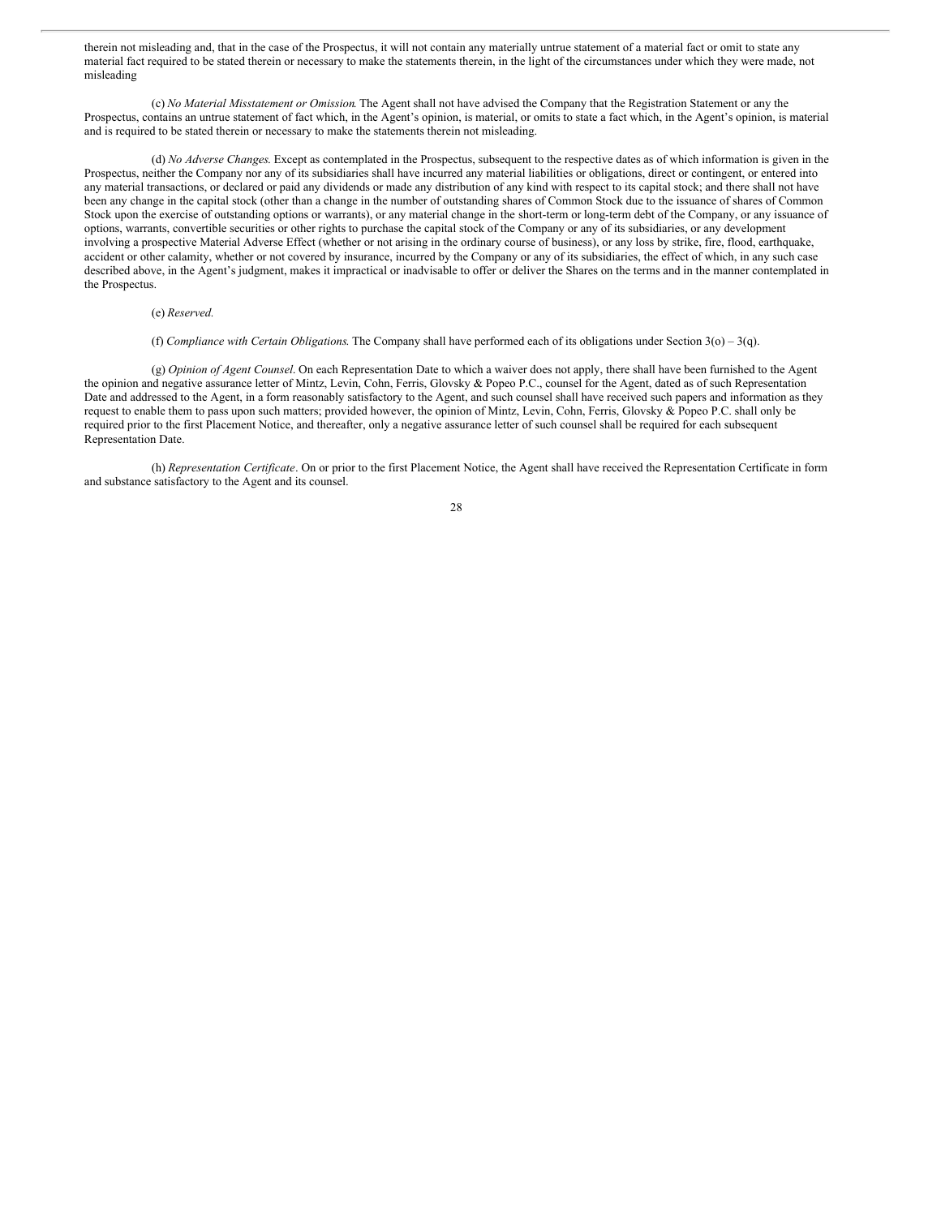therein not misleading and, that in the case of the Prospectus, it will not contain any materially untrue statement of a material fact or omit to state any material fact required to be stated therein or necessary to make the statements therein, in the light of the circumstances under which they were made, not misleading

(c) *No Material Misstatement or Omission*. The Agent shall not have advised the Company that the Registration Statement or any the Prospectus, contains an untrue statement of fact which, in the Agent's opinion, is material, or omits to state a fact which, in the Agent's opinion, is material and is required to be stated therein or necessary to make the statements therein not misleading.

(d) *No Adverse Changes.* Except as contemplated in the Prospectus, subsequent to the respective dates as of which information is given in the Prospectus, neither the Company nor any of its subsidiaries shall have incurred any material liabilities or obligations, direct or contingent, or entered into any material transactions, or declared or paid any dividends or made any distribution of any kind with respect to its capital stock; and there shall not have been any change in the capital stock (other than a change in the number of outstanding shares of Common Stock due to the issuance of shares of Common Stock upon the exercise of outstanding options or warrants), or any material change in the short-term or long-term debt of the Company, or any issuance of options, warrants, convertible securities or other rights to purchase the capital stock of the Company or any of its subsidiaries, or any development involving a prospective Material Adverse Effect (whether or not arising in the ordinary course of business), or any loss by strike, fire, flood, earthquake, accident or other calamity, whether or not covered by insurance, incurred by the Company or any of its subsidiaries, the effect of which, in any such case described above, in the Agent's judgment, makes it impractical or inadvisable to offer or deliver the Shares on the terms and in the manner contemplated in the Prospectus.

(e) *Reserved.*

(f) *Compliance with Certain Obligations*. The Company shall have performed each of its obligations under Section 3(o) – 3(q).

(g) *Opinion of Agent Counsel*. On each Representation Date to which a waiver does not apply, there shall have been furnished to the Agent the opinion and negative assurance letter of Mintz, Levin, Cohn, Ferris, Glovsky & Popeo P.C., counsel for the Agent, dated as of such Representation Date and addressed to the Agent, in a form reasonably satisfactory to the Agent, and such counsel shall have received such papers and information as they request to enable them to pass upon such matters; provided however, the opinion of Mintz, Levin, Cohn, Ferris, Glovsky & Popeo P.C. shall only be required prior to the first Placement Notice, and thereafter, only a negative assurance letter of such counsel shall be required for each subsequent Representation Date.

(h) *Representation Certificate*. On or prior to the first Placement Notice, the Agent shall have received the Representation Certificate in form and substance satisfactory to the Agent and its counsel.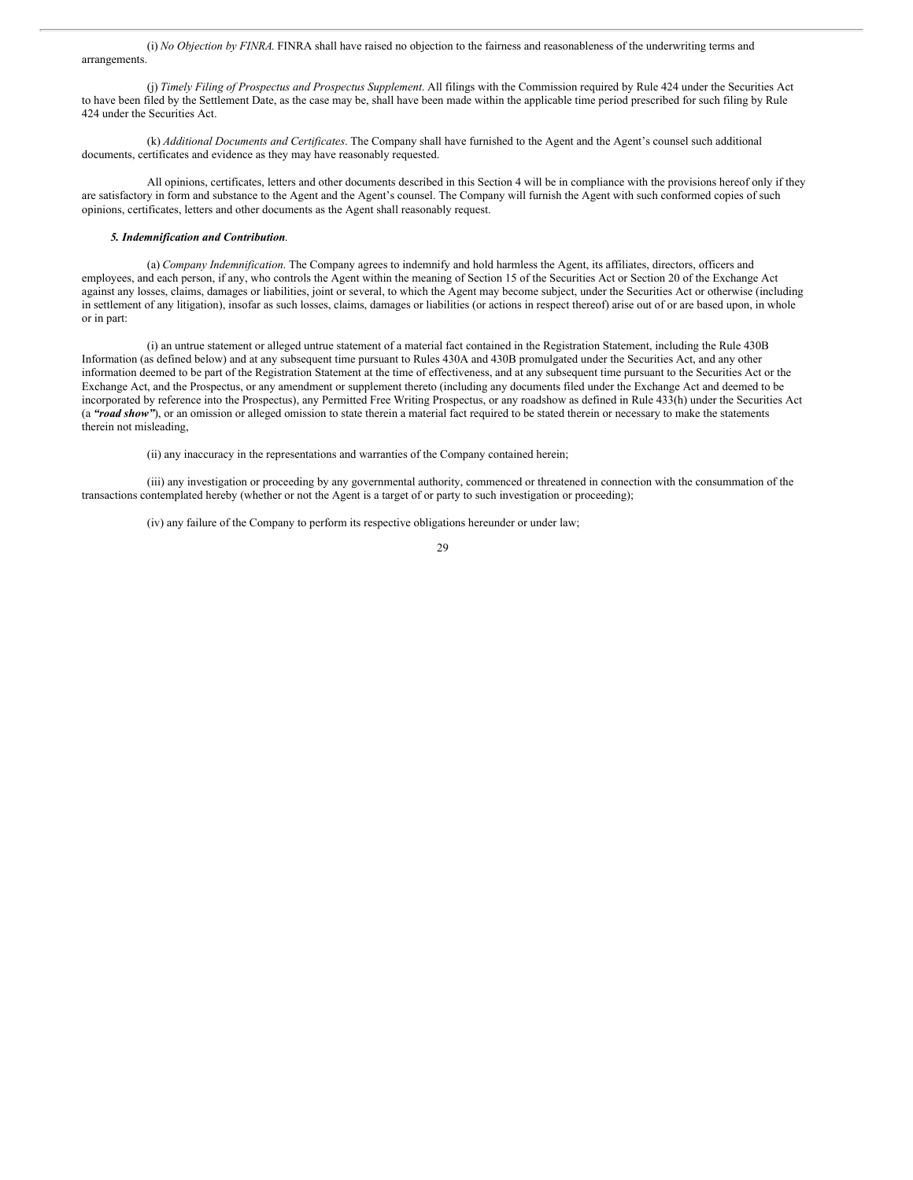(i) *No Objection by FINRA*. FINRA shall have raised no objection to the fairness and reasonableness of the underwriting terms and arrangements.

(j) *Timely Filing of Prospectus and Prospectus Supplement*. All filings with the Commission required by Rule 424 under the Securities Act to have been filed by the Settlement Date, as the case may be, shall have been made within the applicable time period prescribed for such filing by Rule 424 under the Securities Act.

(k) *Additional Documents and Certificates*. The Company shall have furnished to the Agent and the Agent's counsel such additional documents, certificates and evidence as they may have reasonably requested.

All opinions, certificates, letters and other documents described in this Section 4 will be in compliance with the provisions hereof only if they are satisfactory in form and substance to the Agent and the Agent's counsel. The Company will furnish the Agent with such conformed copies of such opinions, certificates, letters and other documents as the Agent shall reasonably request.

***5. Indemnification and Contribution*.**

(a) *Company Indemnification*. The Company agrees to indemnify and hold harmless the Agent, its affiliates, directors, officers and employees, and each person, if any, who controls the Agent within the meaning of Section 15 of the Securities Act or Section 20 of the Exchange Act against any losses, claims, damages or liabilities, joint or several, to which the Agent may become subject, under the Securities Act or otherwise (including in settlement of any litigation), insofar as such losses, claims, damages or liabilities (or actions in respect thereof) arise out of or are based upon, in whole or in part:

(i) an untrue statement or alleged untrue statement of a material fact contained in the Registration Statement, including the Rule 430B Information (as defined below) and at any subsequent time pursuant to Rules 430A and 430B promulgated under the Securities Act, and any other information deemed to be part of the Registration Statement at the time of effectiveness, and at any subsequent time pursuant to the Securities Act or the Exchange Act, and the Prospectus, or any amendment or supplement thereto (including any documents filed under the Exchange Act and deemed to be incorporated by reference into the Prospectus), any Permitted Free Writing Prospectus, or any roadshow as defined in Rule 433(h) under the Securities Act (a ***"road show"***), or an omission or alleged omission to state therein a material fact required to be stated therein or necessary to make the statements therein not misleading,

(ii) any inaccuracy in the representations and warranties of the Company contained herein;

(iii) any investigation or proceeding by any governmental authority, commenced or threatened in connection with the consummation of the transactions contemplated hereby (whether or not the Agent is a target of or party to such investigation or proceeding);

(iv) any failure of the Company to perform its respective obligations hereunder or under law;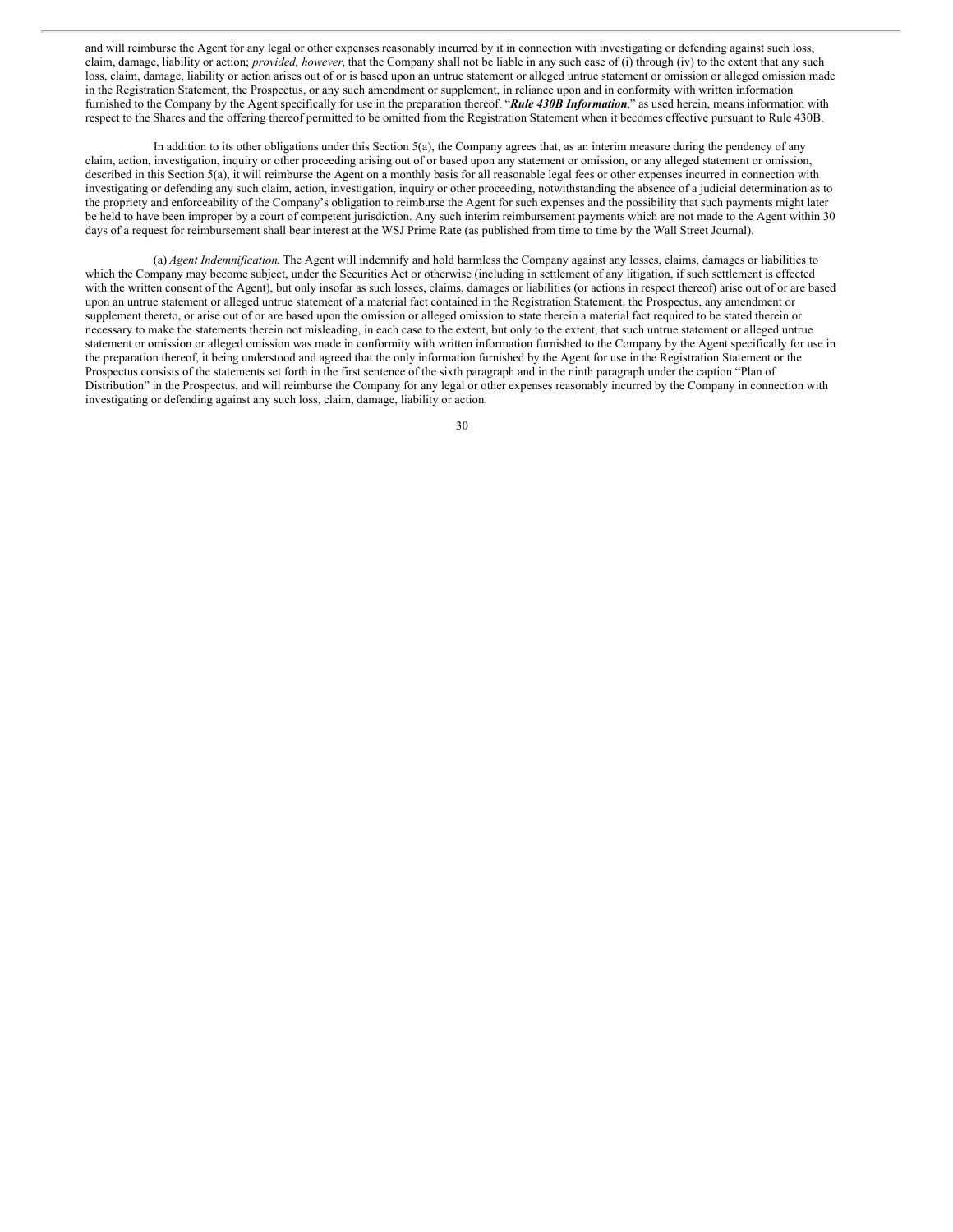and will reimburse the Agent for any legal or other expenses reasonably incurred by it in connection with investigating or defending against such loss, claim, damage, liability or action; *provided, however,* that the Company shall not be liable in any such case of (i) through (iv) to the extent that any such loss, claim, damage, liability or action arises out of or is based upon an untrue statement or alleged untrue statement or omission or alleged omission made in the Registration Statement, the Prospectus, or any such amendment or supplement, in reliance upon and in conformity with written information furnished to the Company by the Agent specifically for use in the preparation thereof. "***Rule 430B Information***," as used herein, means information with respect to the Shares and the offering thereof permitted to be omitted from the Registration Statement when it becomes effective pursuant to Rule 430B.

In addition to its other obligations under this Section 5(a), the Company agrees that, as an interim measure during the pendency of any claim, action, investigation, inquiry or other proceeding arising out of or based upon any statement or omission, or any alleged statement or omission, described in this Section 5(a), it will reimburse the Agent on a monthly basis for all reasonable legal fees or other expenses incurred in connection with investigating or defending any such claim, action, investigation, inquiry or other proceeding, notwithstanding the absence of a judicial determination as to the propriety and enforceability of the Company's obligation to reimburse the Agent for such expenses and the possibility that such payments might later be held to have been improper by a court of competent jurisdiction. Any such interim reimbursement payments which are not made to the Agent within 30 days of a request for reimbursement shall bear interest at the WSJ Prime Rate (as published from time to time by the Wall Street Journal).

(a) *Agent Indemnification.* The Agent will indemnify and hold harmless the Company against any losses, claims, damages or liabilities to which the Company may become subject, under the Securities Act or otherwise (including in settlement of any litigation, if such settlement is effected with the written consent of the Agent), but only insofar as such losses, claims, damages or liabilities (or actions in respect thereof) arise out of or are based upon an untrue statement or alleged untrue statement of a material fact contained in the Registration Statement, the Prospectus, any amendment or supplement thereto, or arise out of or are based upon the omission or alleged omission to state therein a material fact required to be stated therein or necessary to make the statements therein not misleading, in each case to the extent, but only to the extent, that such untrue statement or alleged untrue statement or omission or alleged omission was made in conformity with written information furnished to the Company by the Agent specifically for use in the preparation thereof, it being understood and agreed that the only information furnished by the Agent for use in the Registration Statement or the Prospectus consists of the statements set forth in the first sentence of the sixth paragraph and in the ninth paragraph under the caption "Plan of Distribution" in the Prospectus, and will reimburse the Company for any legal or other expenses reasonably incurred by the Company in connection with investigating or defending against any such loss, claim, damage, liability or action.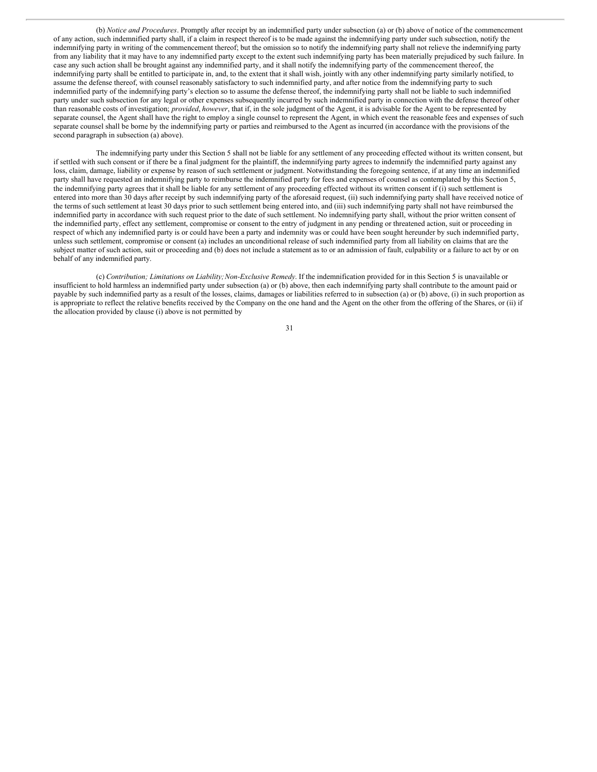(b) *Notice and Procedures*. Promptly after receipt by an indemnified party under subsection (a) or (b) above of notice of the commencement of any action, such indemnified party shall, if a claim in respect thereof is to be made against the indemnifying party under such subsection, notify the indemnifying party in writing of the commencement thereof; but the omission so to notify the indemnifying party shall not relieve the indemnifying party from any liability that it may have to any indemnified party except to the extent such indemnifying party has been materially prejudiced by such failure. In case any such action shall be brought against any indemnified party, and it shall notify the indemnifying party of the commencement thereof, the indemnifying party shall be entitled to participate in, and, to the extent that it shall wish, jointly with any other indemnifying party similarly notified, to assume the defense thereof, with counsel reasonably satisfactory to such indemnified party, and after notice from the indemnifying party to such indemnified party of the indemnifying party's election so to assume the defense thereof, the indemnifying party shall not be liable to such indemnified party under such subsection for any legal or other expenses subsequently incurred by such indemnified party in connection with the defense thereof other than reasonable costs of investigation; *provided*, *however*, that if, in the sole judgment of the Agent, it is advisable for the Agent to be represented by separate counsel, the Agent shall have the right to employ a single counsel to represent the Agent, in which event the reasonable fees and expenses of such separate counsel shall be borne by the indemnifying party or parties and reimbursed to the Agent as incurred (in accordance with the provisions of the second paragraph in subsection (a) above).

The indemnifying party under this Section 5 shall not be liable for any settlement of any proceeding effected without its written consent, but if settled with such consent or if there be a final judgment for the plaintiff, the indemnifying party agrees to indemnify the indemnified party against any loss, claim, damage, liability or expense by reason of such settlement or judgment. Notwithstanding the foregoing sentence, if at any time an indemnified party shall have requested an indemnifying party to reimburse the indemnified party for fees and expenses of counsel as contemplated by this Section 5, the indemnifying party agrees that it shall be liable for any settlement of any proceeding effected without its written consent if (i) such settlement is entered into more than 30 days after receipt by such indemnifying party of the aforesaid request, (ii) such indemnifying party shall have received notice of the terms of such settlement at least 30 days prior to such settlement being entered into, and (iii) such indemnifying party shall not have reimbursed the indemnified party in accordance with such request prior to the date of such settlement. No indemnifying party shall, without the prior written consent of the indemnified party, effect any settlement, compromise or consent to the entry of judgment in any pending or threatened action, suit or proceeding in respect of which any indemnified party is or could have been a party and indemnity was or could have been sought hereunder by such indemnified party, unless such settlement, compromise or consent (a) includes an unconditional release of such indemnified party from all liability on claims that are the subject matter of such action, suit or proceeding and (b) does not include a statement as to or an admission of fault, culpability or a failure to act by or on behalf of any indemnified party.

(c) *Contribution; Limitations on Liability; Non-Exclusive Remedy*. If the indemnification provided for in this Section 5 is unavailable or insufficient to hold harmless an indemnified party under subsection (a) or (b) above, then each indemnifying party shall contribute to the amount paid or payable by such indemnified party as a result of the losses, claims, damages or liabilities referred to in subsection (a) or (b) above, (i) in such proportion as is appropriate to reflect the relative benefits received by the Company on the one hand and the Agent on the other from the offering of the Shares, or (ii) if the allocation provided by clause (i) above is not permitted by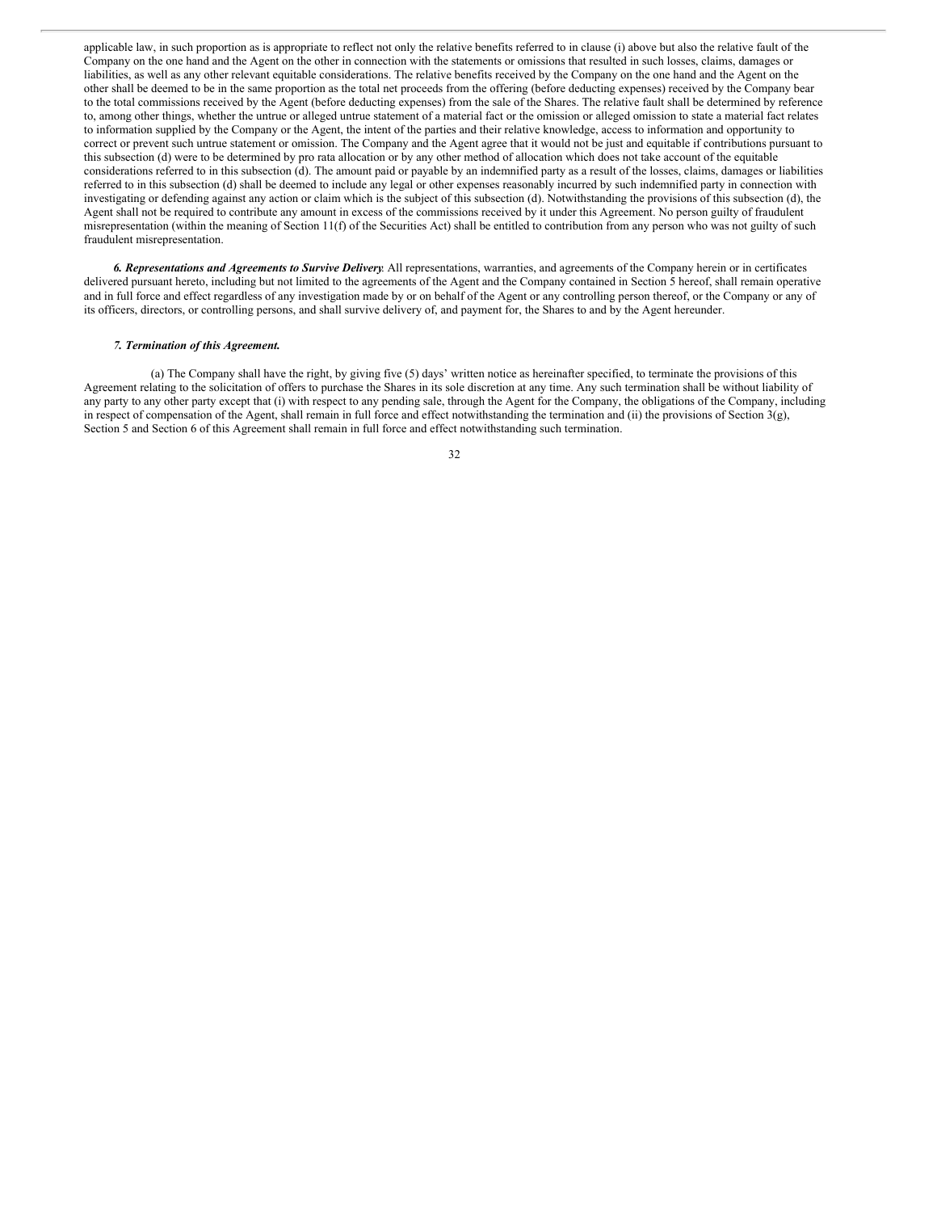applicable law, in such proportion as is appropriate to reflect not only the relative benefits referred to in clause (i) above but also the relative fault of the Company on the one hand and the Agent on the other in connection with the statements or omissions that resulted in such losses, claims, damages or liabilities, as well as any other relevant equitable considerations. The relative benefits received by the Company on the one hand and the Agent on the other shall be deemed to be in the same proportion as the total net proceeds from the offering (before deducting expenses) received by the Company bear to the total commissions received by the Agent (before deducting expenses) from the sale of the Shares. The relative fault shall be determined by reference to, among other things, whether the untrue or alleged untrue statement of a material fact or the omission or alleged omission to state a material fact relates to information supplied by the Company or the Agent, the intent of the parties and their relative knowledge, access to information and opportunity to correct or prevent such untrue statement or omission. The Company and the Agent agree that it would not be just and equitable if contributions pursuant to this subsection (d) were to be determined by pro rata allocation or by any other method of allocation which does not take account of the equitable considerations referred to in this subsection (d). The amount paid or payable by an indemnified party as a result of the losses, claims, damages or liabilities referred to in this subsection (d) shall be deemed to include any legal or other expenses reasonably incurred by such indemnified party in connection with investigating or defending against any action or claim which is the subject of this subsection (d). Notwithstanding the provisions of this subsection (d), the Agent shall not be required to contribute any amount in excess of the commissions received by it under this Agreement. No person guilty of fraudulent misrepresentation (within the meaning of Section 11(f) of the Securities Act) shall be entitled to contribution from any person who was not guilty of such fraudulent misrepresentation.

***6. Representations and Agreements to Survive Delivery.*** All representations, warranties, and agreements of the Company herein or in certificates delivered pursuant hereto, including but not limited to the agreements of the Agent and the Company contained in Section 5 hereof, shall remain operative and in full force and effect regardless of any investigation made by or on behalf of the Agent or any controlling person thereof, or the Company or any of its officers, directors, or controlling persons, and shall survive delivery of, and payment for, the Shares to and by the Agent hereunder.

***7. Termination of this Agreement.***

(a) The Company shall have the right, by giving five (5) days' written notice as hereinafter specified, to terminate the provisions of this Agreement relating to the solicitation of offers to purchase the Shares in its sole discretion at any time. Any such termination shall be without liability of any party to any other party except that (i) with respect to any pending sale, through the Agent for the Company, the obligations of the Company, including in respect of compensation of the Agent, shall remain in full force and effect notwithstanding the termination and (ii) the provisions of Section 3(g), Section 5 and Section 6 of this Agreement shall remain in full force and effect notwithstanding such termination.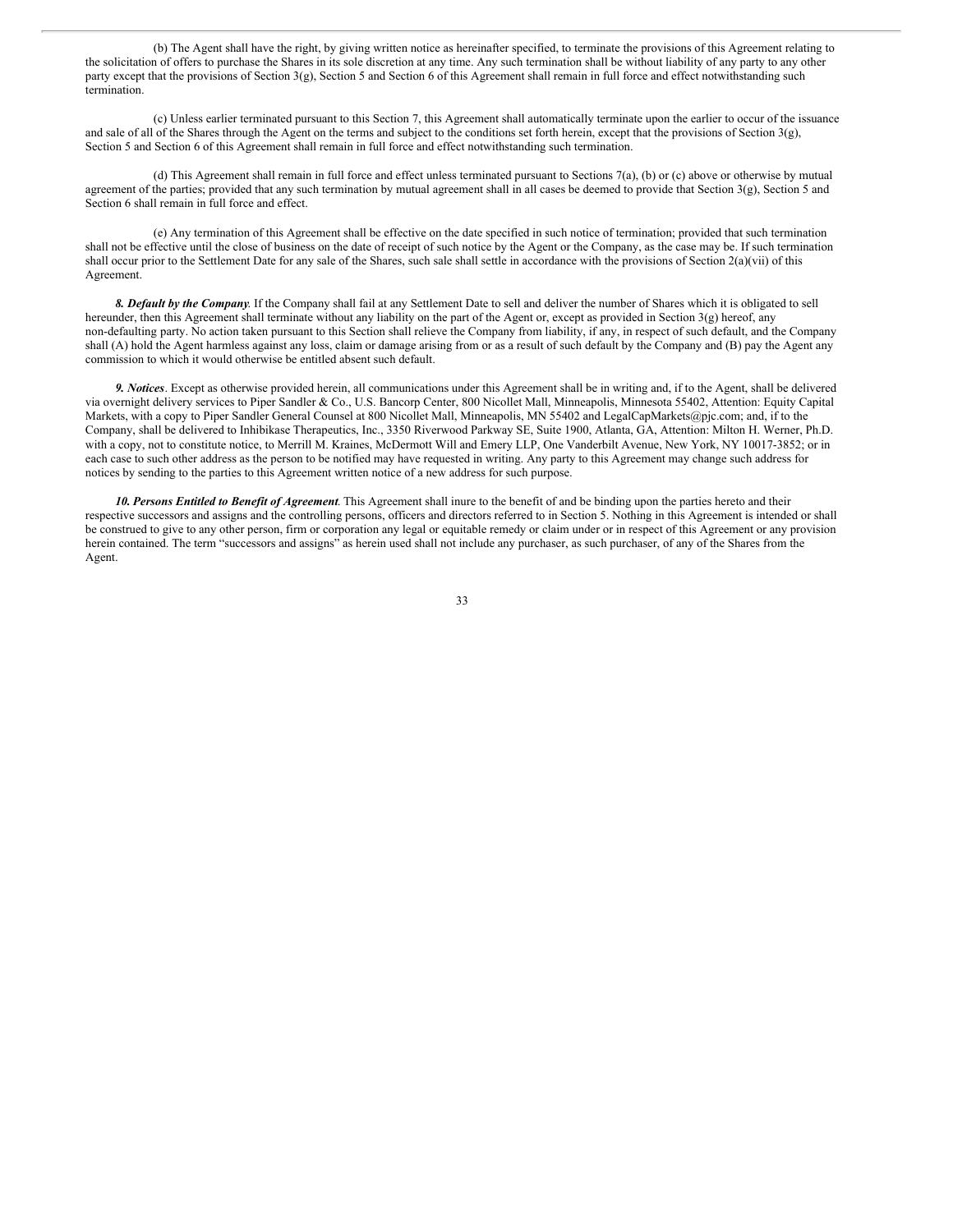(b) The Agent shall have the right, by giving written notice as hereinafter specified, to terminate the provisions of this Agreement relating to the solicitation of offers to purchase the Shares in its sole discretion at any time. Any such termination shall be without liability of any party to any other party except that the provisions of Section 3(g), Section 5 and Section 6 of this Agreement shall remain in full force and effect notwithstanding such termination.

(c) Unless earlier terminated pursuant to this Section 7, this Agreement shall automatically terminate upon the earlier to occur of the issuance and sale of all of the Shares through the Agent on the terms and subject to the conditions set forth herein, except that the provisions of Section 3(g), Section 5 and Section 6 of this Agreement shall remain in full force and effect notwithstanding such termination.

(d) This Agreement shall remain in full force and effect unless terminated pursuant to Sections 7(a), (b) or (c) above or otherwise by mutual agreement of the parties; provided that any such termination by mutual agreement shall in all cases be deemed to provide that Section 3(g), Section 5 and Section 6 shall remain in full force and effect.

(e) Any termination of this Agreement shall be effective on the date specified in such notice of termination; provided that such termination shall not be effective until the close of business on the date of receipt of such notice by the Agent or the Company, as the case may be. If such termination shall occur prior to the Settlement Date for any sale of the Shares, such sale shall settle in accordance with the provisions of Section 2(a)(vii) of this Agreement.

***8. Default by the Company***. If the Company shall fail at any Settlement Date to sell and deliver the number of Shares which it is obligated to sell hereunder, then this Agreement shall terminate without any liability on the part of the Agent or, except as provided in Section 3(g) hereof, any non-defaulting party. No action taken pursuant to this Section shall relieve the Company from liability, if any, in respect of such default, and the Company shall (A) hold the Agent harmless against any loss, claim or damage arising from or as a result of such default by the Company and (B) pay the Agent any commission to which it would otherwise be entitled absent such default.

***9. Notices***. Except as otherwise provided herein, all communications under this Agreement shall be in writing and, if to the Agent, shall be delivered via overnight delivery services to Piper Sandler & Co., U.S. Bancorp Center, 800 Nicollet Mall, Minneapolis, Minnesota 55402, Attention: Equity Capital Markets, with a copy to Piper Sandler General Counsel at 800 Nicollet Mall, Minneapolis, MN 55402 and LegalCapMarkets@pjc.com; and, if to the Company, shall be delivered to Inhibikase Therapeutics, Inc., 3350 Riverwood Parkway SE, Suite 1900, Atlanta, GA, Attention: Milton H. Werner, Ph.D. with a copy, not to constitute notice, to Merrill M. Kraines, McDermott Will and Emery LLP, One Vanderbilt Avenue, New York, NY 10017-3852; or in each case to such other address as the person to be notified may have requested in writing. Any party to this Agreement may change such address for notices by sending to the parties to this Agreement written notice of a new address for such purpose.

***10. Persons Entitled to Benefit of Agreement***. This Agreement shall inure to the benefit of and be binding upon the parties hereto and their respective successors and assigns and the controlling persons, officers and directors referred to in Section 5. Nothing in this Agreement is intended or shall be construed to give to any other person, firm or corporation any legal or equitable remedy or claim under or in respect of this Agreement or any provision herein contained. The term "successors and assigns" as herein used shall not include any purchaser, as such purchaser, of any of the Shares from the Agent.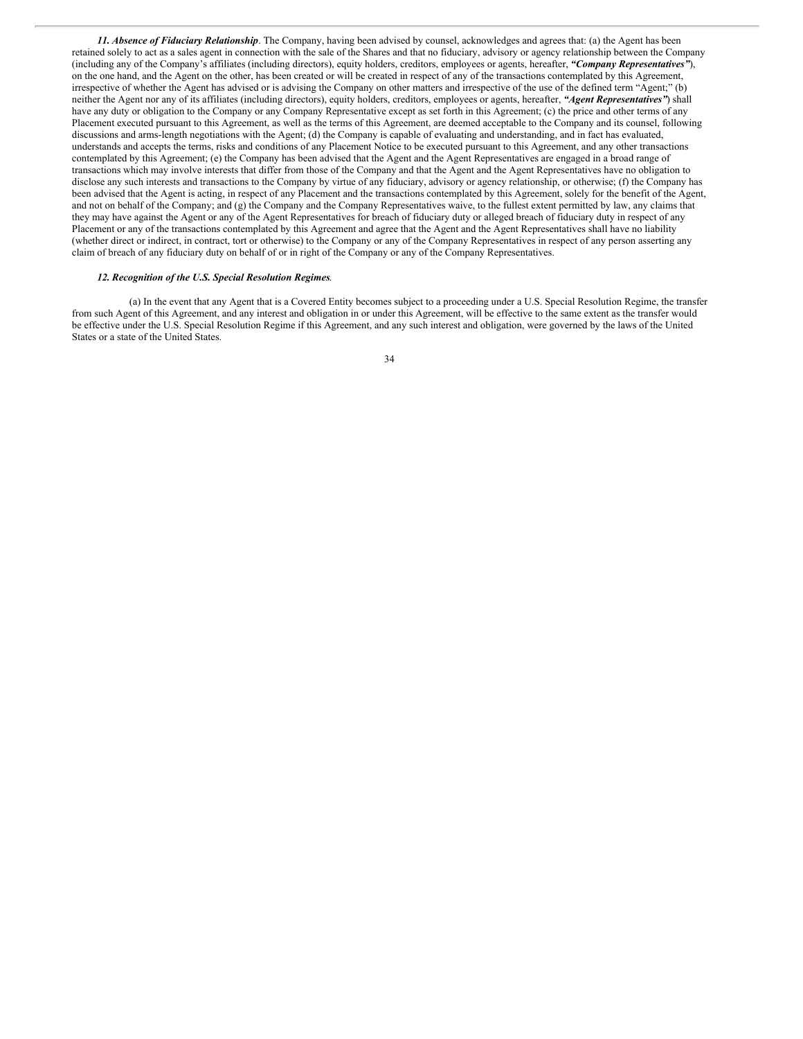***11. Absence of Fiduciary Relationship***. The Company, having been advised by counsel, acknowledges and agrees that: (a) the Agent has been retained solely to act as a sales agent in connection with the sale of the Shares and that no fiduciary, advisory or agency relationship between the Company (including any of the Company's affiliates (including directors), equity holders, creditors, employees or agents, hereafter, ***"Company Representatives"***), on the one hand, and the Agent on the other, has been created or will be created in respect of any of the transactions contemplated by this Agreement, irrespective of whether the Agent has advised or is advising the Company on other matters and irrespective of the use of the defined term "Agent;" (b) neither the Agent nor any of its affiliates (including directors), equity holders, creditors, employees or agents, hereafter, ***"Agent Representatives"***) shall have any duty or obligation to the Company or any Company Representative except as set forth in this Agreement; (c) the price and other terms of any Placement executed pursuant to this Agreement, as well as the terms of this Agreement, are deemed acceptable to the Company and its counsel, following discussions and arms-length negotiations with the Agent; (d) the Company is capable of evaluating and understanding, and in fact has evaluated, understands and accepts the terms, risks and conditions of any Placement Notice to be executed pursuant to this Agreement, and any other transactions contemplated by this Agreement; (e) the Company has been advised that the Agent and the Agent Representatives are engaged in a broad range of transactions which may involve interests that differ from those of the Company and that the Agent and the Agent Representatives have no obligation to disclose any such interests and transactions to the Company by virtue of any fiduciary, advisory or agency relationship, or otherwise; (f) the Company has been advised that the Agent is acting, in respect of any Placement and the transactions contemplated by this Agreement, solely for the benefit of the Agent, and not on behalf of the Company; and (g) the Company and the Company Representatives waive, to the fullest extent permitted by law, any claims that they may have against the Agent or any of the Agent Representatives for breach of fiduciary duty or alleged breach of fiduciary duty in respect of any Placement or any of the transactions contemplated by this Agreement and agree that the Agent and the Agent Representatives shall have no liability (whether direct or indirect, in contract, tort or otherwise) to the Company or any of the Company Representatives in respect of any person asserting any claim of breach of any fiduciary duty on behalf of or in right of the Company or any of the Company Representatives.

***12. Recognition of the U.S. Special Resolution Regimes***.

(a) In the event that any Agent that is a Covered Entity becomes subject to a proceeding under a U.S. Special Resolution Regime, the transfer from such Agent of this Agreement, and any interest and obligation in or under this Agreement, will be effective to the same extent as the transfer would be effective under the U.S. Special Resolution Regime if this Agreement, and any such interest and obligation, were governed by the laws of the United States or a state of the United States.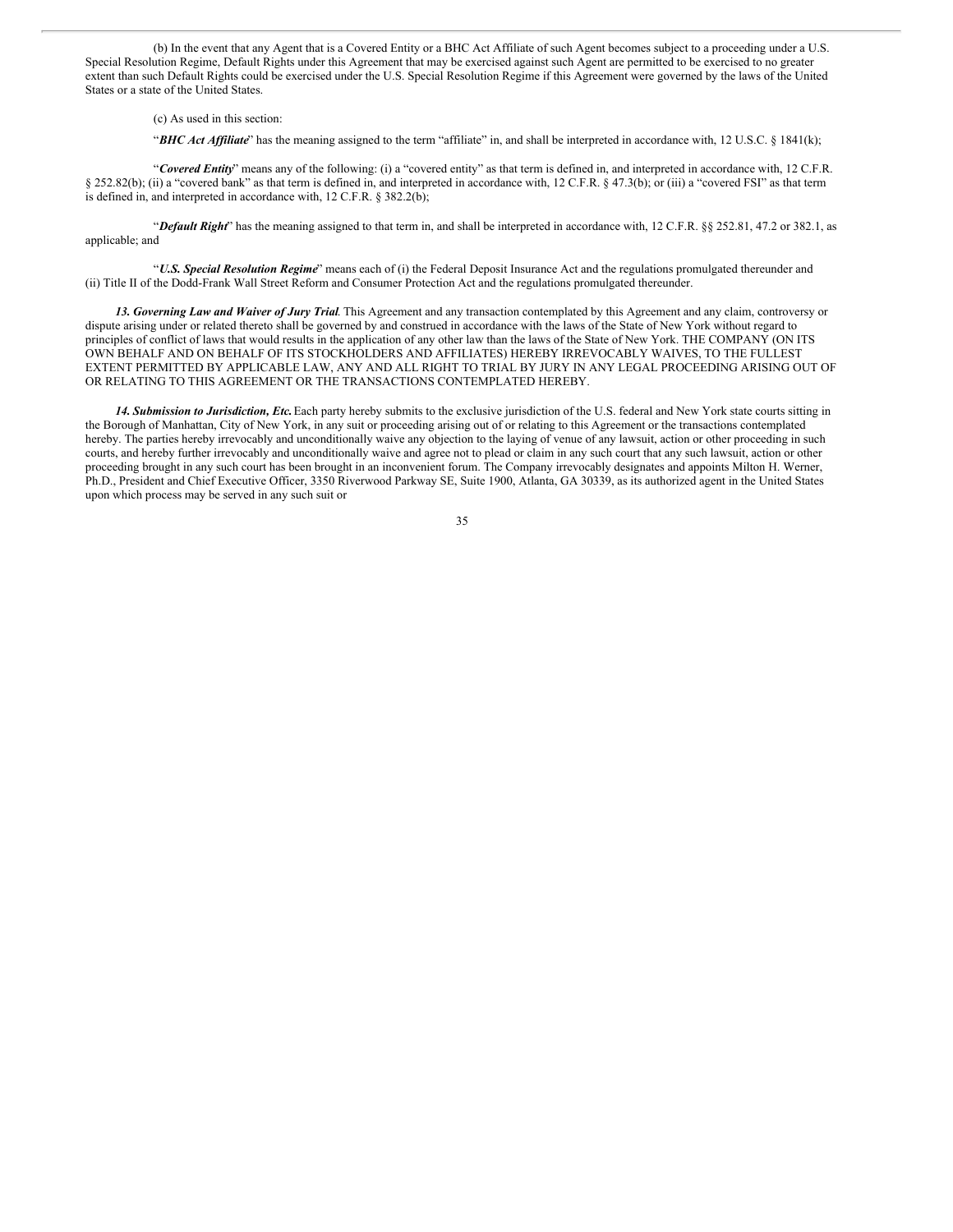(b) In the event that any Agent that is a Covered Entity or a BHC Act Affiliate of such Agent becomes subject to a proceeding under a U.S. Special Resolution Regime, Default Rights under this Agreement that may be exercised against such Agent are permitted to be exercised to no greater extent than such Default Rights could be exercised under the U.S. Special Resolution Regime if this Agreement were governed by the laws of the United States or a state of the United States.

(c) As used in this section:

"***BHC Act Affiliate***" has the meaning assigned to the term "affiliate" in, and shall be interpreted in accordance with, 12 U.S.C. § 1841(k);

"***Covered Entity***" means any of the following: (i) a "covered entity" as that term is defined in, and interpreted in accordance with, 12 C.F.R. § 252.82(b); (ii) a "covered bank" as that term is defined in, and interpreted in accordance with, 12 C.F.R. § 47.3(b); or (iii) a "covered FSI" as that term is defined in, and interpreted in accordance with, 12 C.F.R. § 382.2(b);

"***Default Right***" has the meaning assigned to that term in, and shall be interpreted in accordance with, 12 C.F.R. §§ 252.81, 47.2 or 382.1, as applicable; and

"***U.S. Special Resolution Regime***" means each of (i) the Federal Deposit Insurance Act and the regulations promulgated thereunder and (ii) Title II of the Dodd-Frank Wall Street Reform and Consumer Protection Act and the regulations promulgated thereunder.

***13. Governing Law and Waiver of Jury Trial***. This Agreement and any transaction contemplated by this Agreement and any claim, controversy or dispute arising under or related thereto shall be governed by and construed in accordance with the laws of the State of New York without regard to principles of conflict of laws that would results in the application of any other law than the laws of the State of New York. THE COMPANY (ON ITS OWN BEHALF AND ON BEHALF OF ITS STOCKHOLDERS AND AFFILIATES) HEREBY IRREVOCABLY WAIVES, TO THE FULLEST EXTENT PERMITTED BY APPLICABLE LAW, ANY AND ALL RIGHT TO TRIAL BY JURY IN ANY LEGAL PROCEEDING ARISING OUT OF OR RELATING TO THIS AGREEMENT OR THE TRANSACTIONS CONTEMPLATED HEREBY.

***14. Submission to Jurisdiction, Etc.*** Each party hereby submits to the exclusive jurisdiction of the U.S. federal and New York state courts sitting in the Borough of Manhattan, City of New York, in any suit or proceeding arising out of or relating to this Agreement or the transactions contemplated hereby. The parties hereby irrevocably and unconditionally waive any objection to the laying of venue of any lawsuit, action or other proceeding in such courts, and hereby further irrevocably and unconditionally waive and agree not to plead or claim in any such court that any such lawsuit, action or other proceeding brought in any such court has been brought in an inconvenient forum. The Company irrevocably designates and appoints Milton H. Werner, Ph.D., President and Chief Executive Officer, 3350 Riverwood Parkway SE, Suite 1900, Atlanta, GA 30339, as its authorized agent in the United States upon which process may be served in any such suit or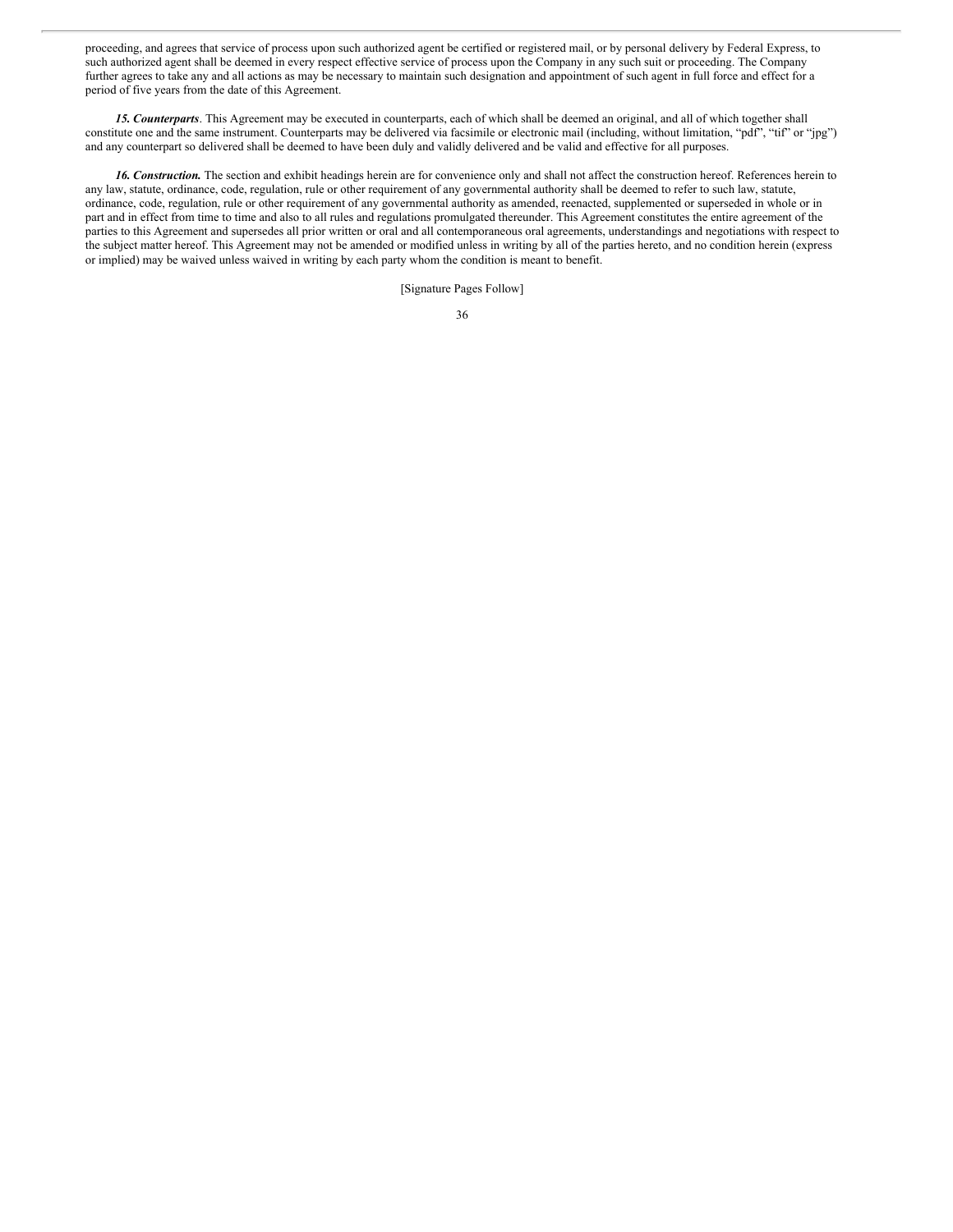proceeding, and agrees that service of process upon such authorized agent be certified or registered mail, or by personal delivery by Federal Express, to such authorized agent shall be deemed in every respect effective service of process upon the Company in any such suit or proceeding. The Company further agrees to take any and all actions as may be necessary to maintain such designation and appointment of such agent in full force and effect for a period of five years from the date of this Agreement.

***15. Counterparts***. This Agreement may be executed in counterparts, each of which shall be deemed an original, and all of which together shall constitute one and the same instrument. Counterparts may be delivered via facsimile or electronic mail (including, without limitation, "pdf", "tif" or "jpg") and any counterpart so delivered shall be deemed to have been duly and validly delivered and be valid and effective for all purposes.

***16. Construction.*** The section and exhibit headings herein are for convenience only and shall not affect the construction hereof. References herein to any law, statute, ordinance, code, regulation, rule or other requirement of any governmental authority shall be deemed to refer to such law, statute, ordinance, code, regulation, rule or other requirement of any governmental authority as amended, reenacted, supplemented or superseded in whole or in part and in effect from time to time and also to all rules and regulations promulgated thereunder. This Agreement constitutes the entire agreement of the parties to this Agreement and supersedes all prior written or oral and all contemporaneous oral agreements, understandings and negotiations with respect to the subject matter hereof. This Agreement may not be amended or modified unless in writing by all of the parties hereto, and no condition herein (express or implied) may be waived unless waived in writing by each party whom the condition is meant to benefit.

[Signature Pages Follow]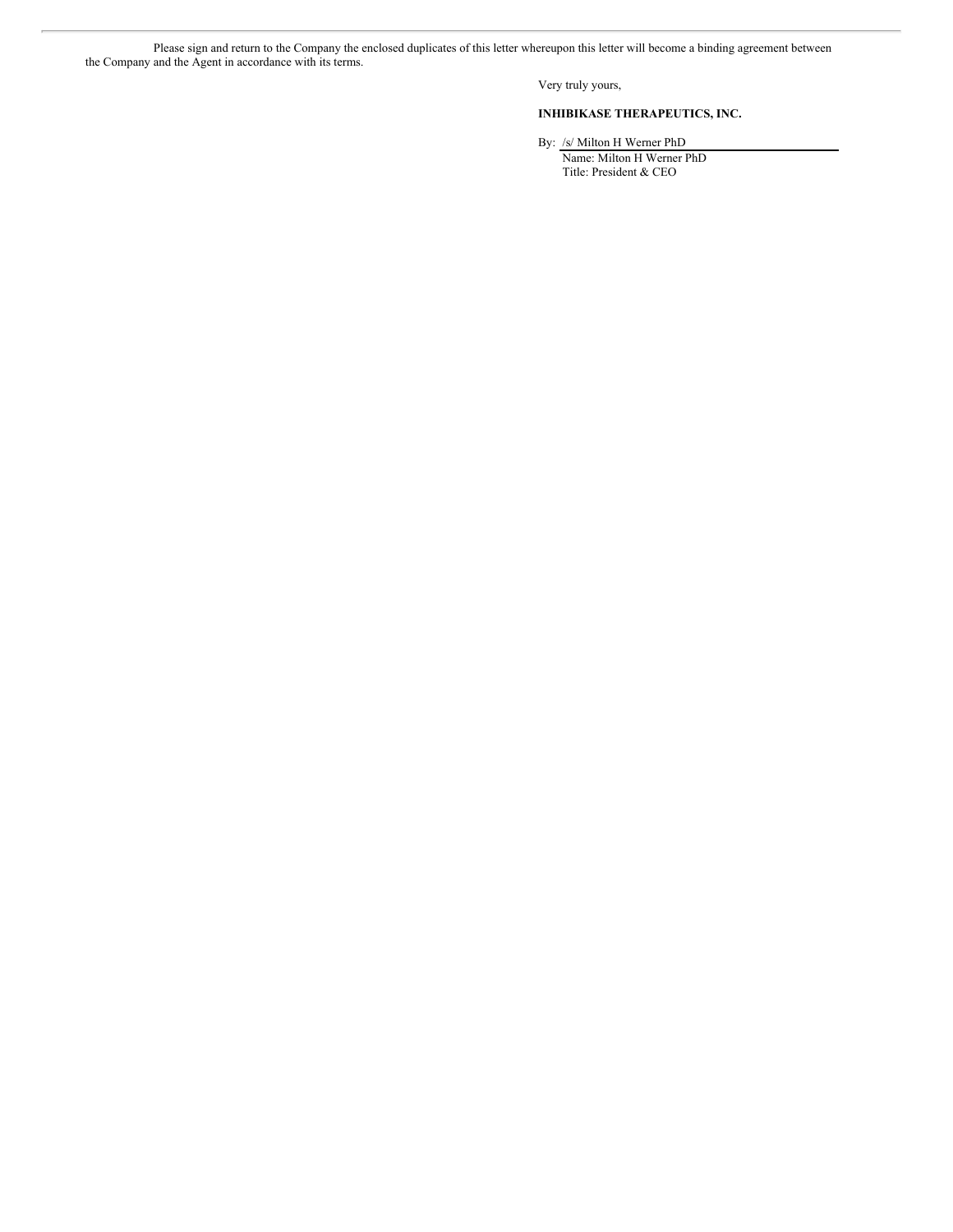Please sign and return to the Company the enclosed duplicates of this letter whereupon this letter will become a binding agreement between the Company and the Agent in accordance with its terms.

Very truly yours,

**INHIBIKASE THERAPEUTICS, INC.**

By: /s/ Milton H Werner PhD

Name: Milton H Werner PhD

Title: President & CEO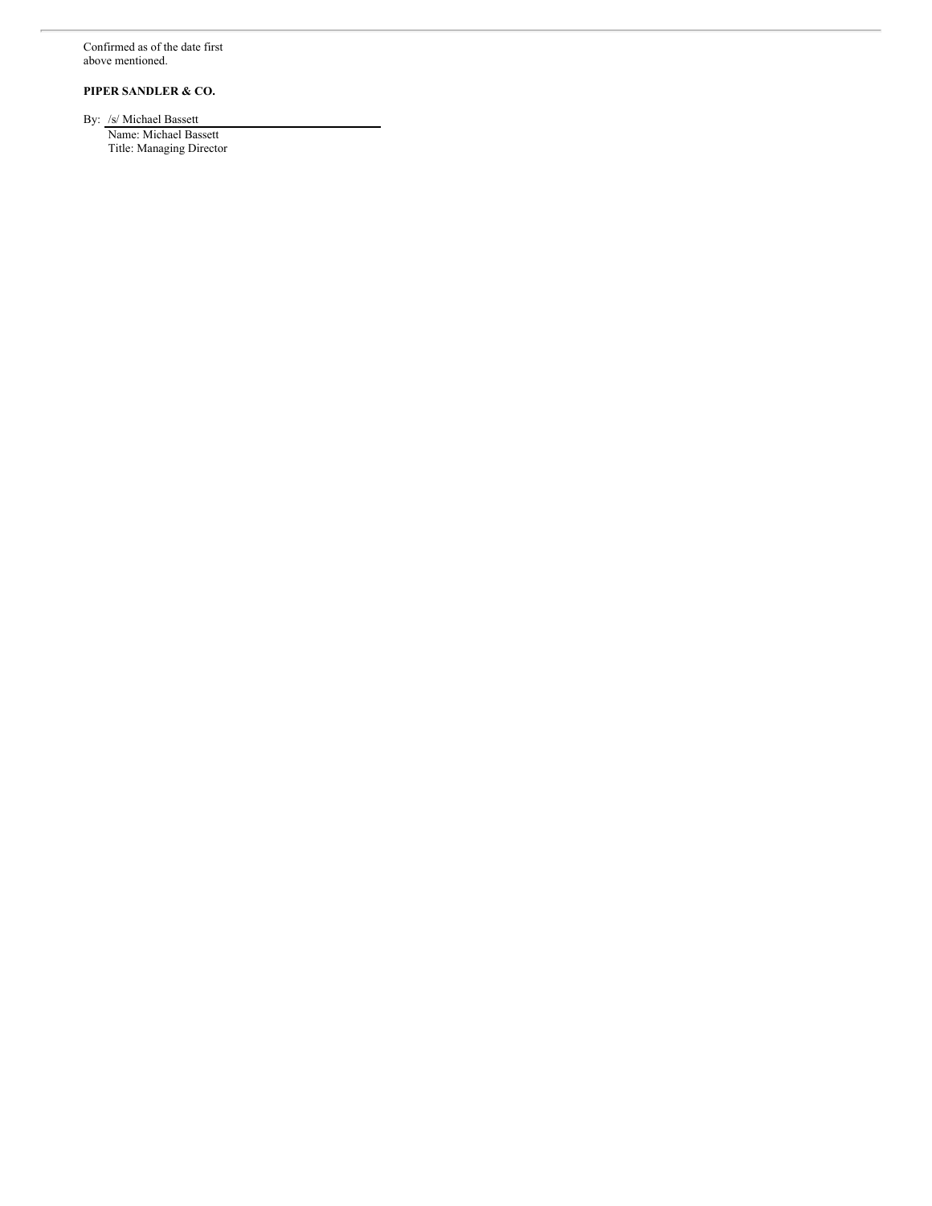Confirmed as of the date first
above mentioned.

**PIPER SANDLER & CO.**

By: /s/ Michael Bassett
Name: Michael Bassett
Title: Managing Director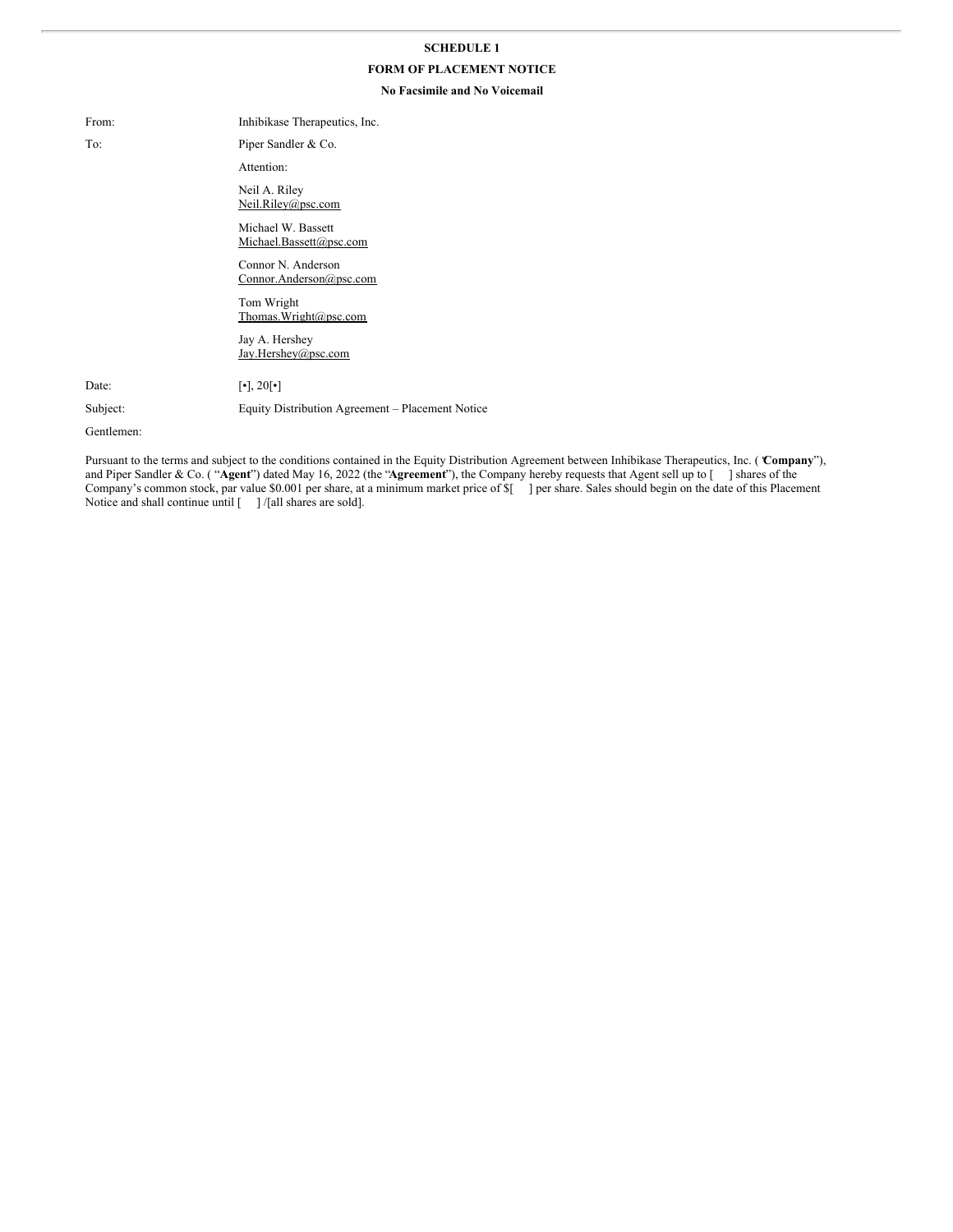**SCHEDULE 1**

**FORM OF PLACEMENT NOTICE**

**No Facsimile and No Voicemail**

From: Inhibikase Therapeutics, Inc.

To: Piper Sandler & Co.

Attention:

Neil A. Riley
Neil.Riley@psc.com

Michael W. Bassett
Michael.Bassett@psc.com

Connor N. Anderson
Connor.Anderson@psc.com

Tom Wright
Thomas.Wright@psc.com

Jay A. Hershey
Jay.Hershey@psc.com

Date: [•], 20[•]

Subject: Equity Distribution Agreement – Placement Notice

Gentlemen:

Pursuant to the terms and subject to the conditions contained in the Equity Distribution Agreement between Inhibikase Therapeutics, Inc. ("**Company**"), and Piper Sandler & Co. ("**Agent**") dated May 16, 2022 (the "**Agreement**"), the Company hereby requests that Agent sell up to [ ] shares of the Company's common stock, par value $0.001 per share, at a minimum market price of $[ ] per share. Sales should begin on the date of this Placement Notice and shall continue until [ ] /[all shares are sold].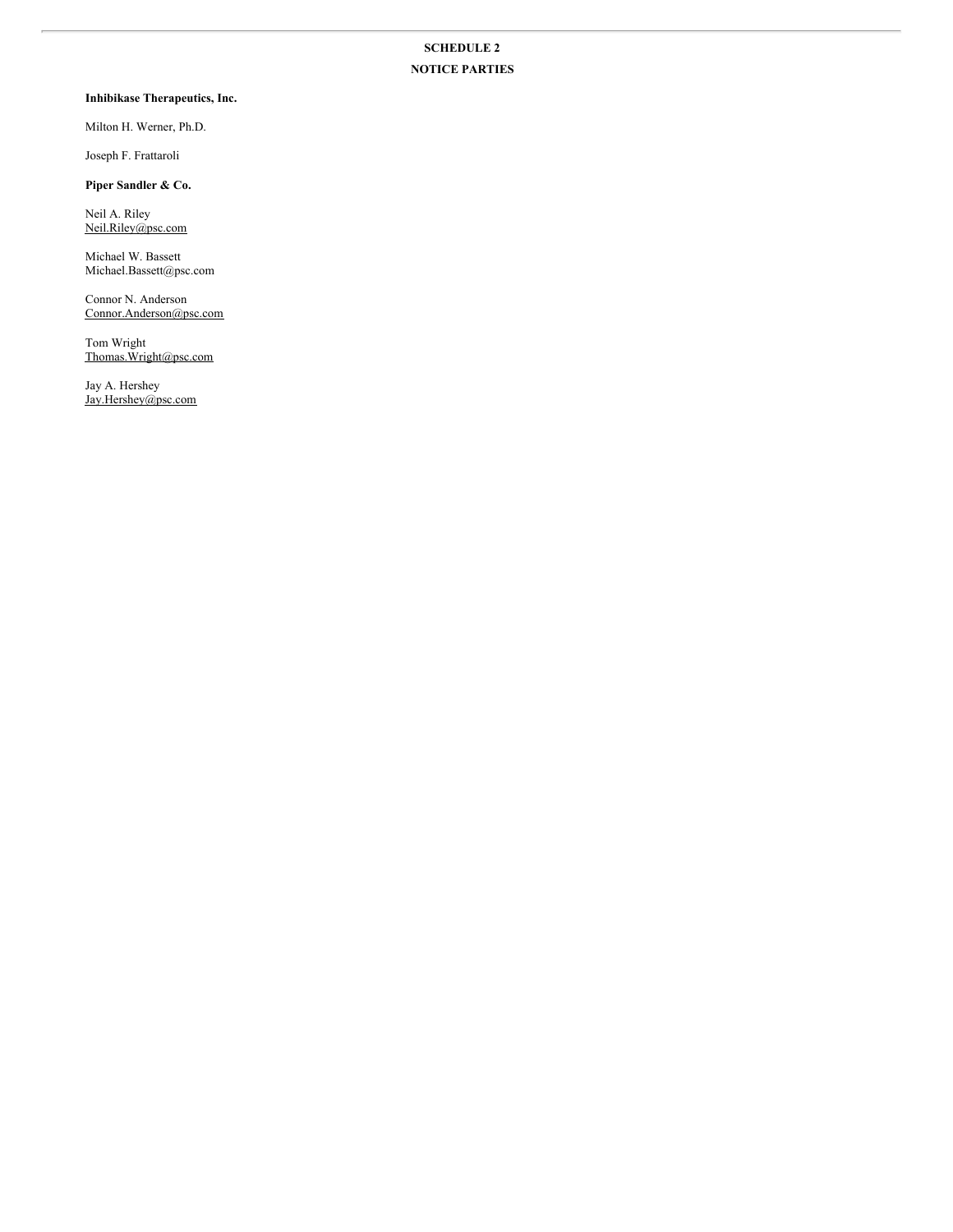**SCHEDULE 2**

**NOTICE PARTIES**

**Inhibikase Therapeutics, Inc.**

Milton H. Werner, Ph.D.

Joseph F. Frattaroli

**Piper Sandler & Co.**

Neil A. Riley
Neil.Riley@psc.com

Michael W. Bassett
Michael.Bassett@psc.com

Connor N. Anderson
Connor.Anderson@psc.com

Tom Wright
Thomas.Wright@psc.com

Jay A. Hershey
Jay.Hershey@psc.com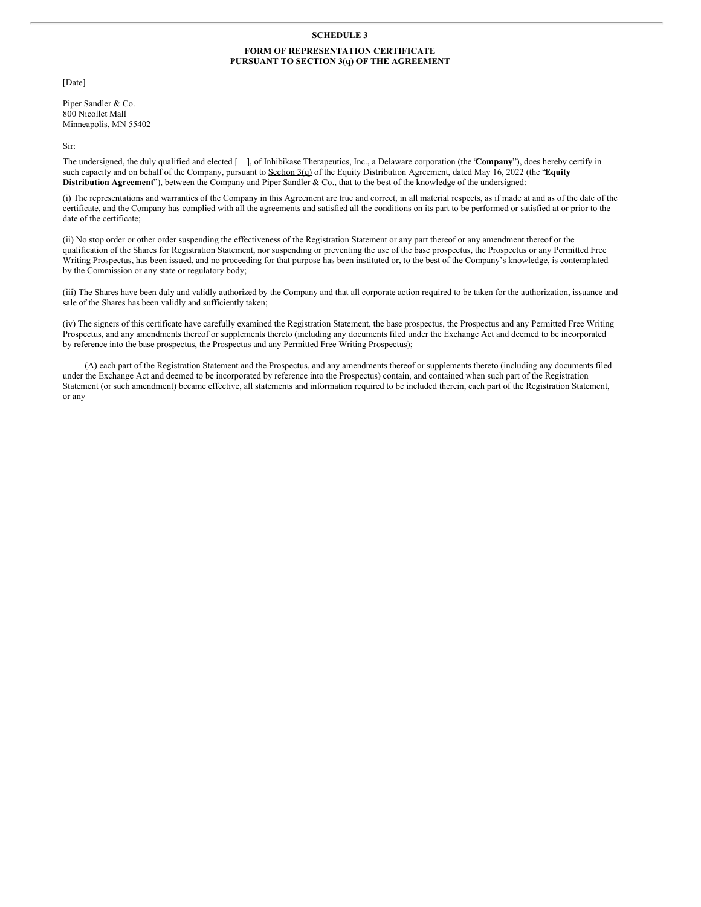**SCHEDULE 3**

**FORM OF REPRESENTATION CERTIFICATE PURSUANT TO SECTION 3(q) OF THE AGREEMENT**

[Date]

Piper Sandler & Co.
800 Nicollet Mall
Minneapolis, MN 55402

Sir:

The undersigned, the duly qualified and elected [ ], of Inhibikase Therapeutics, Inc., a Delaware corporation (the "**Company**"), does hereby certify in such capacity and on behalf of the Company, pursuant to Section 3(q) of the Equity Distribution Agreement, dated May 16, 2022 (the "**Equity Distribution Agreement**"), between the Company and Piper Sandler & Co., that to the best of the knowledge of the undersigned:

(i) The representations and warranties of the Company in this Agreement are true and correct, in all material respects, as if made at and as of the date of the certificate, and the Company has complied with all the agreements and satisfied all the conditions on its part to be performed or satisfied at or prior to the date of the certificate;

(ii) No stop order or other order suspending the effectiveness of the Registration Statement or any part thereof or any amendment thereof or the qualification of the Shares for Registration Statement, nor suspending or preventing the use of the base prospectus, the Prospectus or any Permitted Free Writing Prospectus, has been issued, and no proceeding for that purpose has been instituted or, to the best of the Company's knowledge, is contemplated by the Commission or any state or regulatory body;

(iii) The Shares have been duly and validly authorized by the Company and that all corporate action required to be taken for the authorization, issuance and sale of the Shares has been validly and sufficiently taken;

(iv) The signers of this certificate have carefully examined the Registration Statement, the base prospectus, the Prospectus and any Permitted Free Writing Prospectus, and any amendments thereof or supplements thereto (including any documents filed under the Exchange Act and deemed to be incorporated by reference into the base prospectus, the Prospectus and any Permitted Free Writing Prospectus);

(A) each part of the Registration Statement and the Prospectus, and any amendments thereof or supplements thereto (including any documents filed under the Exchange Act and deemed to be incorporated by reference into the Prospectus) contain, and contained when such part of the Registration Statement (or such amendment) became effective, all statements and information required to be included therein, each part of the Registration Statement, or any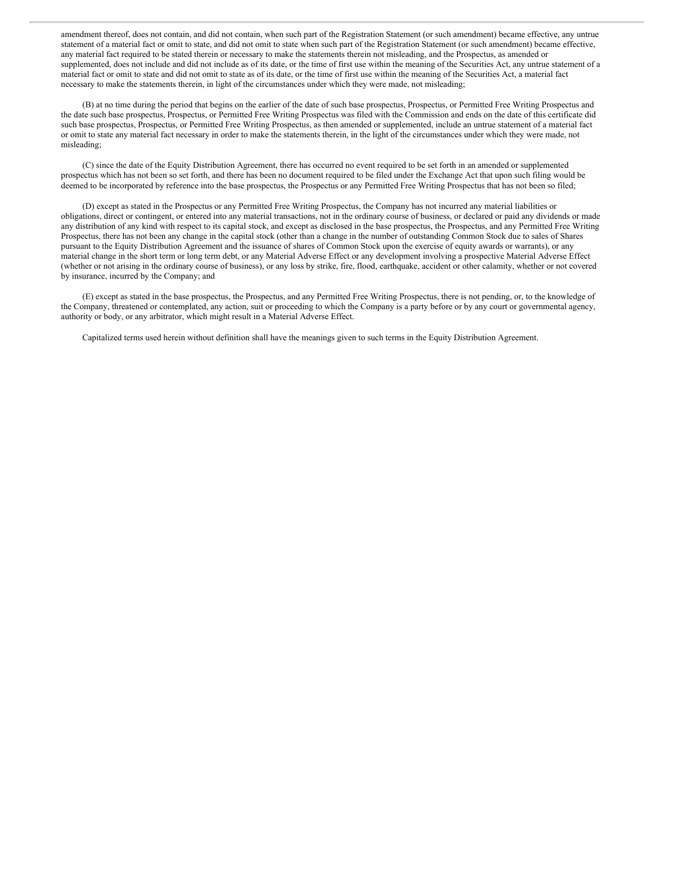amendment thereof, does not contain, and did not contain, when such part of the Registration Statement (or such amendment) became effective, any untrue statement of a material fact or omit to state, and did not omit to state when such part of the Registration Statement (or such amendment) became effective, any material fact required to be stated therein or necessary to make the statements therein not misleading, and the Prospectus, as amended or supplemented, does not include and did not include as of its date, or the time of first use within the meaning of the Securities Act, any untrue statement of a material fact or omit to state and did not omit to state as of its date, or the time of first use within the meaning of the Securities Act, a material fact necessary to make the statements therein, in light of the circumstances under which they were made, not misleading;

(B) at no time during the period that begins on the earlier of the date of such base prospectus, Prospectus, or Permitted Free Writing Prospectus and the date such base prospectus, Prospectus, or Permitted Free Writing Prospectus was filed with the Commission and ends on the date of this certificate did such base prospectus, Prospectus, or Permitted Free Writing Prospectus, as then amended or supplemented, include an untrue statement of a material fact or omit to state any material fact necessary in order to make the statements therein, in the light of the circumstances under which they were made, not misleading;

(C) since the date of the Equity Distribution Agreement, there has occurred no event required to be set forth in an amended or supplemented prospectus which has not been so set forth, and there has been no document required to be filed under the Exchange Act that upon such filing would be deemed to be incorporated by reference into the base prospectus, the Prospectus or any Permitted Free Writing Prospectus that has not been so filed;

(D) except as stated in the Prospectus or any Permitted Free Writing Prospectus, the Company has not incurred any material liabilities or obligations, direct or contingent, or entered into any material transactions, not in the ordinary course of business, or declared or paid any dividends or made any distribution of any kind with respect to its capital stock, and except as disclosed in the base prospectus, the Prospectus, and any Permitted Free Writing Prospectus, there has not been any change in the capital stock (other than a change in the number of outstanding Common Stock due to sales of Shares pursuant to the Equity Distribution Agreement and the issuance of shares of Common Stock upon the exercise of equity awards or warrants), or any material change in the short term or long term debt, or any Material Adverse Effect or any development involving a prospective Material Adverse Effect (whether or not arising in the ordinary course of business), or any loss by strike, fire, flood, earthquake, accident or other calamity, whether or not covered by insurance, incurred by the Company; and

(E) except as stated in the base prospectus, the Prospectus, and any Permitted Free Writing Prospectus, there is not pending, or, to the knowledge of the Company, threatened or contemplated, any action, suit or proceeding to which the Company is a party before or by any court or governmental agency, authority or body, or any arbitrator, which might result in a Material Adverse Effect.

Capitalized terms used herein without definition shall have the meanings given to such terms in the Equity Distribution Agreement.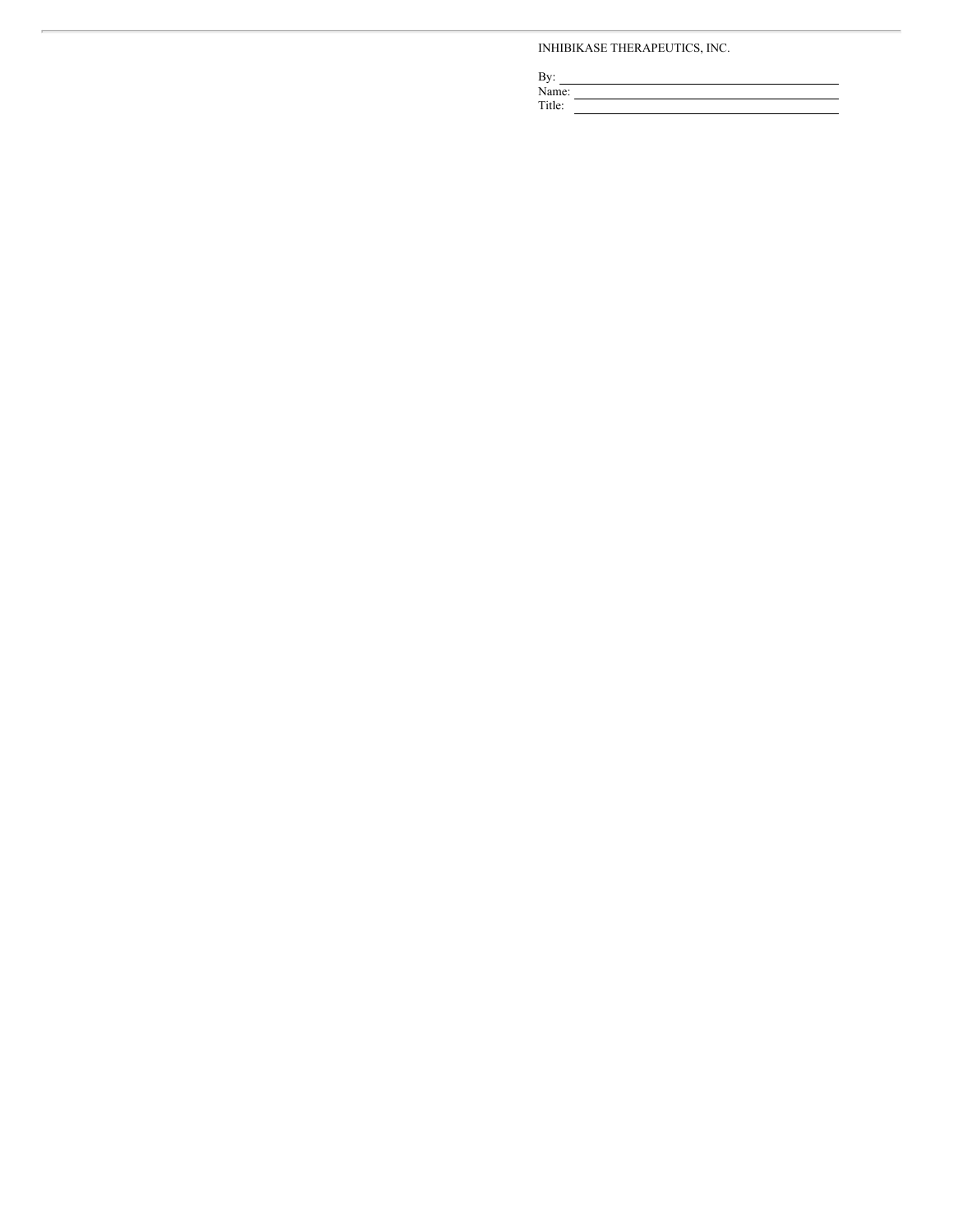INHIBIKASE THERAPEUTICS, INC.

By: \_\_\_\_\_\_\_\_\_\_\_\_\_\_\_\_\_\_\_\_\_\_\_\_\_\_\_\_\_\_

Name: \_\_\_\_\_\_\_\_\_\_\_\_\_\_\_\_\_\_\_\_\_\_\_\_\_\_\_\_\_\_

Title: \_\_\_\_\_\_\_\_\_\_\_\_\_\_\_\_\_\_\_\_\_\_\_\_\_\_\_\_\_\_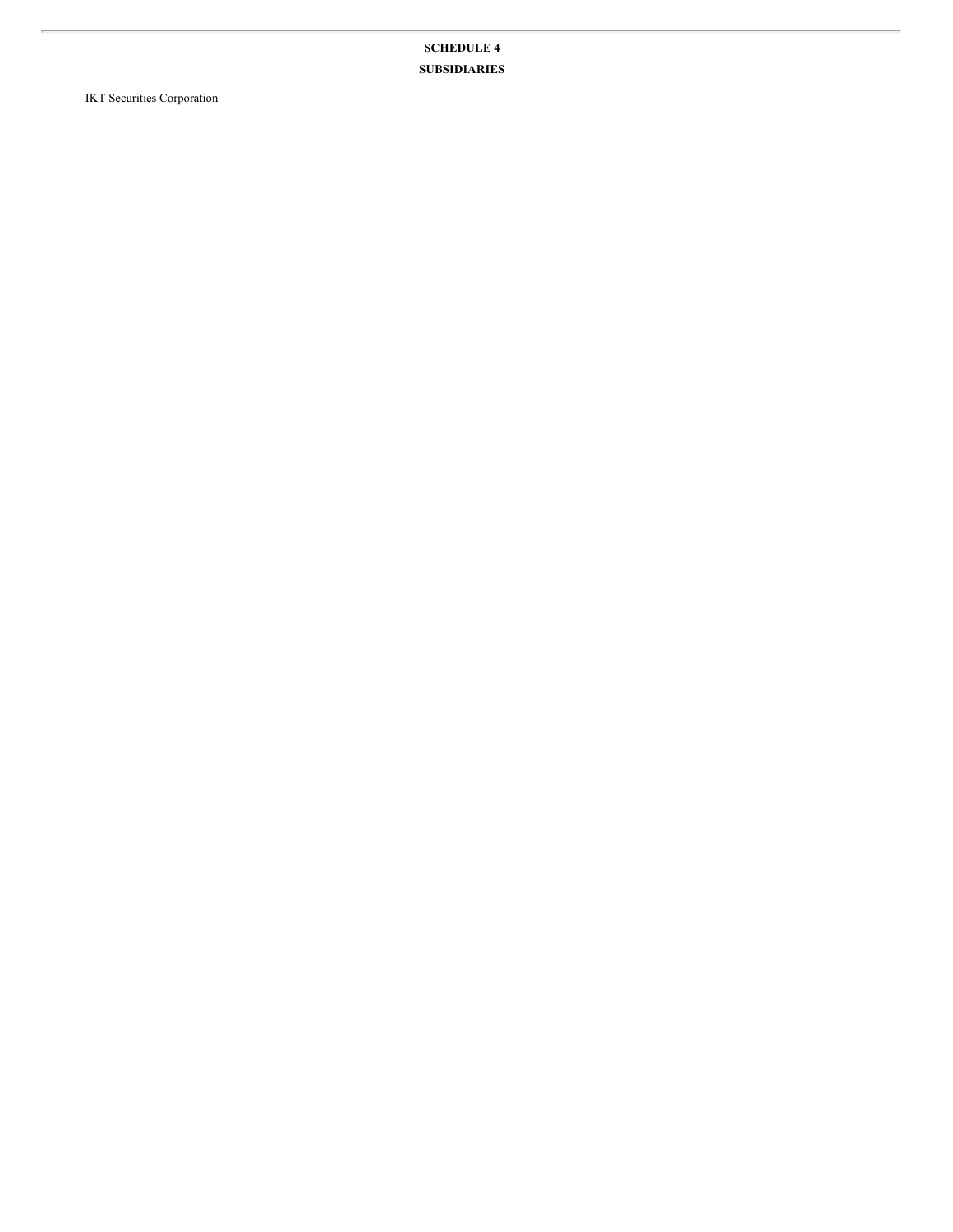**SCHEDULE 4**

**SUBSIDIARIES**

IKT Securities Corporation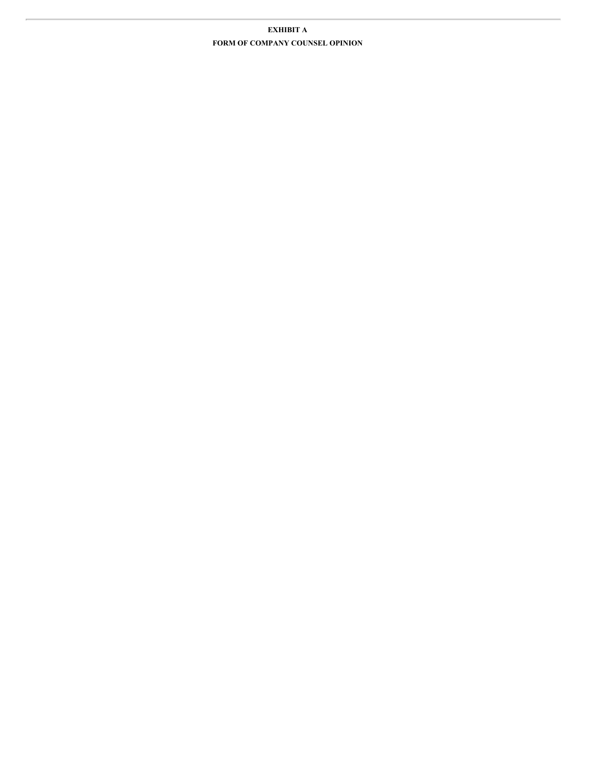**EXHIBIT A**

**FORM OF COMPANY COUNSEL OPINION**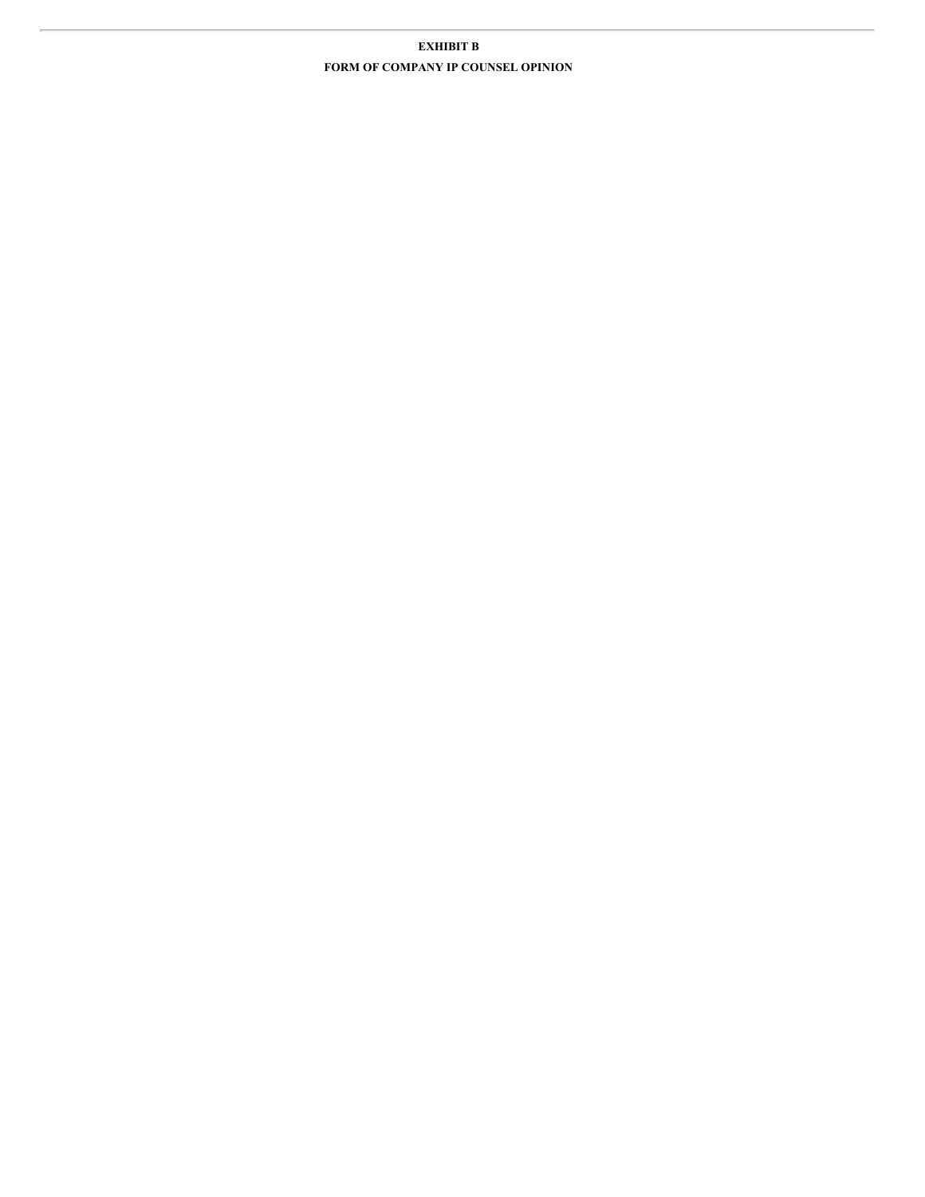# EXHIBIT B

## FORM OF COMPANY IP COUNSEL OPINION